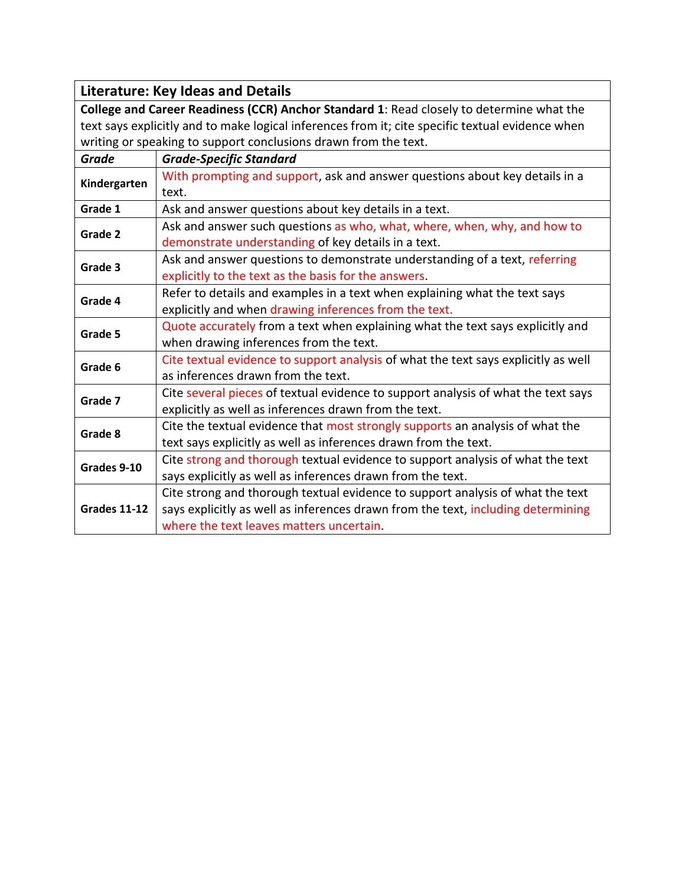| **Literature: Key Ideas and Details** | |
|---|---|
| **College and Career Readiness (CCR) Anchor Standard 1**: Read closely to determine what the text says explicitly and to make logical inferences from it; cite specific textual evidence when writing or speaking to support conclusions drawn from the text. | |
| ***Grade*** | ***Grade-Specific Standard*** |
| **Kindergarten** | With prompting and support, ask and answer questions about key details in a text. |
| **Grade 1** | Ask and answer questions about key details in a text. |
| **Grade 2** | Ask and answer such questions as who, what, where, when, why, and how to demonstrate understanding of key details in a text. |
| **Grade 3** | Ask and answer questions to demonstrate understanding of a text, referring explicitly to the text as the basis for the answers. |
| **Grade 4** | Refer to details and examples in a text when explaining what the text says explicitly and when drawing inferences from the text. |
| **Grade 5** | Quote accurately from a text when explaining what the text says explicitly and when drawing inferences from the text. |
| **Grade 6** | Cite textual evidence to support analysis of what the text says explicitly as well as inferences drawn from the text. |
| **Grade 7** | Cite several pieces of textual evidence to support analysis of what the text says explicitly as well as inferences drawn from the text. |
| **Grade 8** | Cite the textual evidence that most strongly supports an analysis of what the text says explicitly as well as inferences drawn from the text. |
| **Grades 9-10** | Cite strong and thorough textual evidence to support analysis of what the text says explicitly as well as inferences drawn from the text. |
| **Grades 11-12** | Cite strong and thorough textual evidence to support analysis of what the text says explicitly as well as inferences drawn from the text, including determining where the text leaves matters uncertain. |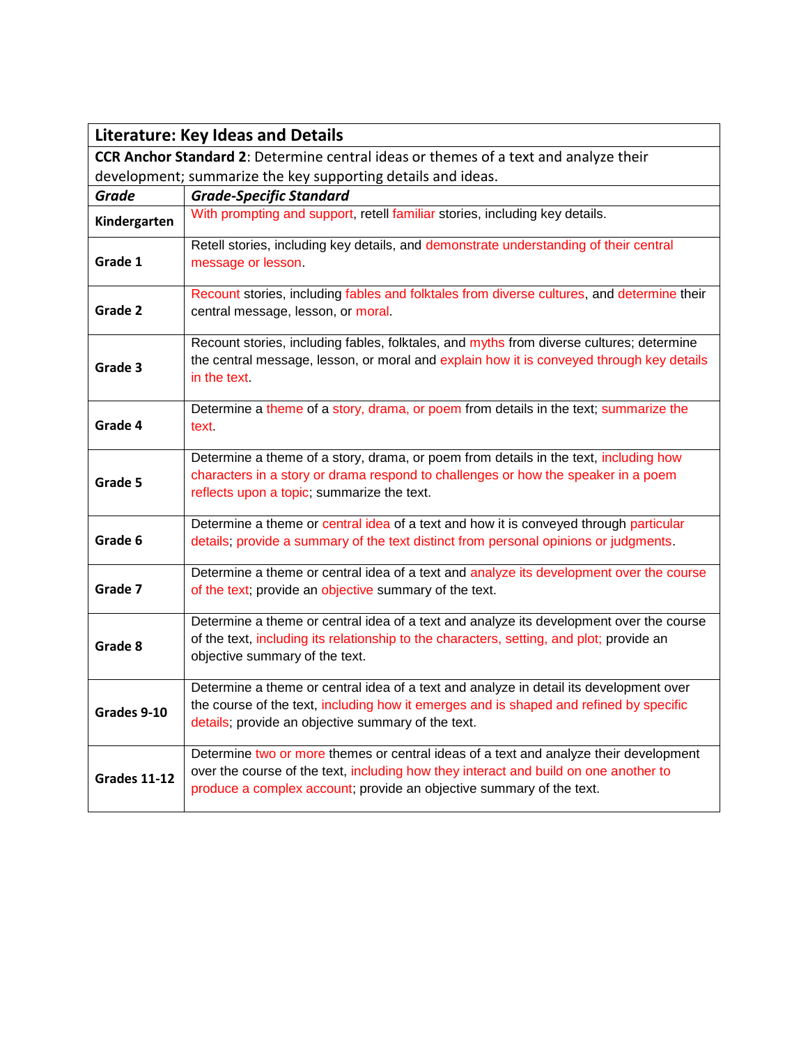| **Literature: Key Ideas and Details** | |
|---|---|
| **CCR Anchor Standard 2**: Determine central ideas or themes of a text and analyze their development; summarize the key supporting details and ideas. | |
| ***Grade*** | ***Grade-Specific Standard*** |
| **Kindergarten** | With prompting and support, retell familiar stories, including key details. |
| **Grade 1** | Retell stories, including key details, and demonstrate understanding of their central message or lesson. |
| **Grade 2** | Recount stories, including fables and folktales from diverse cultures, and determine their central message, lesson, or moral. |
| **Grade 3** | Recount stories, including fables, folktales, and myths from diverse cultures; determine the central message, lesson, or moral and explain how it is conveyed through key details in the text. |
| **Grade 4** | Determine a theme of a story, drama, or poem from details in the text; summarize the text. |
| **Grade 5** | Determine a theme of a story, drama, or poem from details in the text, including how characters in a story or drama respond to challenges or how the speaker in a poem reflects upon a topic; summarize the text. |
| **Grade 6** | Determine a theme or central idea of a text and how it is conveyed through particular details; provide a summary of the text distinct from personal opinions or judgments. |
| **Grade 7** | Determine a theme or central idea of a text and analyze its development over the course of the text; provide an objective summary of the text. |
| **Grade 8** | Determine a theme or central idea of a text and analyze its development over the course of the text, including its relationship to the characters, setting, and plot; provide an objective summary of the text. |
| **Grades 9-10** | Determine a theme or central idea of a text and analyze in detail its development over the course of the text, including how it emerges and is shaped and refined by specific details; provide an objective summary of the text. |
| **Grades 11-12** | Determine two or more themes or central ideas of a text and analyze their development over the course of the text, including how they interact and build on one another to produce a complex account; provide an objective summary of the text. |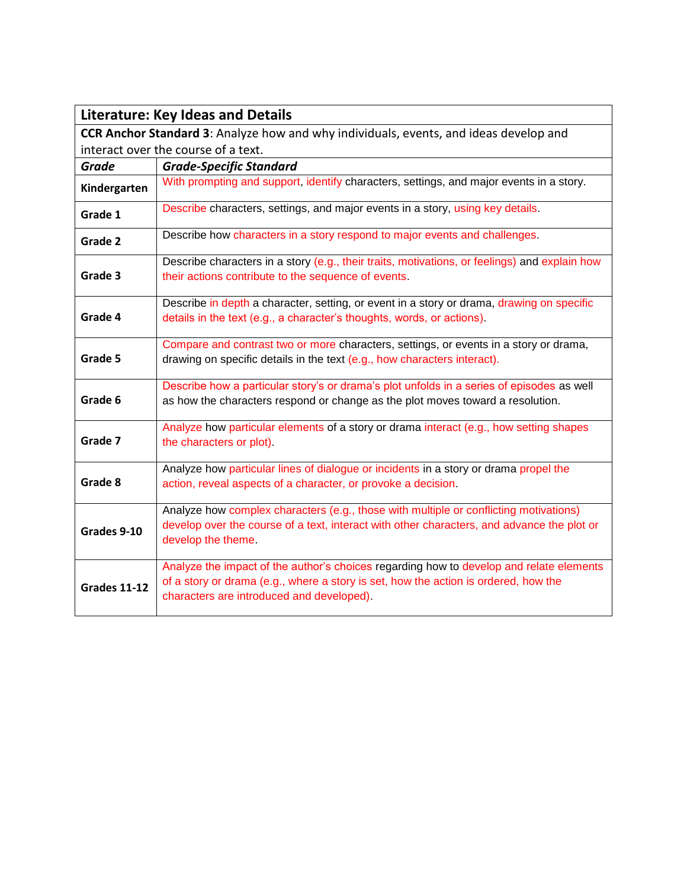| **Literature: Key Ideas and Details** | |
|---|---|
| **CCR Anchor Standard 3**: Analyze how and why individuals, events, and ideas develop and interact over the course of a text. | |
| ***Grade*** | ***Grade-Specific Standard*** |
| **Kindergarten** | With prompting and support, identify characters, settings, and major events in a story. |
| **Grade 1** | Describe characters, settings, and major events in a story, using key details. |
| **Grade 2** | Describe how characters in a story respond to major events and challenges. |
| **Grade 3** | Describe characters in a story (e.g., their traits, motivations, or feelings) and explain how their actions contribute to the sequence of events. |
| **Grade 4** | Describe in depth a character, setting, or event in a story or drama, drawing on specific details in the text (e.g., a character's thoughts, words, or actions). |
| **Grade 5** | Compare and contrast two or more characters, settings, or events in a story or drama, drawing on specific details in the text (e.g., how characters interact). |
| **Grade 6** | Describe how a particular story's or drama's plot unfolds in a series of episodes as well as how the characters respond or change as the plot moves toward a resolution. |
| **Grade 7** | Analyze how particular elements of a story or drama interact (e.g., how setting shapes the characters or plot). |
| **Grade 8** | Analyze how particular lines of dialogue or incidents in a story or drama propel the action, reveal aspects of a character, or provoke a decision. |
| **Grades 9-10** | Analyze how complex characters (e.g., those with multiple or conflicting motivations) develop over the course of a text, interact with other characters, and advance the plot or develop the theme. |
| **Grades 11-12** | Analyze the impact of the author's choices regarding how to develop and relate elements of a story or drama (e.g., where a story is set, how the action is ordered, how the characters are introduced and developed). |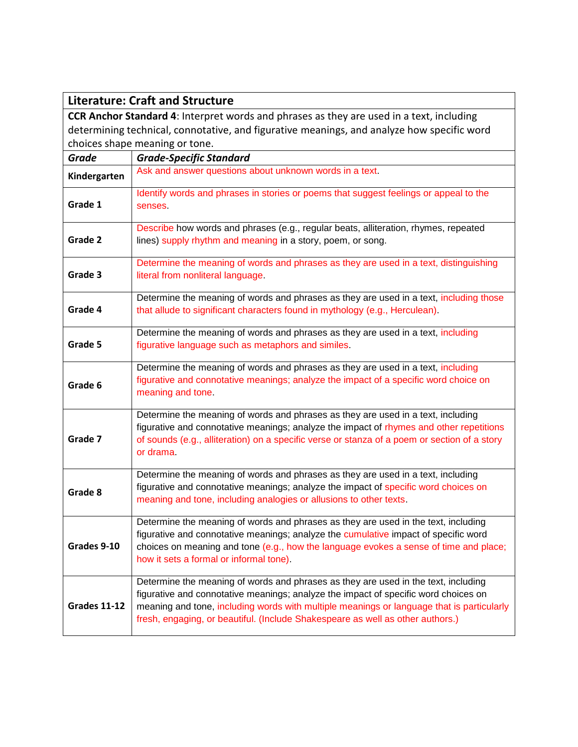| Literature: Craft and Structure | |
|---|---|
| **CCR Anchor Standard 4**: Interpret words and phrases as they are used in a text, including determining technical, connotative, and figurative meanings, and analyze how specific word choices shape meaning or tone. | |
| ***Grade*** | ***Grade-Specific Standard*** |
| **Kindergarten** | Ask and answer questions about unknown words in a text. |
| **Grade 1** | Identify words and phrases in stories or poems that suggest feelings or appeal to the senses. |
| **Grade 2** | Describe how words and phrases (e.g., regular beats, alliteration, rhymes, repeated lines) supply rhythm and meaning in a story, poem, or song. |
| **Grade 3** | Determine the meaning of words and phrases as they are used in a text, distinguishing literal from nonliteral language. |
| **Grade 4** | Determine the meaning of words and phrases as they are used in a text, including those that allude to significant characters found in mythology (e.g., Herculean). |
| **Grade 5** | Determine the meaning of words and phrases as they are used in a text, including figurative language such as metaphors and similes. |
| **Grade 6** | Determine the meaning of words and phrases as they are used in a text, including figurative and connotative meanings; analyze the impact of a specific word choice on meaning and tone. |
| **Grade 7** | Determine the meaning of words and phrases as they are used in a text, including figurative and connotative meanings; analyze the impact of rhymes and other repetitions of sounds (e.g., alliteration) on a specific verse or stanza of a poem or section of a story or drama. |
| **Grade 8** | Determine the meaning of words and phrases as they are used in a text, including figurative and connotative meanings; analyze the impact of specific word choices on meaning and tone, including analogies or allusions to other texts. |
| **Grades 9-10** | Determine the meaning of words and phrases as they are used in the text, including figurative and connotative meanings; analyze the cumulative impact of specific word choices on meaning and tone (e.g., how the language evokes a sense of time and place; how it sets a formal or informal tone). |
| **Grades 11-12** | Determine the meaning of words and phrases as they are used in the text, including figurative and connotative meanings; analyze the impact of specific word choices on meaning and tone, including words with multiple meanings or language that is particularly fresh, engaging, or beautiful. (Include Shakespeare as well as other authors.) |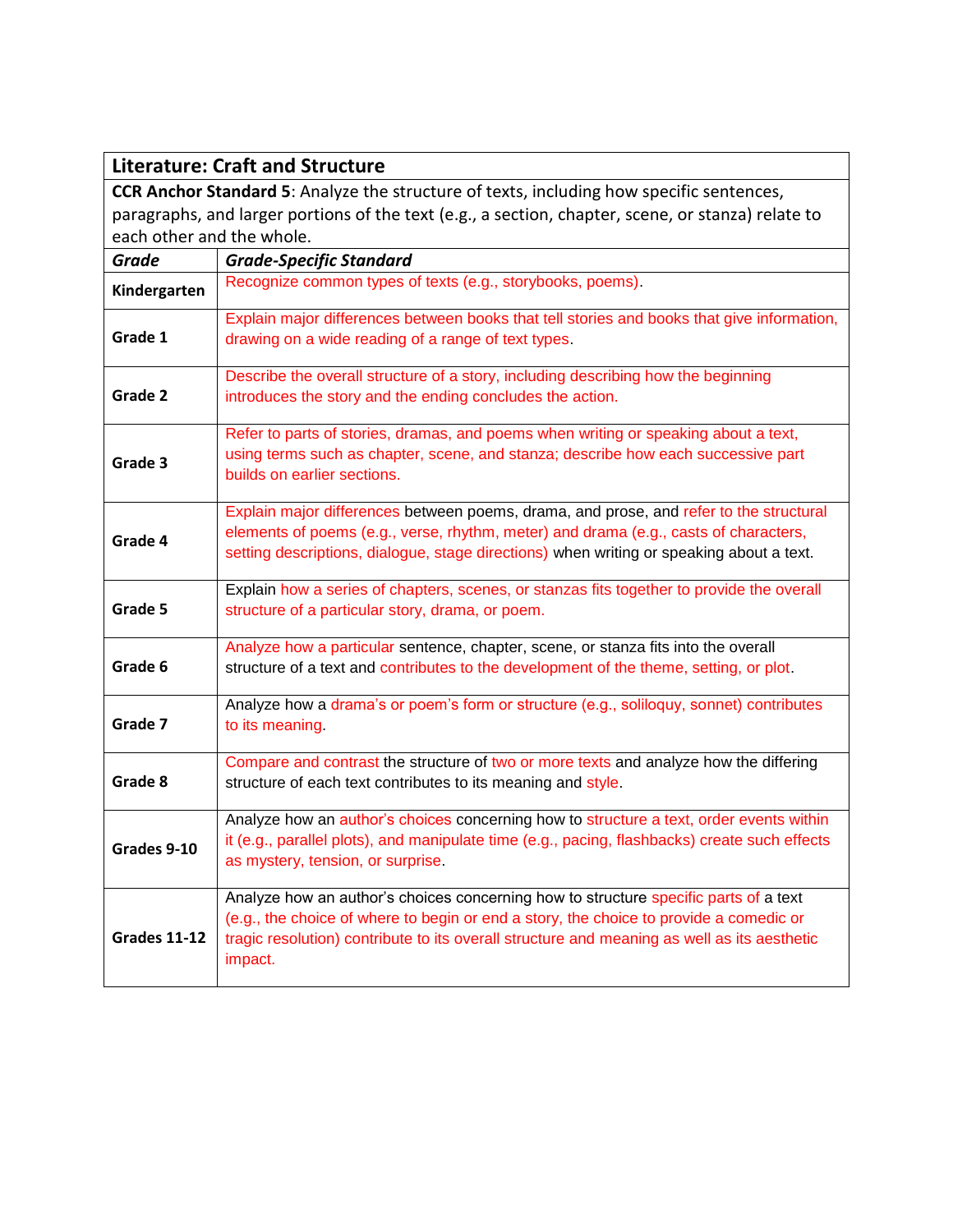| **Literature: Craft and Structure** | |
|---|---|
| **CCR Anchor Standard 5**: Analyze the structure of texts, including how specific sentences, paragraphs, and larger portions of the text (e.g., a section, chapter, scene, or stanza) relate to each other and the whole. | |
| ***Grade*** | ***Grade-Specific Standard*** |
| **Kindergarten** | Recognize common types of texts (e.g., storybooks, poems). |
| **Grade 1** | Explain major differences between books that tell stories and books that give information, drawing on a wide reading of a range of text types. |
| **Grade 2** | Describe the overall structure of a story, including describing how the beginning introduces the story and the ending concludes the action. |
| **Grade 3** | Refer to parts of stories, dramas, and poems when writing or speaking about a text, using terms such as chapter, scene, and stanza; describe how each successive part builds on earlier sections. |
| **Grade 4** | Explain major differences between poems, drama, and prose, and refer to the structural elements of poems (e.g., verse, rhythm, meter) and drama (e.g., casts of characters, setting descriptions, dialogue, stage directions) when writing or speaking about a text. |
| **Grade 5** | Explain how a series of chapters, scenes, or stanzas fits together to provide the overall structure of a particular story, drama, or poem. |
| **Grade 6** | Analyze how a particular sentence, chapter, scene, or stanza fits into the overall structure of a text and contributes to the development of the theme, setting, or plot. |
| **Grade 7** | Analyze how a drama's or poem's form or structure (e.g., soliloquy, sonnet) contributes to its meaning. |
| **Grade 8** | Compare and contrast the structure of two or more texts and analyze how the differing structure of each text contributes to its meaning and style. |
| **Grades 9-10** | Analyze how an author's choices concerning how to structure a text, order events within it (e.g., parallel plots), and manipulate time (e.g., pacing, flashbacks) create such effects as mystery, tension, or surprise. |
| **Grades 11-12** | Analyze how an author's choices concerning how to structure specific parts of a text (e.g., the choice of where to begin or end a story, the choice to provide a comedic or tragic resolution) contribute to its overall structure and meaning as well as its aesthetic impact. |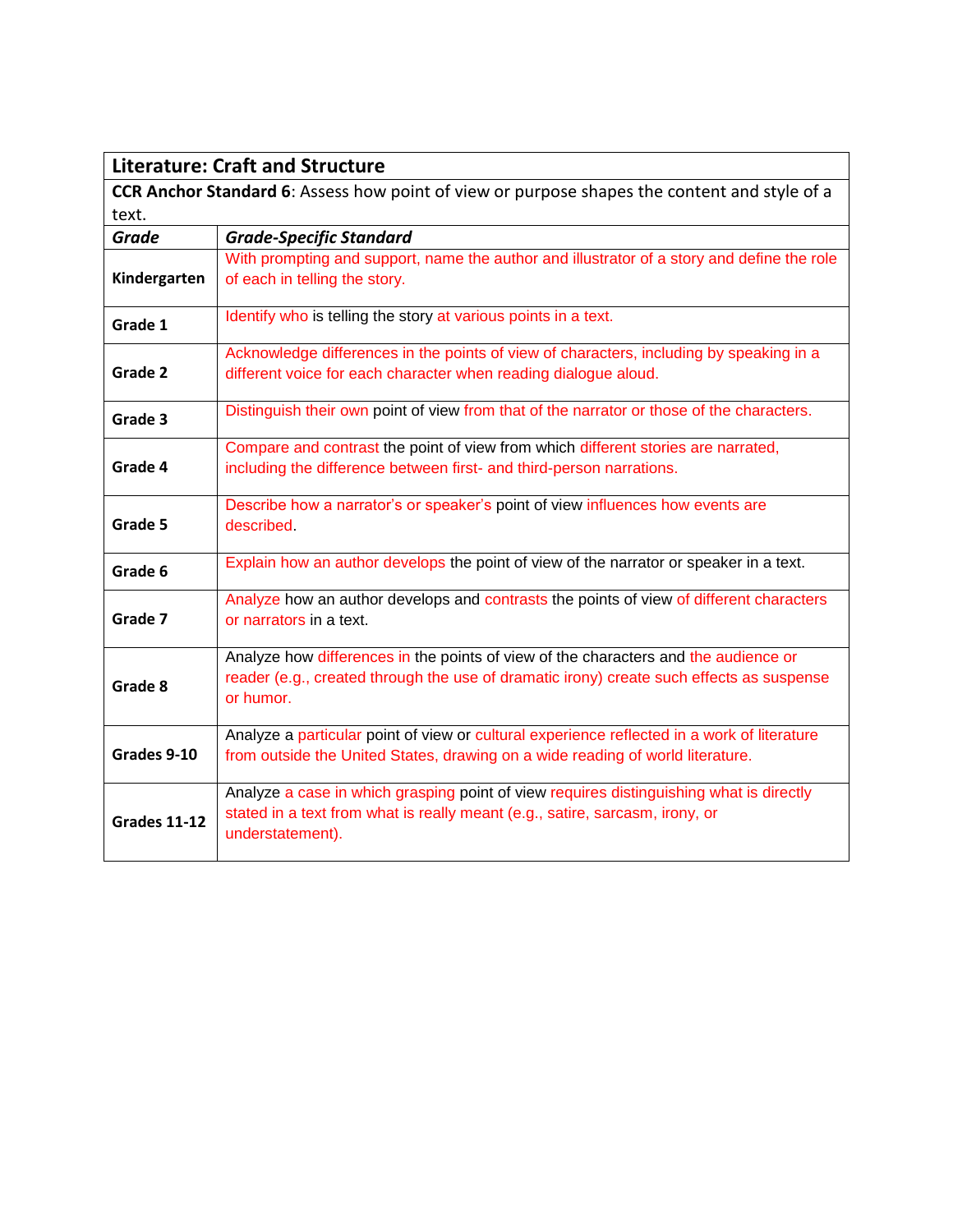| **Literature: Craft and Structure** | |
|---|---|
| **CCR Anchor Standard 6**: Assess how point of view or purpose shapes the content and style of a text. | |
| ***Grade*** | ***Grade-Specific Standard*** |
| **Kindergarten** | With prompting and support, name the author and illustrator of a story and define the role of each in telling the story. |
| **Grade 1** | Identify who is telling the story at various points in a text. |
| **Grade 2** | Acknowledge differences in the points of view of characters, including by speaking in a different voice for each character when reading dialogue aloud. |
| **Grade 3** | Distinguish their own point of view from that of the narrator or those of the characters. |
| **Grade 4** | Compare and contrast the point of view from which different stories are narrated, including the difference between first- and third-person narrations. |
| **Grade 5** | Describe how a narrator's or speaker's point of view influences how events are described. |
| **Grade 6** | Explain how an author develops the point of view of the narrator or speaker in a text. |
| **Grade 7** | Analyze how an author develops and contrasts the points of view of different characters or narrators in a text. |
| **Grade 8** | Analyze how differences in the points of view of the characters and the audience or reader (e.g., created through the use of dramatic irony) create such effects as suspense or humor. |
| **Grades 9-10** | Analyze a particular point of view or cultural experience reflected in a work of literature from outside the United States, drawing on a wide reading of world literature. |
| **Grades 11-12** | Analyze a case in which grasping point of view requires distinguishing what is directly stated in a text from what is really meant (e.g., satire, sarcasm, irony, or understatement). |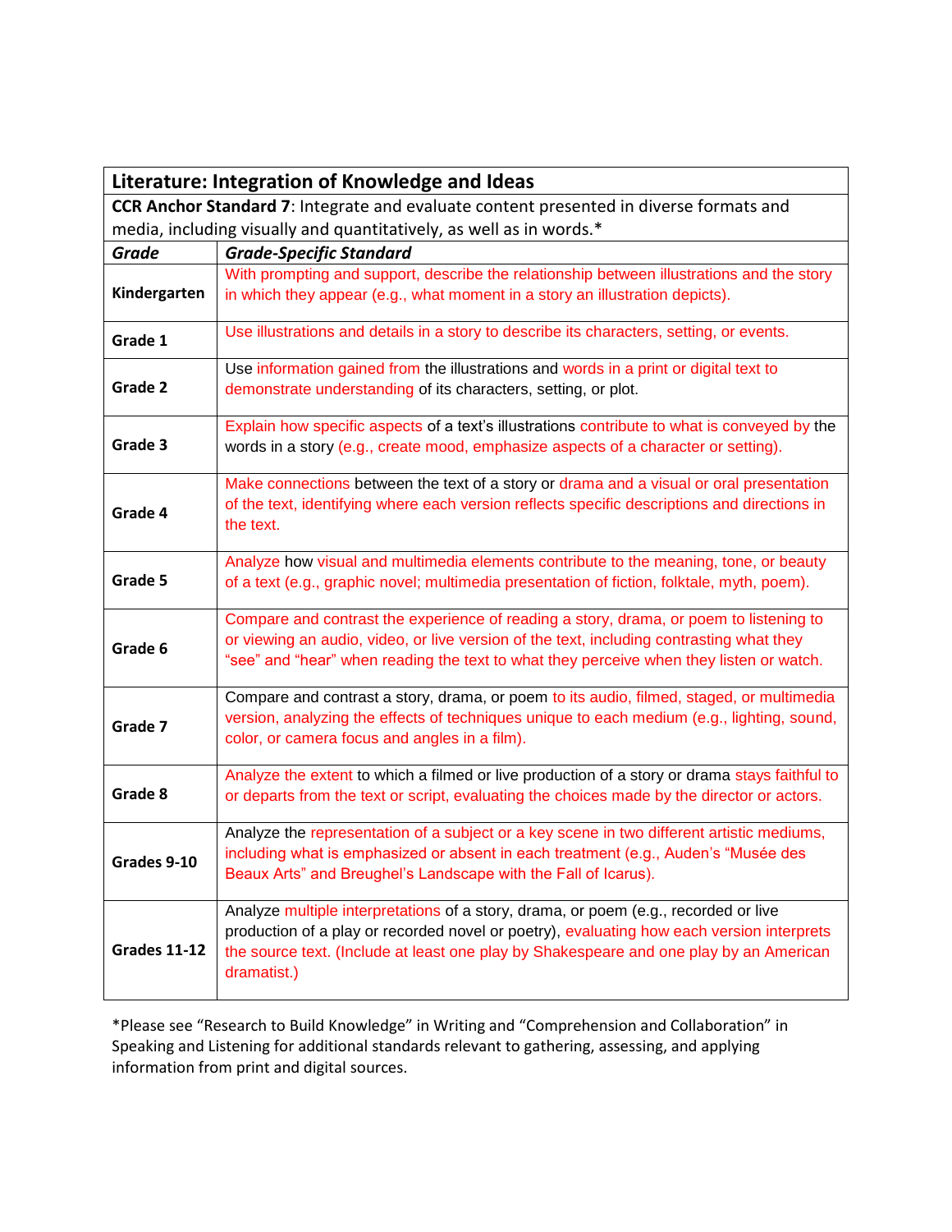| **Literature: Integration of Knowledge and Ideas** | |
|---|---|
| **CCR Anchor Standard 7**: Integrate and evaluate content presented in diverse formats and media, including visually and quantitatively, as well as in words.* | |
| ***Grade*** | ***Grade-Specific Standard*** |
| **Kindergarten** | With prompting and support, describe the relationship between illustrations and the story in which they appear (e.g., what moment in a story an illustration depicts). |
| **Grade 1** | Use illustrations and details in a story to describe its characters, setting, or events. |
| **Grade 2** | Use information gained from the illustrations and words in a print or digital text to demonstrate understanding of its characters, setting, or plot. |
| **Grade 3** | Explain how specific aspects of a text's illustrations contribute to what is conveyed by the words in a story (e.g., create mood, emphasize aspects of a character or setting). |
| **Grade 4** | Make connections between the text of a story or drama and a visual or oral presentation of the text, identifying where each version reflects specific descriptions and directions in the text. |
| **Grade 5** | Analyze how visual and multimedia elements contribute to the meaning, tone, or beauty of a text (e.g., graphic novel; multimedia presentation of fiction, folktale, myth, poem). |
| **Grade 6** | Compare and contrast the experience of reading a story, drama, or poem to listening to or viewing an audio, video, or live version of the text, including contrasting what they "see" and "hear" when reading the text to what they perceive when they listen or watch. |
| **Grade 7** | Compare and contrast a story, drama, or poem to its audio, filmed, staged, or multimedia version, analyzing the effects of techniques unique to each medium (e.g., lighting, sound, color, or camera focus and angles in a film). |
| **Grade 8** | Analyze the extent to which a filmed or live production of a story or drama stays faithful to or departs from the text or script, evaluating the choices made by the director or actors. |
| **Grades 9-10** | Analyze the representation of a subject or a key scene in two different artistic mediums, including what is emphasized or absent in each treatment (e.g., Auden's "Musée des Beaux Arts" and Breughel's Landscape with the Fall of Icarus). |
| **Grades 11-12** | Analyze multiple interpretations of a story, drama, or poem (e.g., recorded or live production of a play or recorded novel or poetry), evaluating how each version interprets the source text. (Include at least one play by Shakespeare and one play by an American dramatist.) |

*Please see "Research to Build Knowledge" in Writing and "Comprehension and Collaboration" in Speaking and Listening for additional standards relevant to gathering, assessing, and applying information from print and digital sources.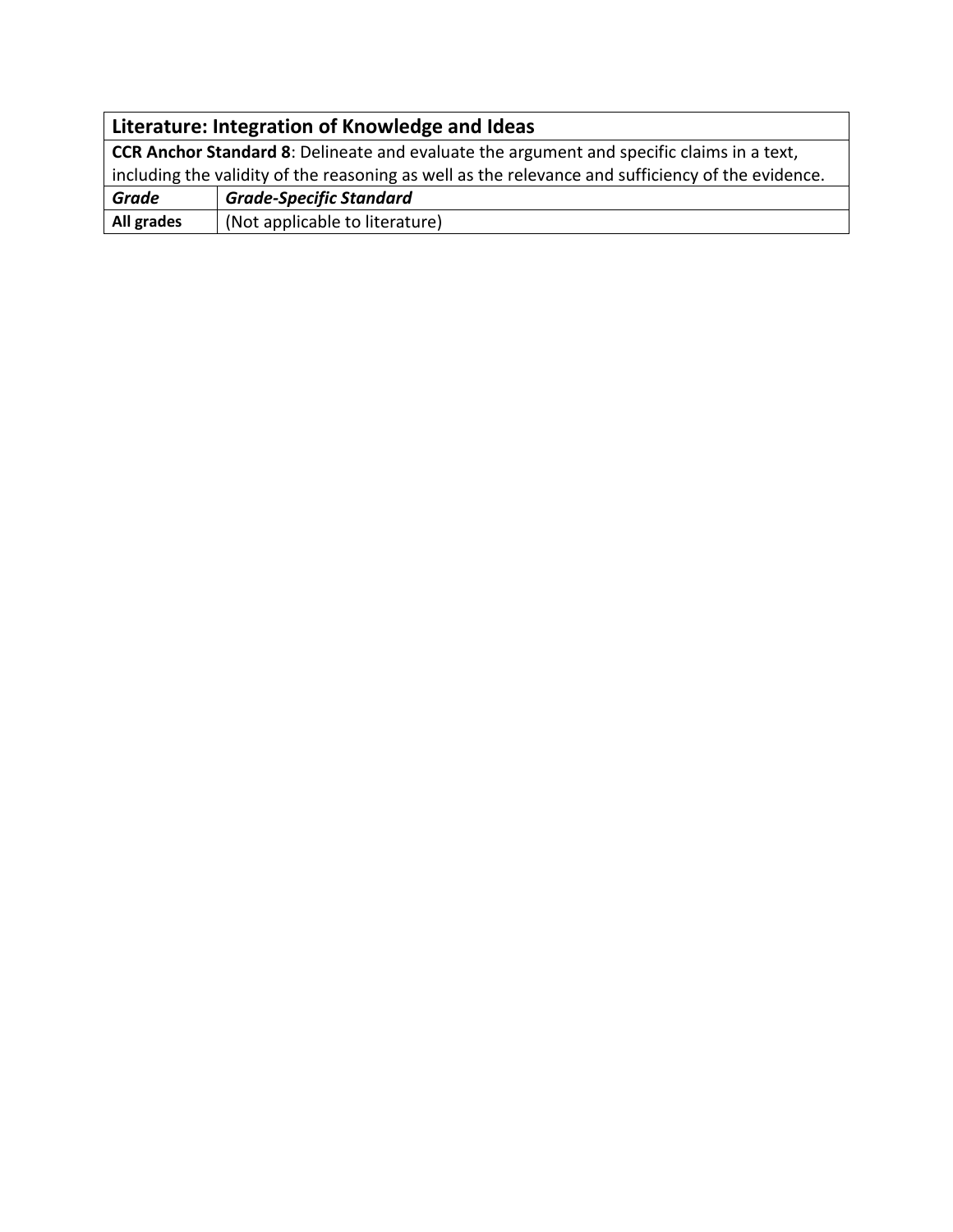| Literature: Integration of Knowledge and Ideas | |
|---|---|
| **CCR Anchor Standard 8**: Delineate and evaluate the argument and specific claims in a text, including the validity of the reasoning as well as the relevance and sufficiency of the evidence. | |
| ***Grade*** | ***Grade-Specific Standard*** |
| **All grades** | (Not applicable to literature) |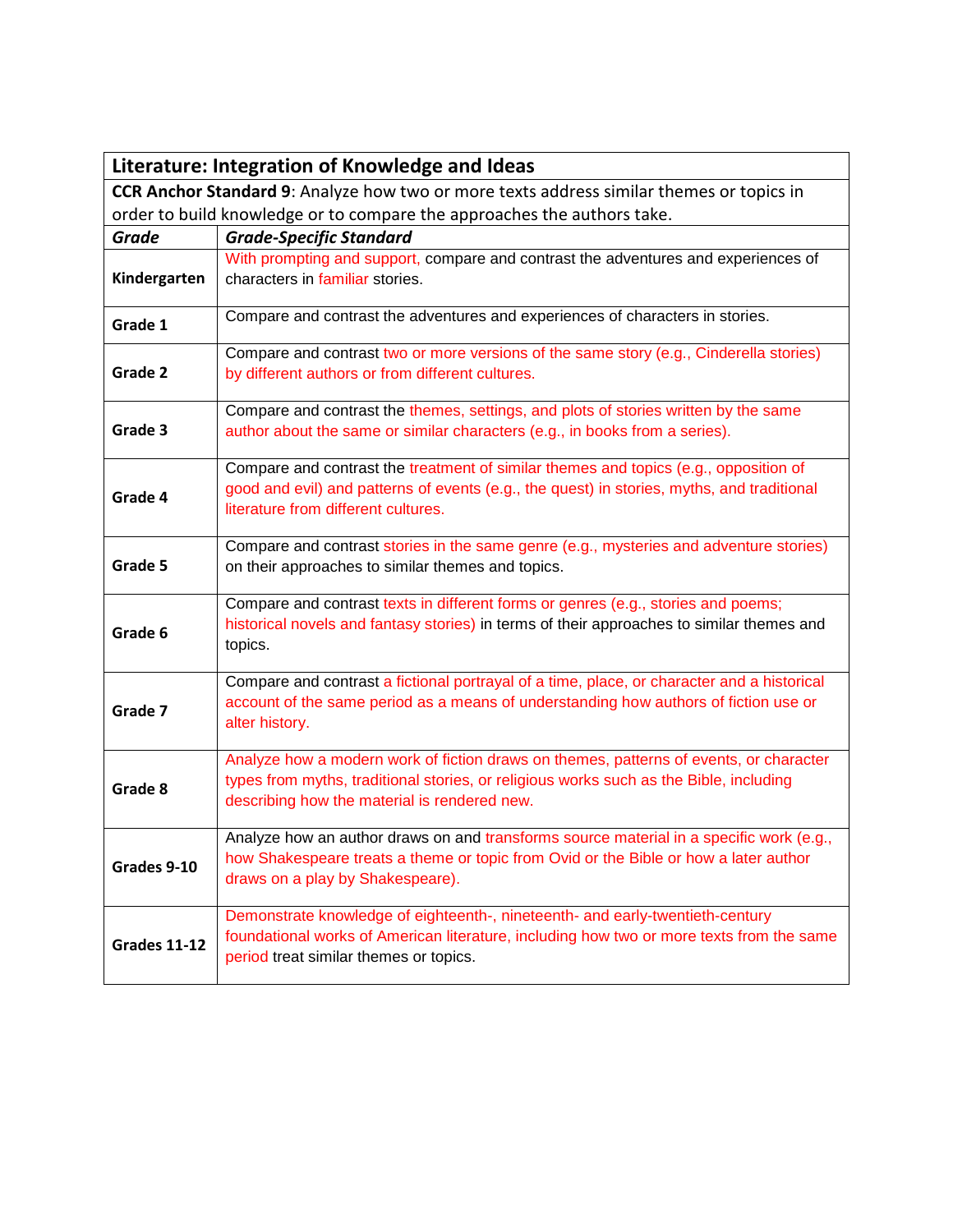| **Literature: Integration of Knowledge and Ideas** | |
|---|---|
| **CCR Anchor Standard 9**: Analyze how two or more texts address similar themes or topics in order to build knowledge or to compare the approaches the authors take. | |
| ***Grade*** | ***Grade-Specific Standard*** |
| **Kindergarten** | With prompting and support, compare and contrast the adventures and experiences of characters in familiar stories. |
| **Grade 1** | Compare and contrast the adventures and experiences of characters in stories. |
| **Grade 2** | Compare and contrast two or more versions of the same story (e.g., Cinderella stories) by different authors or from different cultures. |
| **Grade 3** | Compare and contrast the themes, settings, and plots of stories written by the same author about the same or similar characters (e.g., in books from a series). |
| **Grade 4** | Compare and contrast the treatment of similar themes and topics (e.g., opposition of good and evil) and patterns of events (e.g., the quest) in stories, myths, and traditional literature from different cultures. |
| **Grade 5** | Compare and contrast stories in the same genre (e.g., mysteries and adventure stories) on their approaches to similar themes and topics. |
| **Grade 6** | Compare and contrast texts in different forms or genres (e.g., stories and poems; historical novels and fantasy stories) in terms of their approaches to similar themes and topics. |
| **Grade 7** | Compare and contrast a fictional portrayal of a time, place, or character and a historical account of the same period as a means of understanding how authors of fiction use or alter history. |
| **Grade 8** | Analyze how a modern work of fiction draws on themes, patterns of events, or character types from myths, traditional stories, or religious works such as the Bible, including describing how the material is rendered new. |
| **Grades 9-10** | Analyze how an author draws on and transforms source material in a specific work (e.g., how Shakespeare treats a theme or topic from Ovid or the Bible or how a later author draws on a play by Shakespeare). |
| **Grades 11-12** | Demonstrate knowledge of eighteenth-, nineteenth- and early-twentieth-century foundational works of American literature, including how two or more texts from the same period treat similar themes or topics. |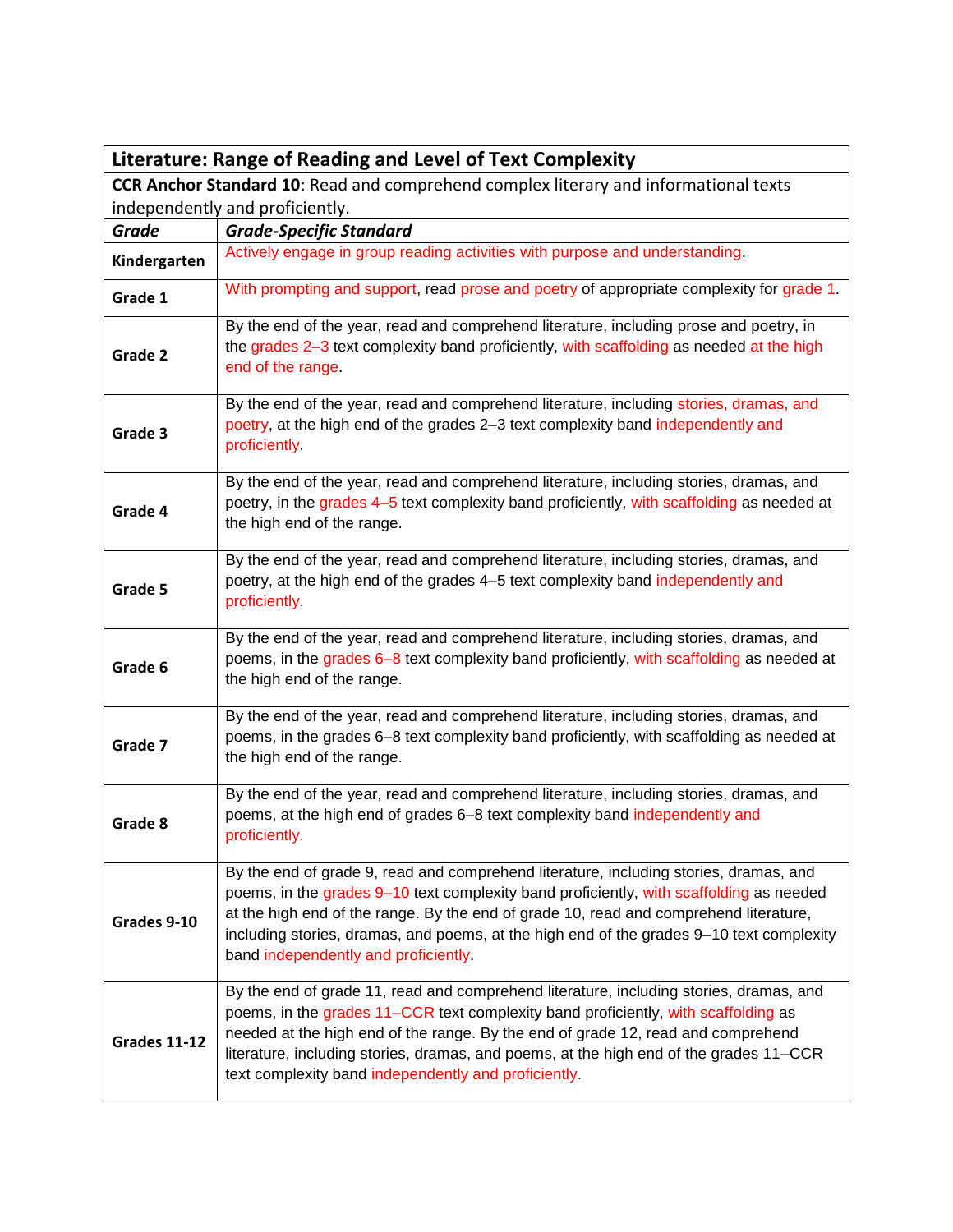| Literature: Range of Reading and Level of Text Complexity | |
|---|---|
| **CCR Anchor Standard 10**: Read and comprehend complex literary and informational texts independently and proficiently. | |
| ***Grade*** | ***Grade-Specific Standard*** |
| **Kindergarten** | Actively engage in group reading activities with purpose and understanding. |
| **Grade 1** | With prompting and support, read prose and poetry of appropriate complexity for grade 1. |
| **Grade 2** | By the end of the year, read and comprehend literature, including prose and poetry, in the grades 2–3 text complexity band proficiently, with scaffolding as needed at the high end of the range. |
| **Grade 3** | By the end of the year, read and comprehend literature, including stories, dramas, and poetry, at the high end of the grades 2–3 text complexity band independently and proficiently. |
| **Grade 4** | By the end of the year, read and comprehend literature, including stories, dramas, and poetry, in the grades 4–5 text complexity band proficiently, with scaffolding as needed at the high end of the range. |
| **Grade 5** | By the end of the year, read and comprehend literature, including stories, dramas, and poetry, at the high end of the grades 4–5 text complexity band independently and proficiently. |
| **Grade 6** | By the end of the year, read and comprehend literature, including stories, dramas, and poems, in the grades 6–8 text complexity band proficiently, with scaffolding as needed at the high end of the range. |
| **Grade 7** | By the end of the year, read and comprehend literature, including stories, dramas, and poems, in the grades 6–8 text complexity band proficiently, with scaffolding as needed at the high end of the range. |
| **Grade 8** | By the end of the year, read and comprehend literature, including stories, dramas, and poems, at the high end of grades 6–8 text complexity band independently and proficiently. |
| **Grades 9-10** | By the end of grade 9, read and comprehend literature, including stories, dramas, and poems, in the grades 9–10 text complexity band proficiently, with scaffolding as needed at the high end of the range. By the end of grade 10, read and comprehend literature, including stories, dramas, and poems, at the high end of the grades 9–10 text complexity band independently and proficiently. |
| **Grades 11-12** | By the end of grade 11, read and comprehend literature, including stories, dramas, and poems, in the grades 11–CCR text complexity band proficiently, with scaffolding as needed at the high end of the range. By the end of grade 12, read and comprehend literature, including stories, dramas, and poems, at the high end of the grades 11–CCR text complexity band independently and proficiently. |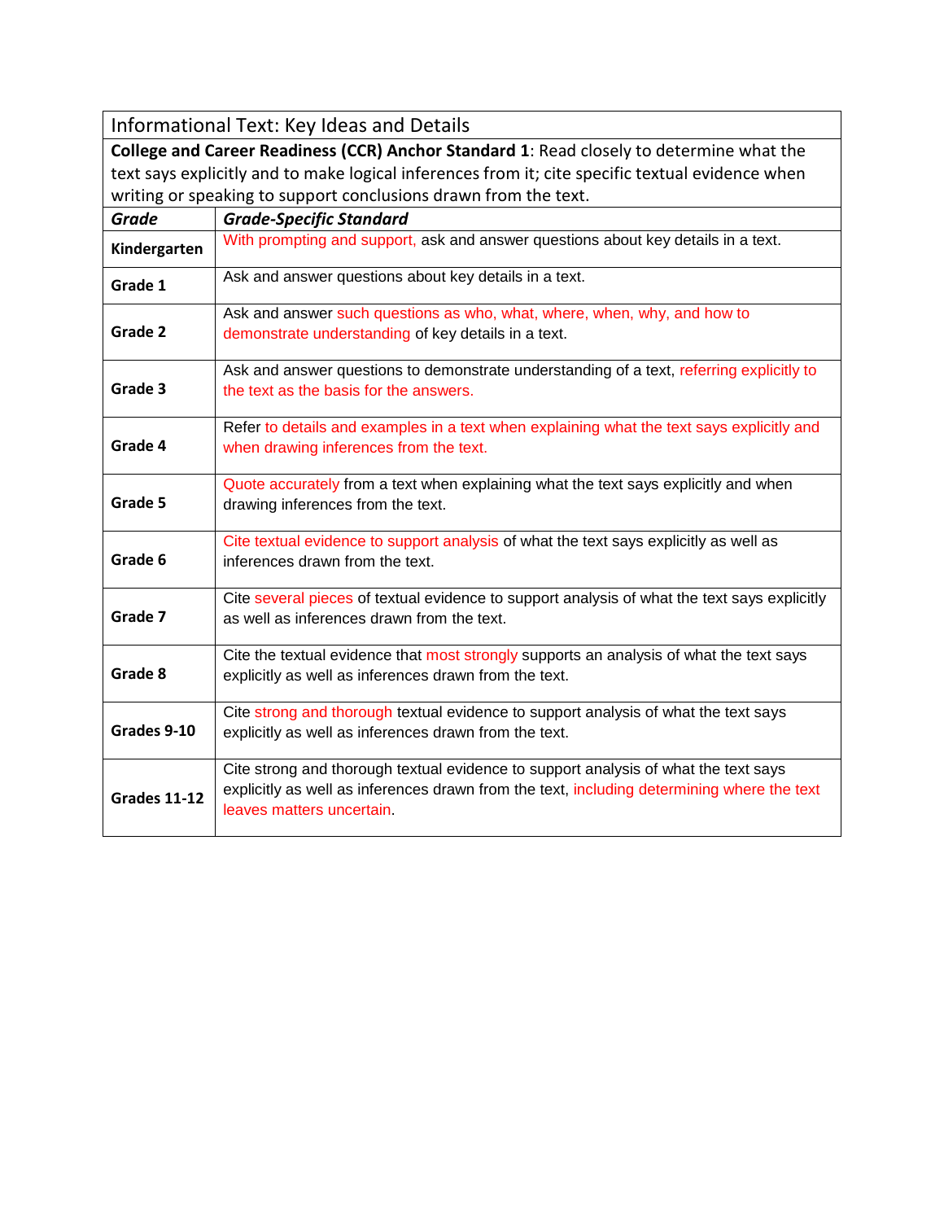| Informational Text: Key Ideas and Details | |
|---|---|
| **College and Career Readiness (CCR) Anchor Standard 1**: Read closely to determine what the text says explicitly and to make logical inferences from it; cite specific textual evidence when writing or speaking to support conclusions drawn from the text. | |
| ***Grade*** | ***Grade-Specific Standard*** |
| **Kindergarten** | With prompting and support, ask and answer questions about key details in a text. |
| **Grade 1** | Ask and answer questions about key details in a text. |
| **Grade 2** | Ask and answer such questions as who, what, where, when, why, and how to demonstrate understanding of key details in a text. |
| **Grade 3** | Ask and answer questions to demonstrate understanding of a text, referring explicitly to the text as the basis for the answers. |
| **Grade 4** | Refer to details and examples in a text when explaining what the text says explicitly and when drawing inferences from the text. |
| **Grade 5** | Quote accurately from a text when explaining what the text says explicitly and when drawing inferences from the text. |
| **Grade 6** | Cite textual evidence to support analysis of what the text says explicitly as well as inferences drawn from the text. |
| **Grade 7** | Cite several pieces of textual evidence to support analysis of what the text says explicitly as well as inferences drawn from the text. |
| **Grade 8** | Cite the textual evidence that most strongly supports an analysis of what the text says explicitly as well as inferences drawn from the text. |
| **Grades 9-10** | Cite strong and thorough textual evidence to support analysis of what the text says explicitly as well as inferences drawn from the text. |
| **Grades 11-12** | Cite strong and thorough textual evidence to support analysis of what the text says explicitly as well as inferences drawn from the text, including determining where the text leaves matters uncertain. |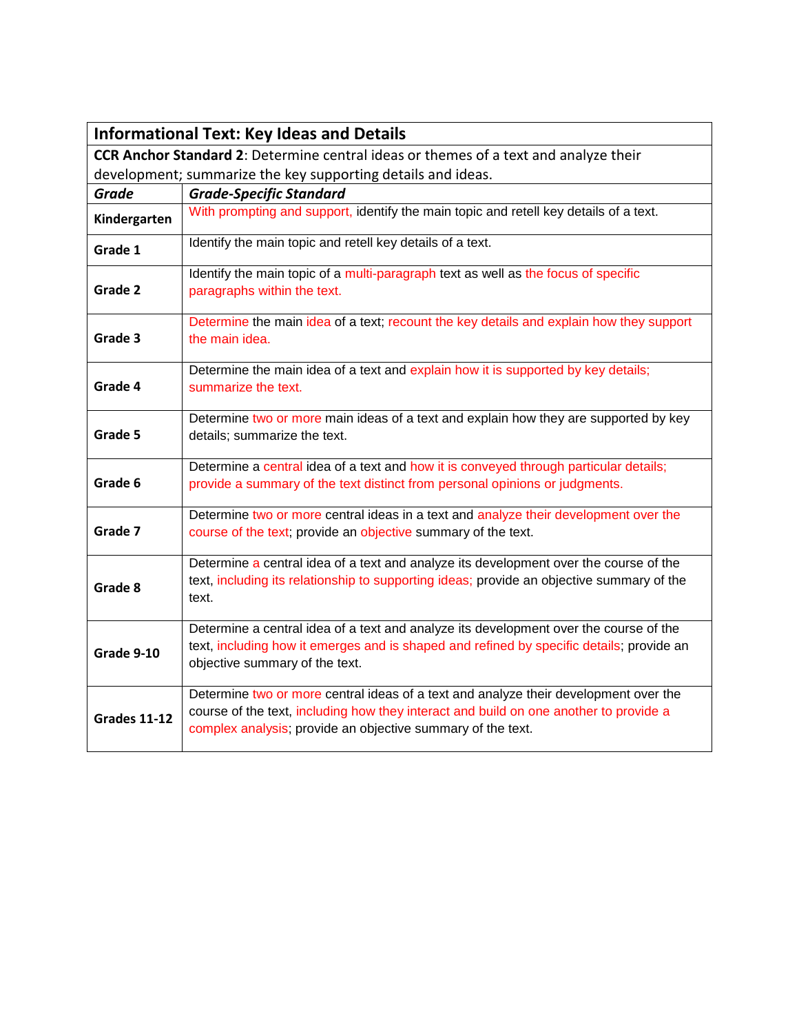| Informational Text: Key Ideas and Details | |
|---|---|
| **CCR Anchor Standard 2**: Determine central ideas or themes of a text and analyze their development; summarize the key supporting details and ideas. | |
| ***Grade*** | ***Grade-Specific Standard*** |
| **Kindergarten** | With prompting and support, identify the main topic and retell key details of a text. |
| **Grade 1** | Identify the main topic and retell key details of a text. |
| **Grade 2** | Identify the main topic of a multi-paragraph text as well as the focus of specific paragraphs within the text. |
| **Grade 3** | Determine the main idea of a text; recount the key details and explain how they support the main idea. |
| **Grade 4** | Determine the main idea of a text and explain how it is supported by key details; summarize the text. |
| **Grade 5** | Determine two or more main ideas of a text and explain how they are supported by key details; summarize the text. |
| **Grade 6** | Determine a central idea of a text and how it is conveyed through particular details; provide a summary of the text distinct from personal opinions or judgments. |
| **Grade 7** | Determine two or more central ideas in a text and analyze their development over the course of the text; provide an objective summary of the text. |
| **Grade 8** | Determine a central idea of a text and analyze its development over the course of the text, including its relationship to supporting ideas; provide an objective summary of the text. |
| **Grade 9-10** | Determine a central idea of a text and analyze its development over the course of the text, including how it emerges and is shaped and refined by specific details; provide an objective summary of the text. |
| **Grades 11-12** | Determine two or more central ideas of a text and analyze their development over the course of the text, including how they interact and build on one another to provide a complex analysis; provide an objective summary of the text. |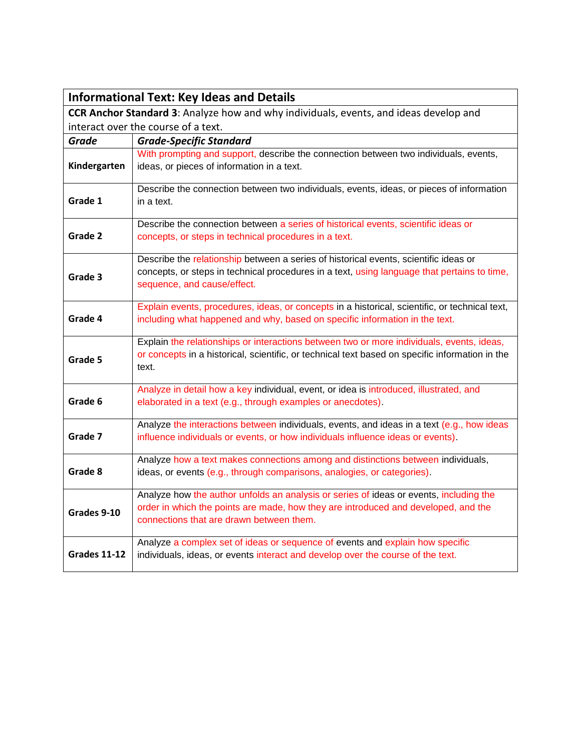| Informational Text: Key Ideas and Details | |
|---|---|
| **CCR Anchor Standard 3**: Analyze how and why individuals, events, and ideas develop and interact over the course of a text. | |
| ***Grade*** | ***Grade-Specific Standard*** |
| **Kindergarten** | With prompting and support, describe the connection between two individuals, events, ideas, or pieces of information in a text. |
| **Grade 1** | Describe the connection between two individuals, events, ideas, or pieces of information in a text. |
| **Grade 2** | Describe the connection between a series of historical events, scientific ideas or concepts, or steps in technical procedures in a text. |
| **Grade 3** | Describe the relationship between a series of historical events, scientific ideas or concepts, or steps in technical procedures in a text, using language that pertains to time, sequence, and cause/effect. |
| **Grade 4** | Explain events, procedures, ideas, or concepts in a historical, scientific, or technical text, including what happened and why, based on specific information in the text. |
| **Grade 5** | Explain the relationships or interactions between two or more individuals, events, ideas, or concepts in a historical, scientific, or technical text based on specific information in the text. |
| **Grade 6** | Analyze in detail how a key individual, event, or idea is introduced, illustrated, and elaborated in a text (e.g., through examples or anecdotes). |
| **Grade 7** | Analyze the interactions between individuals, events, and ideas in a text (e.g., how ideas influence individuals or events, or how individuals influence ideas or events). |
| **Grade 8** | Analyze how a text makes connections among and distinctions between individuals, ideas, or events (e.g., through comparisons, analogies, or categories). |
| **Grades 9-10** | Analyze how the author unfolds an analysis or series of ideas or events, including the order in which the points are made, how they are introduced and developed, and the connections that are drawn between them. |
| **Grades 11-12** | Analyze a complex set of ideas or sequence of events and explain how specific individuals, ideas, or events interact and develop over the course of the text. |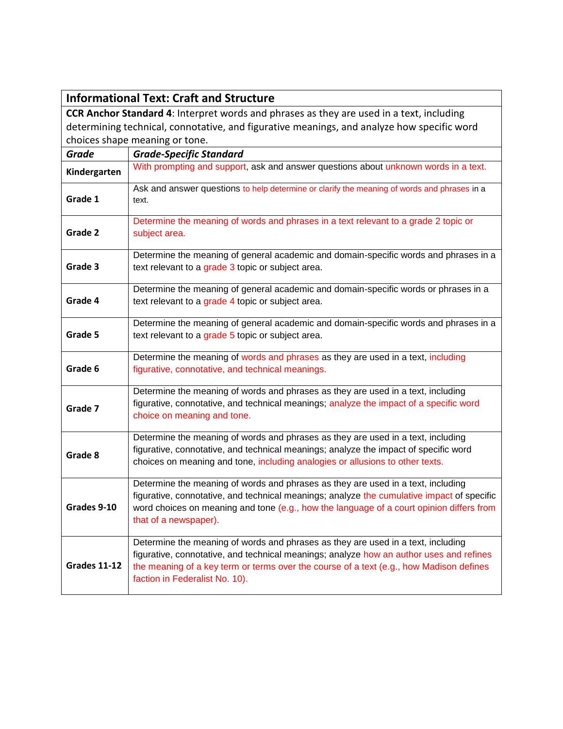| **Informational Text: Craft and Structure** | |
|---|---|
| **CCR Anchor Standard 4**: Interpret words and phrases as they are used in a text, including determining technical, connotative, and figurative meanings, and analyze how specific word choices shape meaning or tone. | |
| ***Grade*** | ***Grade-Specific Standard*** |
| **Kindergarten** | With prompting and support, ask and answer questions about unknown words in a text. |
| **Grade 1** | Ask and answer questions to help determine or clarify the meaning of words and phrases in a text. |
| **Grade 2** | Determine the meaning of words and phrases in a text relevant to a grade 2 topic or subject area. |
| **Grade 3** | Determine the meaning of general academic and domain-specific words and phrases in a text relevant to a grade 3 topic or subject area. |
| **Grade 4** | Determine the meaning of general academic and domain-specific words or phrases in a text relevant to a grade 4 topic or subject area. |
| **Grade 5** | Determine the meaning of general academic and domain-specific words and phrases in a text relevant to a grade 5 topic or subject area. |
| **Grade 6** | Determine the meaning of words and phrases as they are used in a text, including figurative, connotative, and technical meanings. |
| **Grade 7** | Determine the meaning of words and phrases as they are used in a text, including figurative, connotative, and technical meanings; analyze the impact of a specific word choice on meaning and tone. |
| **Grade 8** | Determine the meaning of words and phrases as they are used in a text, including figurative, connotative, and technical meanings; analyze the impact of specific word choices on meaning and tone, including analogies or allusions to other texts. |
| **Grades 9-10** | Determine the meaning of words and phrases as they are used in a text, including figurative, connotative, and technical meanings; analyze the cumulative impact of specific word choices on meaning and tone (e.g., how the language of a court opinion differs from that of a newspaper). |
| **Grades 11-12** | Determine the meaning of words and phrases as they are used in a text, including figurative, connotative, and technical meanings; analyze how an author uses and refines the meaning of a key term or terms over the course of a text (e.g., how Madison defines faction in Federalist No. 10). |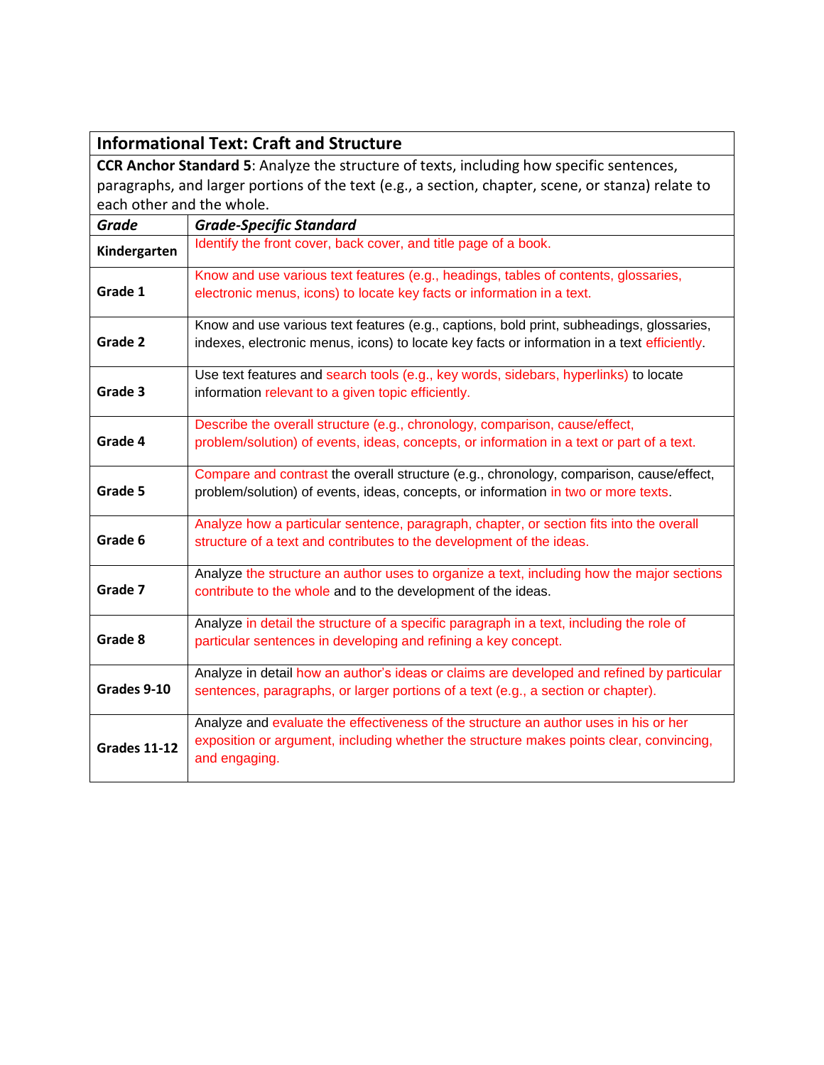| **Informational Text: Craft and Structure** | |
|---|---|
| **CCR Anchor Standard 5**: Analyze the structure of texts, including how specific sentences, paragraphs, and larger portions of the text (e.g., a section, chapter, scene, or stanza) relate to each other and the whole. | |
| ***Grade*** | ***Grade-Specific Standard*** |
| **Kindergarten** | Identify the front cover, back cover, and title page of a book. |
| **Grade 1** | Know and use various text features (e.g., headings, tables of contents, glossaries, electronic menus, icons) to locate key facts or information in a text. |
| **Grade 2** | Know and use various text features (e.g., captions, bold print, subheadings, glossaries, indexes, electronic menus, icons) to locate key facts or information in a text efficiently. |
| **Grade 3** | Use text features and search tools (e.g., key words, sidebars, hyperlinks) to locate information relevant to a given topic efficiently. |
| **Grade 4** | Describe the overall structure (e.g., chronology, comparison, cause/effect, problem/solution) of events, ideas, concepts, or information in a text or part of a text. |
| **Grade 5** | Compare and contrast the overall structure (e.g., chronology, comparison, cause/effect, problem/solution) of events, ideas, concepts, or information in two or more texts. |
| **Grade 6** | Analyze how a particular sentence, paragraph, chapter, or section fits into the overall structure of a text and contributes to the development of the ideas. |
| **Grade 7** | Analyze the structure an author uses to organize a text, including how the major sections contribute to the whole and to the development of the ideas. |
| **Grade 8** | Analyze in detail the structure of a specific paragraph in a text, including the role of particular sentences in developing and refining a key concept. |
| **Grades 9-10** | Analyze in detail how an author's ideas or claims are developed and refined by particular sentences, paragraphs, or larger portions of a text (e.g., a section or chapter). |
| **Grades 11-12** | Analyze and evaluate the effectiveness of the structure an author uses in his or her exposition or argument, including whether the structure makes points clear, convincing, and engaging. |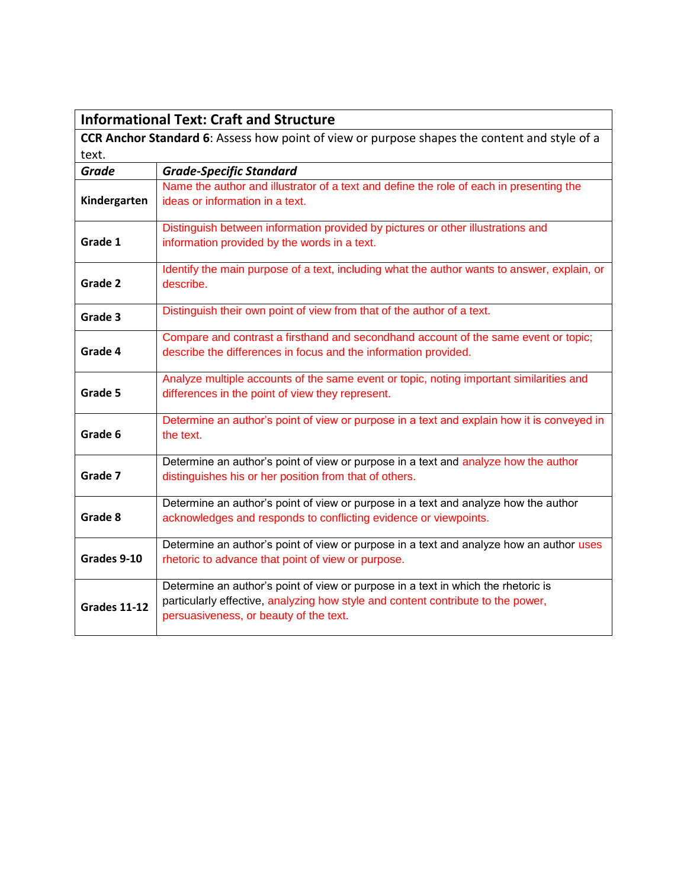| Informational Text: Craft and Structure | |
|---|---|
| **CCR Anchor Standard 6**: Assess how point of view or purpose shapes the content and style of a text. | |
| ***Grade*** | ***Grade-Specific Standard*** |
| **Kindergarten** | Name the author and illustrator of a text and define the role of each in presenting the ideas or information in a text. |
| **Grade 1** | Distinguish between information provided by pictures or other illustrations and information provided by the words in a text. |
| **Grade 2** | Identify the main purpose of a text, including what the author wants to answer, explain, or describe. |
| **Grade 3** | Distinguish their own point of view from that of the author of a text. |
| **Grade 4** | Compare and contrast a firsthand and secondhand account of the same event or topic; describe the differences in focus and the information provided. |
| **Grade 5** | Analyze multiple accounts of the same event or topic, noting important similarities and differences in the point of view they represent. |
| **Grade 6** | Determine an author's point of view or purpose in a text and explain how it is conveyed in the text. |
| **Grade 7** | Determine an author's point of view or purpose in a text and analyze how the author distinguishes his or her position from that of others. |
| **Grade 8** | Determine an author's point of view or purpose in a text and analyze how the author acknowledges and responds to conflicting evidence or viewpoints. |
| **Grades 9-10** | Determine an author's point of view or purpose in a text and analyze how an author uses rhetoric to advance that point of view or purpose. |
| **Grades 11-12** | Determine an author's point of view or purpose in a text in which the rhetoric is particularly effective, analyzing how style and content contribute to the power, persuasiveness, or beauty of the text. |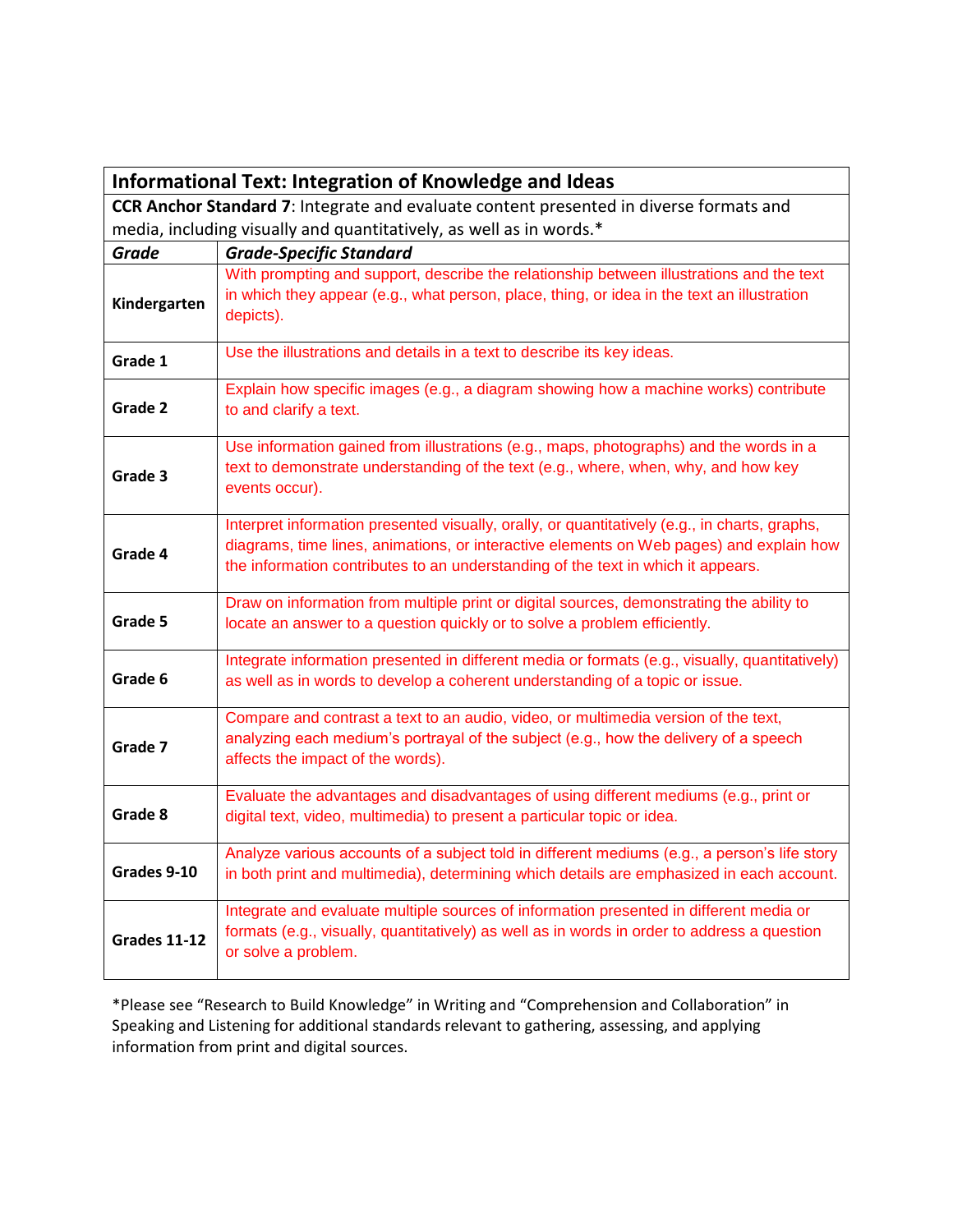| **Informational Text: Integration of Knowledge and Ideas** | |
|---|---|
| **CCR Anchor Standard 7**: Integrate and evaluate content presented in diverse formats and media, including visually and quantitatively, as well as in words.* | |
| ***Grade*** | ***Grade-Specific Standard*** |
| **Kindergarten** | With prompting and support, describe the relationship between illustrations and the text in which they appear (e.g., what person, place, thing, or idea in the text an illustration depicts). |
| **Grade 1** | Use the illustrations and details in a text to describe its key ideas. |
| **Grade 2** | Explain how specific images (e.g., a diagram showing how a machine works) contribute to and clarify a text. |
| **Grade 3** | Use information gained from illustrations (e.g., maps, photographs) and the words in a text to demonstrate understanding of the text (e.g., where, when, why, and how key events occur). |
| **Grade 4** | Interpret information presented visually, orally, or quantitatively (e.g., in charts, graphs, diagrams, time lines, animations, or interactive elements on Web pages) and explain how the information contributes to an understanding of the text in which it appears. |
| **Grade 5** | Draw on information from multiple print or digital sources, demonstrating the ability to locate an answer to a question quickly or to solve a problem efficiently. |
| **Grade 6** | Integrate information presented in different media or formats (e.g., visually, quantitatively) as well as in words to develop a coherent understanding of a topic or issue. |
| **Grade 7** | Compare and contrast a text to an audio, video, or multimedia version of the text, analyzing each medium's portrayal of the subject (e.g., how the delivery of a speech affects the impact of the words). |
| **Grade 8** | Evaluate the advantages and disadvantages of using different mediums (e.g., print or digital text, video, multimedia) to present a particular topic or idea. |
| **Grades 9-10** | Analyze various accounts of a subject told in different mediums (e.g., a person's life story in both print and multimedia), determining which details are emphasized in each account. |
| **Grades 11-12** | Integrate and evaluate multiple sources of information presented in different media or formats (e.g., visually, quantitatively) as well as in words in order to address a question or solve a problem. |

*Please see "Research to Build Knowledge" in Writing and "Comprehension and Collaboration" in Speaking and Listening for additional standards relevant to gathering, assessing, and applying information from print and digital sources.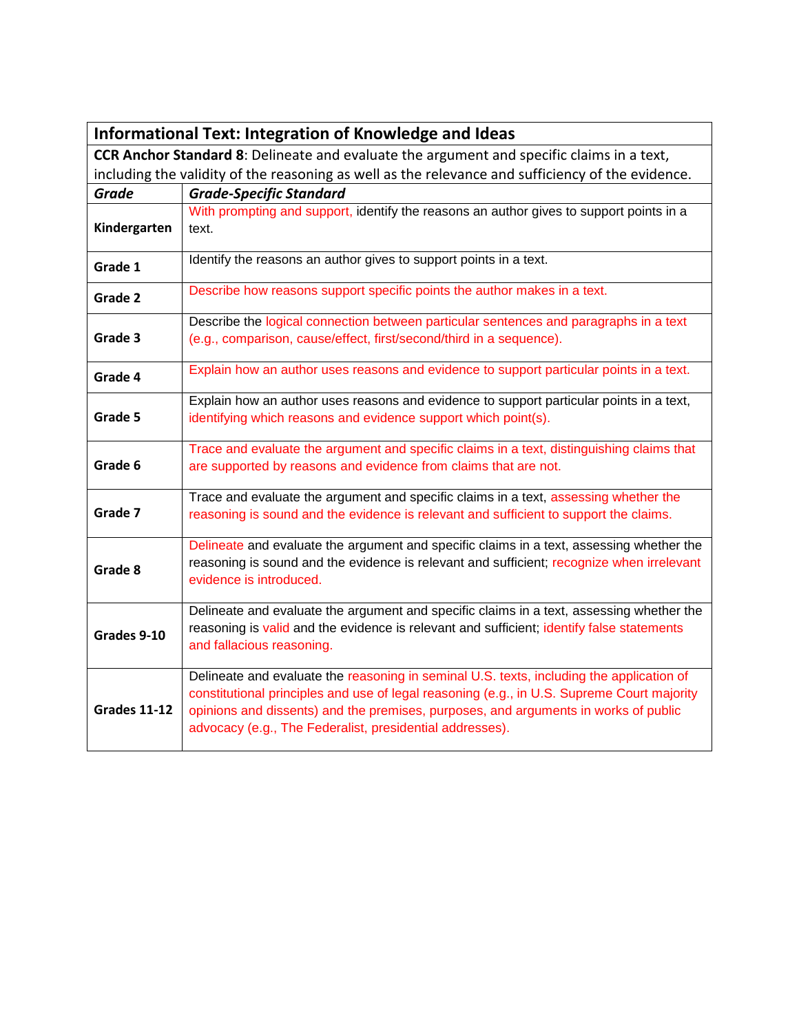| **Informational Text: Integration of Knowledge and Ideas** | |
|---|---|
| **CCR Anchor Standard 8**: Delineate and evaluate the argument and specific claims in a text, including the validity of the reasoning as well as the relevance and sufficiency of the evidence. | |
| ***Grade*** | ***Grade-Specific Standard*** |
| **Kindergarten** | With prompting and support, identify the reasons an author gives to support points in a text. |
| **Grade 1** | Identify the reasons an author gives to support points in a text. |
| **Grade 2** | Describe how reasons support specific points the author makes in a text. |
| **Grade 3** | Describe the logical connection between particular sentences and paragraphs in a text (e.g., comparison, cause/effect, first/second/third in a sequence). |
| **Grade 4** | Explain how an author uses reasons and evidence to support particular points in a text. |
| **Grade 5** | Explain how an author uses reasons and evidence to support particular points in a text, identifying which reasons and evidence support which point(s). |
| **Grade 6** | Trace and evaluate the argument and specific claims in a text, distinguishing claims that are supported by reasons and evidence from claims that are not. |
| **Grade 7** | Trace and evaluate the argument and specific claims in a text, assessing whether the reasoning is sound and the evidence is relevant and sufficient to support the claims. |
| **Grade 8** | Delineate and evaluate the argument and specific claims in a text, assessing whether the reasoning is sound and the evidence is relevant and sufficient; recognize when irrelevant evidence is introduced. |
| **Grades 9-10** | Delineate and evaluate the argument and specific claims in a text, assessing whether the reasoning is valid and the evidence is relevant and sufficient; identify false statements and fallacious reasoning. |
| **Grades 11-12** | Delineate and evaluate the reasoning in seminal U.S. texts, including the application of constitutional principles and use of legal reasoning (e.g., in U.S. Supreme Court majority opinions and dissents) and the premises, purposes, and arguments in works of public advocacy (e.g., The Federalist, presidential addresses). |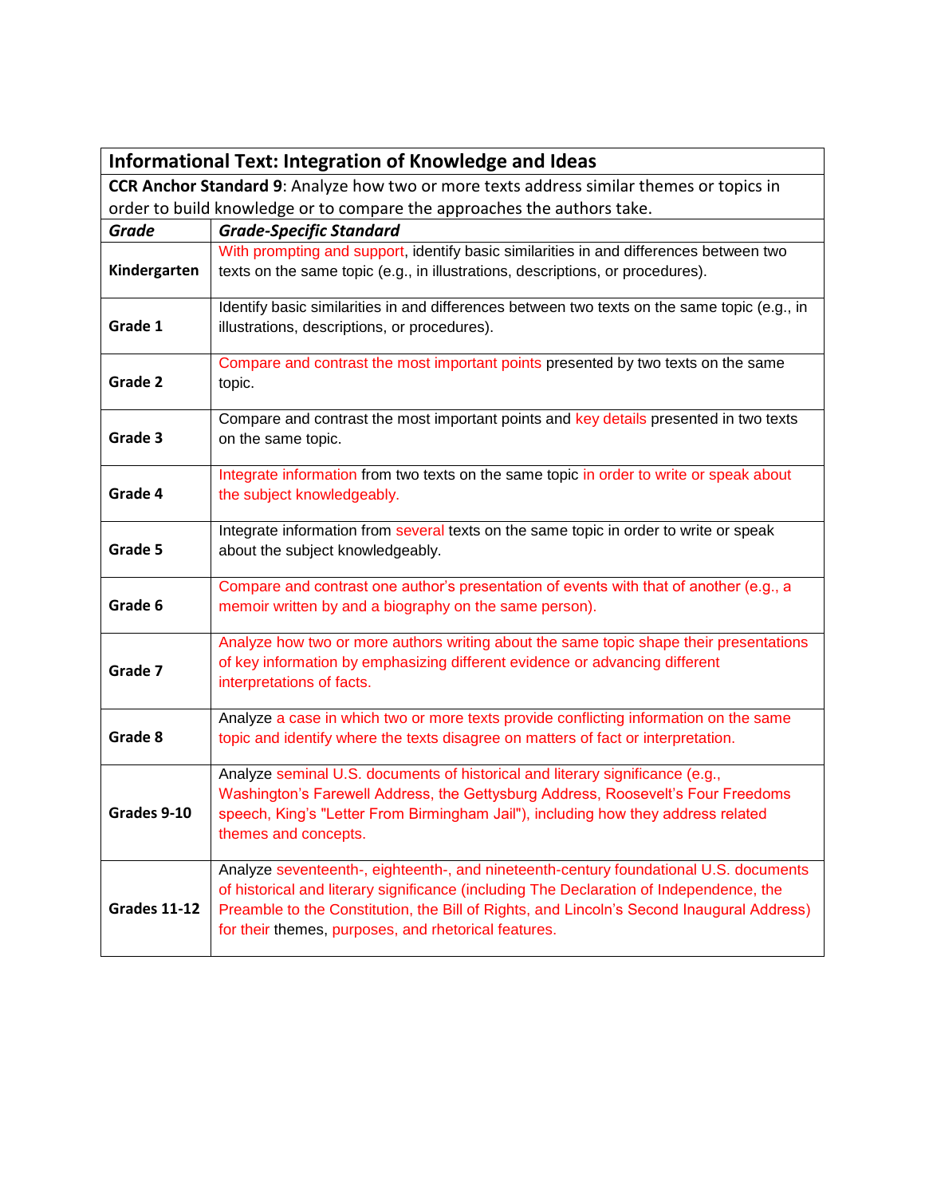| **Informational Text: Integration of Knowledge and Ideas** | |
|---|---|
| **CCR Anchor Standard 9**: Analyze how two or more texts address similar themes or topics in order to build knowledge or to compare the approaches the authors take. | |
| ***Grade*** | ***Grade-Specific Standard*** |
| **Kindergarten** | With prompting and support, identify basic similarities in and differences between two texts on the same topic (e.g., in illustrations, descriptions, or procedures). |
| **Grade 1** | Identify basic similarities in and differences between two texts on the same topic (e.g., in illustrations, descriptions, or procedures). |
| **Grade 2** | Compare and contrast the most important points presented by two texts on the same topic. |
| **Grade 3** | Compare and contrast the most important points and key details presented in two texts on the same topic. |
| **Grade 4** | Integrate information from two texts on the same topic in order to write or speak about the subject knowledgeably. |
| **Grade 5** | Integrate information from several texts on the same topic in order to write or speak about the subject knowledgeably. |
| **Grade 6** | Compare and contrast one author's presentation of events with that of another (e.g., a memoir written by and a biography on the same person). |
| **Grade 7** | Analyze how two or more authors writing about the same topic shape their presentations of key information by emphasizing different evidence or advancing different interpretations of facts. |
| **Grade 8** | Analyze a case in which two or more texts provide conflicting information on the same topic and identify where the texts disagree on matters of fact or interpretation. |
| **Grades 9-10** | Analyze seminal U.S. documents of historical and literary significance (e.g., Washington's Farewell Address, the Gettysburg Address, Roosevelt's Four Freedoms speech, King's "Letter From Birmingham Jail"), including how they address related themes and concepts. |
| **Grades 11-12** | Analyze seventeenth-, eighteenth-, and nineteenth-century foundational U.S. documents of historical and literary significance (including The Declaration of Independence, the Preamble to the Constitution, the Bill of Rights, and Lincoln's Second Inaugural Address) for their themes, purposes, and rhetorical features. |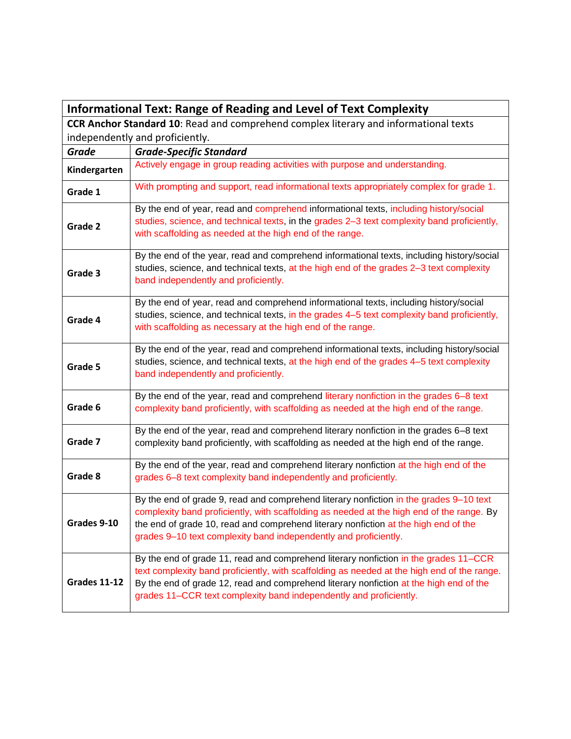| Informational Text: Range of Reading and Level of Text Complexity | |
|---|---|
| **CCR Anchor Standard 10**: Read and comprehend complex literary and informational texts independently and proficiently. | |
| ***Grade*** | ***Grade-Specific Standard*** |
| **Kindergarten** | Actively engage in group reading activities with purpose and understanding. |
| **Grade 1** | With prompting and support, read informational texts appropriately complex for grade 1. |
| **Grade 2** | By the end of year, read and comprehend informational texts, including history/social studies, science, and technical texts, in the grades 2–3 text complexity band proficiently, with scaffolding as needed at the high end of the range. |
| **Grade 3** | By the end of the year, read and comprehend informational texts, including history/social studies, science, and technical texts, at the high end of the grades 2–3 text complexity band independently and proficiently. |
| **Grade 4** | By the end of year, read and comprehend informational texts, including history/social studies, science, and technical texts, in the grades 4–5 text complexity band proficiently, with scaffolding as necessary at the high end of the range. |
| **Grade 5** | By the end of the year, read and comprehend informational texts, including history/social studies, science, and technical texts, at the high end of the grades 4–5 text complexity band independently and proficiently. |
| **Grade 6** | By the end of the year, read and comprehend literary nonfiction in the grades 6–8 text complexity band proficiently, with scaffolding as needed at the high end of the range. |
| **Grade 7** | By the end of the year, read and comprehend literary nonfiction in the grades 6–8 text complexity band proficiently, with scaffolding as needed at the high end of the range. |
| **Grade 8** | By the end of the year, read and comprehend literary nonfiction at the high end of the grades 6–8 text complexity band independently and proficiently. |
| **Grades 9-10** | By the end of grade 9, read and comprehend literary nonfiction in the grades 9–10 text complexity band proficiently, with scaffolding as needed at the high end of the range. By the end of grade 10, read and comprehend literary nonfiction at the high end of the grades 9–10 text complexity band independently and proficiently. |
| **Grades 11-12** | By the end of grade 11, read and comprehend literary nonfiction in the grades 11–CCR text complexity band proficiently, with scaffolding as needed at the high end of the range. By the end of grade 12, read and comprehend literary nonfiction at the high end of the grades 11–CCR text complexity band independently and proficiently. |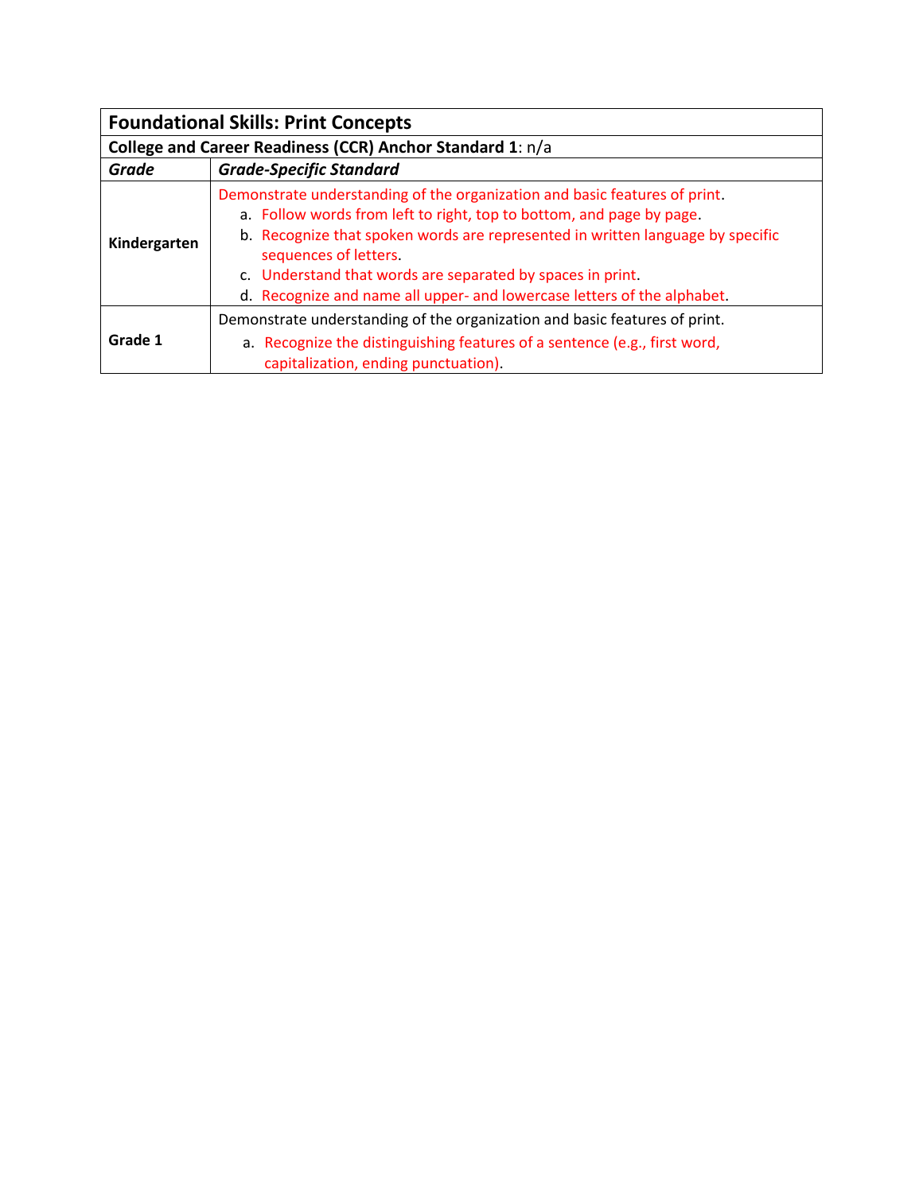| **Foundational Skills: Print Concepts** | |
|---|---|
| **College and Career Readiness (CCR) Anchor Standard 1**: n/a | |
| ***Grade*** | ***Grade-Specific Standard*** |
| **Kindergarten** | Demonstrate understanding of the organization and basic features of print.<br>a. Follow words from left to right, top to bottom, and page by page.<br>b. Recognize that spoken words are represented in written language by specific sequences of letters.<br>c. Understand that words are separated by spaces in print.<br>d. Recognize and name all upper- and lowercase letters of the alphabet. |
| **Grade 1** | Demonstrate understanding of the organization and basic features of print.<br>a. Recognize the distinguishing features of a sentence (e.g., first word, capitalization, ending punctuation). |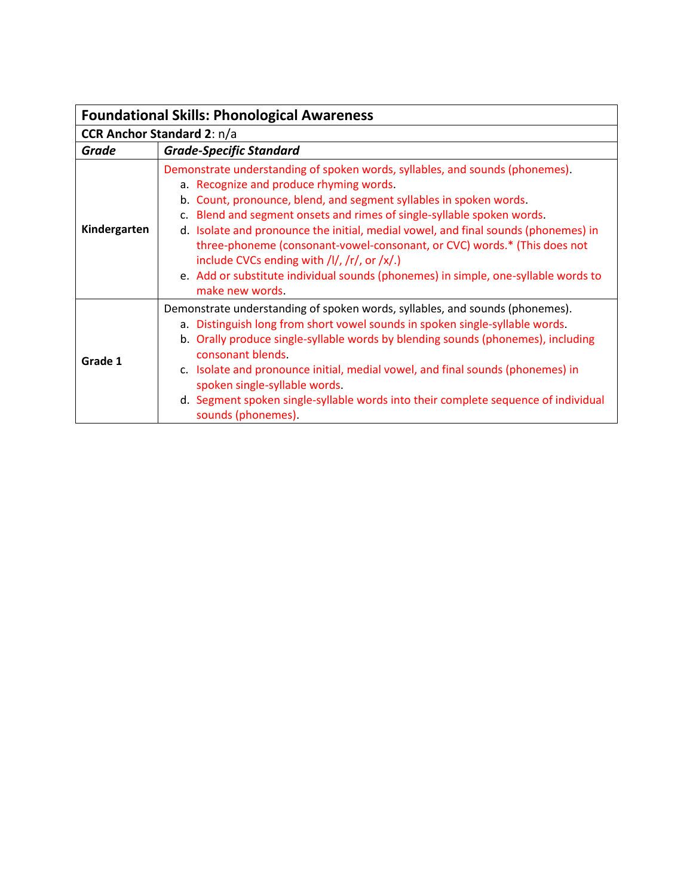| Foundational Skills: Phonological Awareness | |
|---|---|
| **CCR Anchor Standard 2**: n/a | |
| ***Grade*** | ***Grade-Specific Standard*** |
| **Kindergarten** | Demonstrate understanding of spoken words, syllables, and sounds (phonemes).<br>a. Recognize and produce rhyming words.<br>b. Count, pronounce, blend, and segment syllables in spoken words.<br>c. Blend and segment onsets and rimes of single-syllable spoken words.<br>d. Isolate and pronounce the initial, medial vowel, and final sounds (phonemes) in three-phoneme (consonant-vowel-consonant, or CVC) words.* (This does not include CVCs ending with /l/, /r/, or /x/.)<br>e. Add or substitute individual sounds (phonemes) in simple, one-syllable words to make new words. |
| **Grade 1** | Demonstrate understanding of spoken words, syllables, and sounds (phonemes).<br>a. Distinguish long from short vowel sounds in spoken single-syllable words.<br>b. Orally produce single-syllable words by blending sounds (phonemes), including consonant blends.<br>c. Isolate and pronounce initial, medial vowel, and final sounds (phonemes) in spoken single-syllable words.<br>d. Segment spoken single-syllable words into their complete sequence of individual sounds (phonemes). |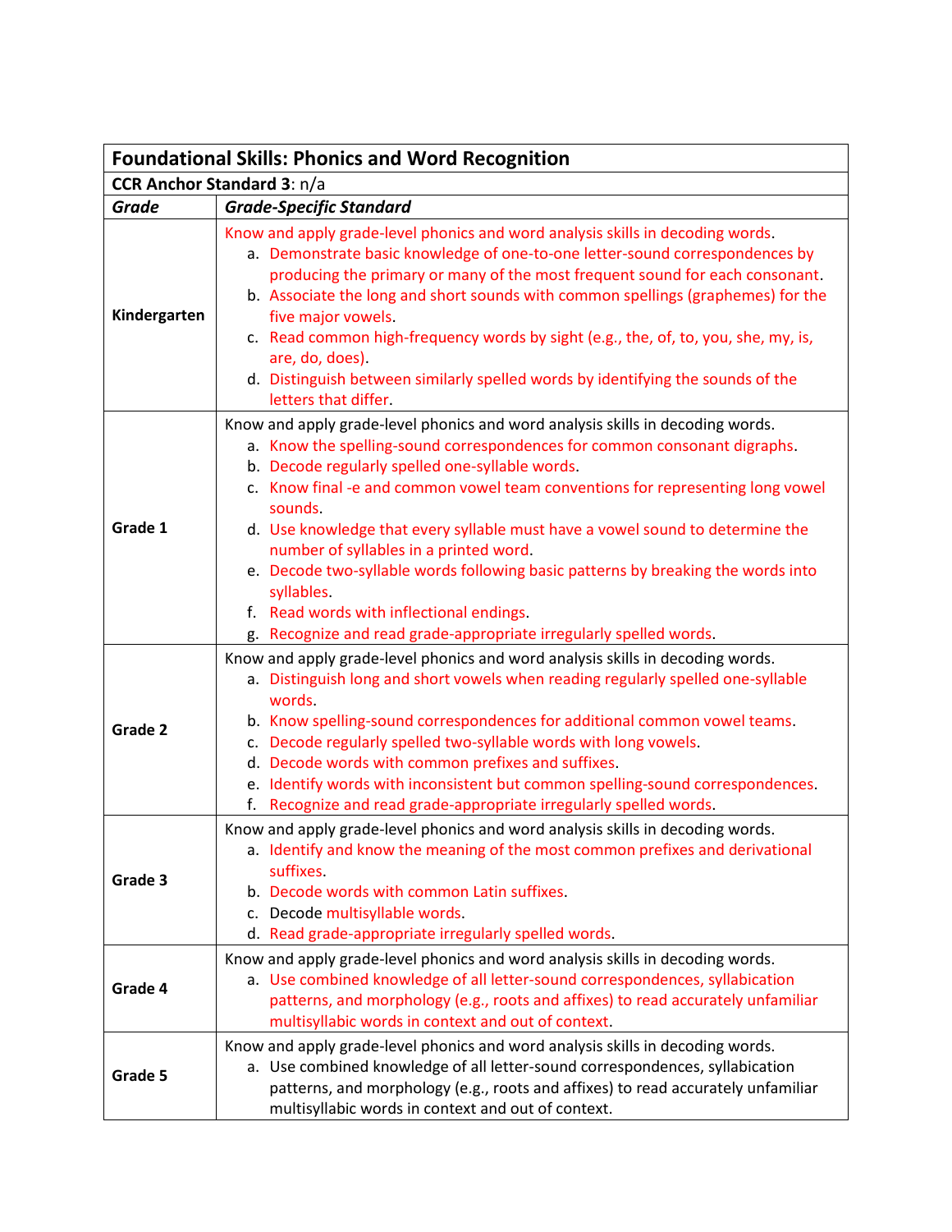| **Foundational Skills: Phonics and Word Recognition** | |
|---|---|
| **CCR Anchor Standard 3**: n/a | |
| ***Grade*** | ***Grade-Specific Standard*** |
| **Kindergarten** | Know and apply grade-level phonics and word analysis skills in decoding words.<br>a. Demonstrate basic knowledge of one-to-one letter-sound correspondences by producing the primary or many of the most frequent sound for each consonant.<br>b. Associate the long and short sounds with common spellings (graphemes) for the five major vowels.<br>c. Read common high-frequency words by sight (e.g., the, of, to, you, she, my, is, are, do, does).<br>d. Distinguish between similarly spelled words by identifying the sounds of the letters that differ. |
| **Grade 1** | Know and apply grade-level phonics and word analysis skills in decoding words.<br>a. Know the spelling-sound correspondences for common consonant digraphs.<br>b. Decode regularly spelled one-syllable words.<br>c. Know final -e and common vowel team conventions for representing long vowel sounds.<br>d. Use knowledge that every syllable must have a vowel sound to determine the number of syllables in a printed word.<br>e. Decode two-syllable words following basic patterns by breaking the words into syllables.<br>f. Read words with inflectional endings.<br>g. Recognize and read grade-appropriate irregularly spelled words. |
| **Grade 2** | Know and apply grade-level phonics and word analysis skills in decoding words.<br>a. Distinguish long and short vowels when reading regularly spelled one-syllable words.<br>b. Know spelling-sound correspondences for additional common vowel teams.<br>c. Decode regularly spelled two-syllable words with long vowels.<br>d. Decode words with common prefixes and suffixes.<br>e. Identify words with inconsistent but common spelling-sound correspondences.<br>f. Recognize and read grade-appropriate irregularly spelled words. |
| **Grade 3** | Know and apply grade-level phonics and word analysis skills in decoding words.<br>a. Identify and know the meaning of the most common prefixes and derivational suffixes.<br>b. Decode words with common Latin suffixes.<br>c. Decode multisyllable words.<br>d. Read grade-appropriate irregularly spelled words. |
| **Grade 4** | Know and apply grade-level phonics and word analysis skills in decoding words.<br>a. Use combined knowledge of all letter-sound correspondences, syllabication patterns, and morphology (e.g., roots and affixes) to read accurately unfamiliar multisyllabic words in context and out of context. |
| **Grade 5** | Know and apply grade-level phonics and word analysis skills in decoding words.<br>a. Use combined knowledge of all letter-sound correspondences, syllabication patterns, and morphology (e.g., roots and affixes) to read accurately unfamiliar multisyllabic words in context and out of context. |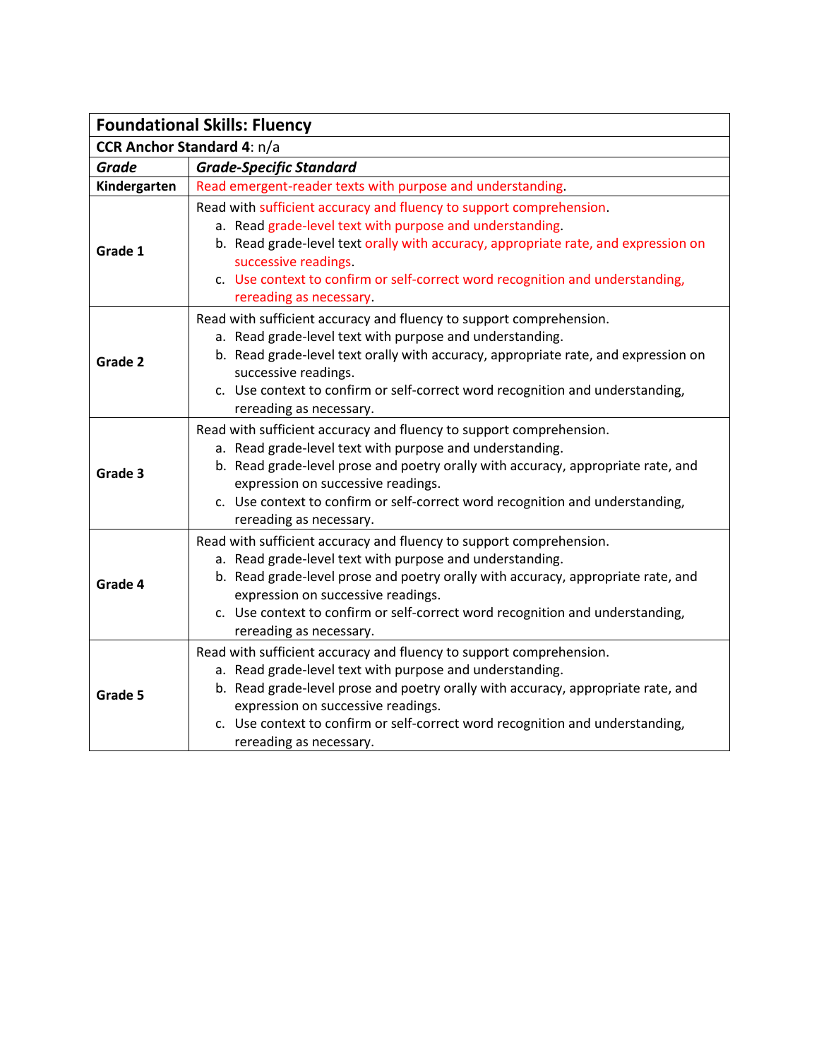| **Foundational Skills: Fluency** | |
|---|---|
| **CCR Anchor Standard 4**: n/a | |
| ***Grade*** | ***Grade-Specific Standard*** |
| **Kindergarten** | Read emergent-reader texts with purpose and understanding. |
| **Grade 1** | Read with sufficient accuracy and fluency to support comprehension.<br>a. Read grade-level text with purpose and understanding.<br>b. Read grade-level text orally with accuracy, appropriate rate, and expression on successive readings.<br>c. Use context to confirm or self-correct word recognition and understanding, rereading as necessary. |
| **Grade 2** | Read with sufficient accuracy and fluency to support comprehension.<br>a. Read grade-level text with purpose and understanding.<br>b. Read grade-level text orally with accuracy, appropriate rate, and expression on successive readings.<br>c. Use context to confirm or self-correct word recognition and understanding, rereading as necessary. |
| **Grade 3** | Read with sufficient accuracy and fluency to support comprehension.<br>a. Read grade-level text with purpose and understanding.<br>b. Read grade-level prose and poetry orally with accuracy, appropriate rate, and expression on successive readings.<br>c. Use context to confirm or self-correct word recognition and understanding, rereading as necessary. |
| **Grade 4** | Read with sufficient accuracy and fluency to support comprehension.<br>a. Read grade-level text with purpose and understanding.<br>b. Read grade-level prose and poetry orally with accuracy, appropriate rate, and expression on successive readings.<br>c. Use context to confirm or self-correct word recognition and understanding, rereading as necessary. |
| **Grade 5** | Read with sufficient accuracy and fluency to support comprehension.<br>a. Read grade-level text with purpose and understanding.<br>b. Read grade-level prose and poetry orally with accuracy, appropriate rate, and expression on successive readings.<br>c. Use context to confirm or self-correct word recognition and understanding, rereading as necessary. |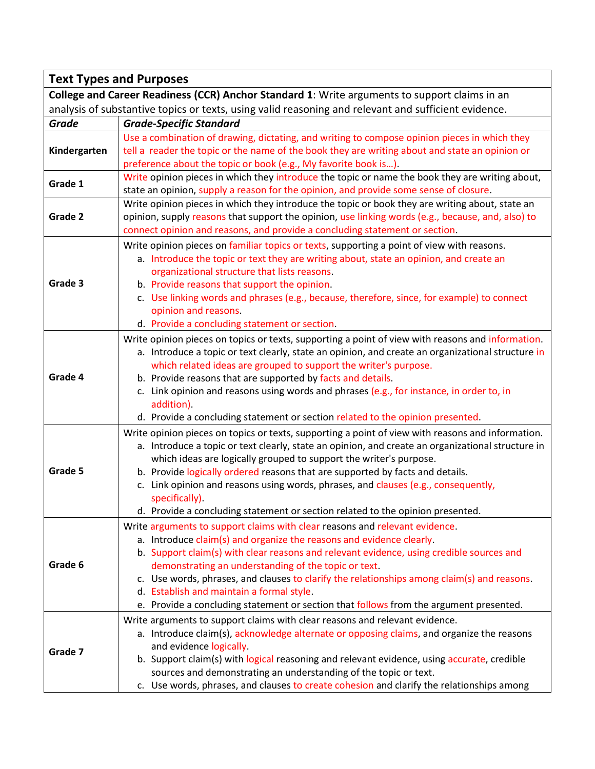| **Text Types and Purposes** | |
|---|---|
| **College and Career Readiness (CCR) Anchor Standard 1**: Write arguments to support claims in an analysis of substantive topics or texts, using valid reasoning and relevant and sufficient evidence. | |
| ***Grade*** | ***Grade-Specific Standard*** |
| **Kindergarten** | Use a combination of drawing, dictating, and writing to compose opinion pieces in which they tell a reader the topic or the name of the book they are writing about and state an opinion or preference about the topic or book (e.g., My favorite book is…). |
| **Grade 1** | Write opinion pieces in which they introduce the topic or name the book they are writing about, state an opinion, supply a reason for the opinion, and provide some sense of closure. |
| **Grade 2** | Write opinion pieces in which they introduce the topic or book they are writing about, state an opinion, supply reasons that support the opinion, use linking words (e.g., because, and, also) to connect opinion and reasons, and provide a concluding statement or section. |
| **Grade 3** | Write opinion pieces on familiar topics or texts, supporting a point of view with reasons.<br>a. Introduce the topic or text they are writing about, state an opinion, and create an organizational structure that lists reasons.<br>b. Provide reasons that support the opinion.<br>c. Use linking words and phrases (e.g., because, therefore, since, for example) to connect opinion and reasons.<br>d. Provide a concluding statement or section. |
| **Grade 4** | Write opinion pieces on topics or texts, supporting a point of view with reasons and information.<br>a. Introduce a topic or text clearly, state an opinion, and create an organizational structure in which related ideas are grouped to support the writer's purpose.<br>b. Provide reasons that are supported by facts and details.<br>c. Link opinion and reasons using words and phrases (e.g., for instance, in order to, in addition).<br>d. Provide a concluding statement or section related to the opinion presented. |
| **Grade 5** | Write opinion pieces on topics or texts, supporting a point of view with reasons and information.<br>a. Introduce a topic or text clearly, state an opinion, and create an organizational structure in which ideas are logically grouped to support the writer's purpose.<br>b. Provide logically ordered reasons that are supported by facts and details.<br>c. Link opinion and reasons using words, phrases, and clauses (e.g., consequently, specifically).<br>d. Provide a concluding statement or section related to the opinion presented. |
| **Grade 6** | Write arguments to support claims with clear reasons and relevant evidence.<br>a. Introduce claim(s) and organize the reasons and evidence clearly.<br>b. Support claim(s) with clear reasons and relevant evidence, using credible sources and demonstrating an understanding of the topic or text.<br>c. Use words, phrases, and clauses to clarify the relationships among claim(s) and reasons.<br>d. Establish and maintain a formal style.<br>e. Provide a concluding statement or section that follows from the argument presented. |
| **Grade 7** | Write arguments to support claims with clear reasons and relevant evidence.<br>a. Introduce claim(s), acknowledge alternate or opposing claims, and organize the reasons and evidence logically.<br>b. Support claim(s) with logical reasoning and relevant evidence, using accurate, credible sources and demonstrating an understanding of the topic or text.<br>c. Use words, phrases, and clauses to create cohesion and clarify the relationships among |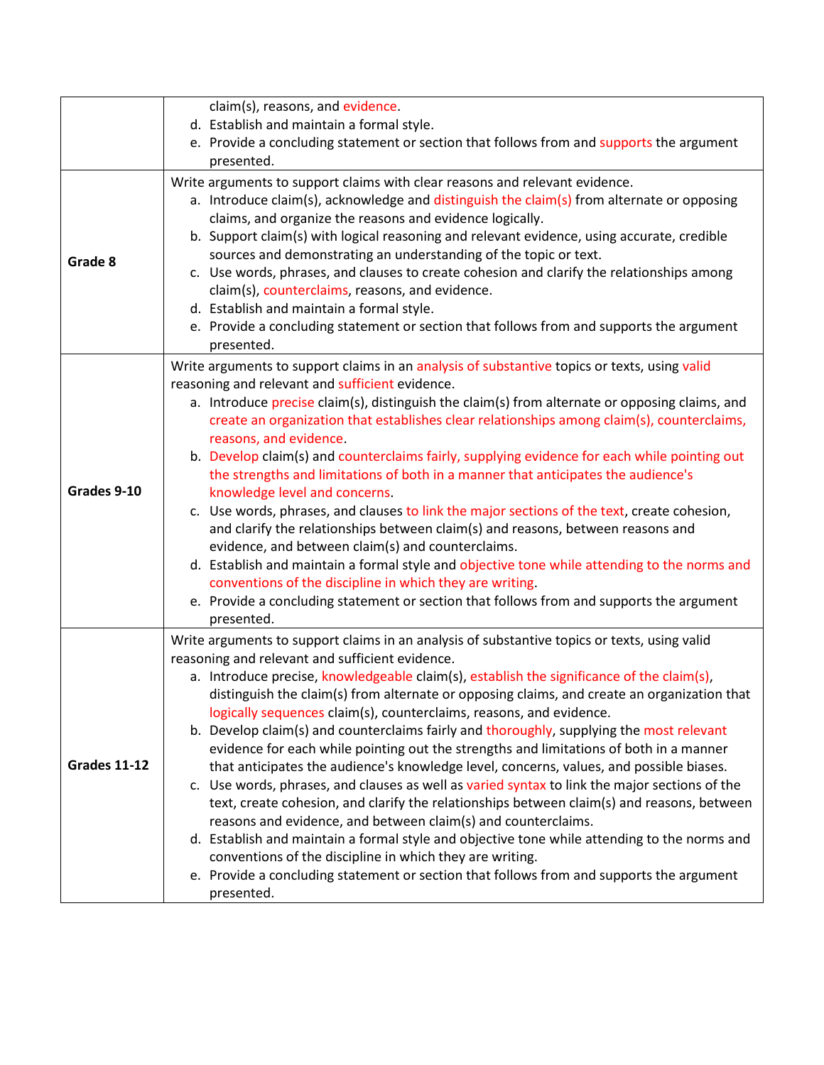| | |
|---|---|
| | claim(s), reasons, and evidence.<br>d. Establish and maintain a formal style.<br>e. Provide a concluding statement or section that follows from and supports the argument presented. |
| **Grade 8** | Write arguments to support claims with clear reasons and relevant evidence.<br>a. Introduce claim(s), acknowledge and distinguish the claim(s) from alternate or opposing claims, and organize the reasons and evidence logically.<br>b. Support claim(s) with logical reasoning and relevant evidence, using accurate, credible sources and demonstrating an understanding of the topic or text.<br>c. Use words, phrases, and clauses to create cohesion and clarify the relationships among claim(s), counterclaims, reasons, and evidence.<br>d. Establish and maintain a formal style.<br>e. Provide a concluding statement or section that follows from and supports the argument presented. |
| **Grades 9-10** | Write arguments to support claims in an analysis of substantive topics or texts, using valid reasoning and relevant and sufficient evidence.<br>a. Introduce precise claim(s), distinguish the claim(s) from alternate or opposing claims, and create an organization that establishes clear relationships among claim(s), counterclaims, reasons, and evidence.<br>b. Develop claim(s) and counterclaims fairly, supplying evidence for each while pointing out the strengths and limitations of both in a manner that anticipates the audience's knowledge level and concerns.<br>c. Use words, phrases, and clauses to link the major sections of the text, create cohesion, and clarify the relationships between claim(s) and reasons, between reasons and evidence, and between claim(s) and counterclaims.<br>d. Establish and maintain a formal style and objective tone while attending to the norms and conventions of the discipline in which they are writing.<br>e. Provide a concluding statement or section that follows from and supports the argument presented. |
| **Grades 11-12** | Write arguments to support claims in an analysis of substantive topics or texts, using valid reasoning and relevant and sufficient evidence.<br>a. Introduce precise, knowledgeable claim(s), establish the significance of the claim(s), distinguish the claim(s) from alternate or opposing claims, and create an organization that logically sequences claim(s), counterclaims, reasons, and evidence.<br>b. Develop claim(s) and counterclaims fairly and thoroughly, supplying the most relevant evidence for each while pointing out the strengths and limitations of both in a manner that anticipates the audience's knowledge level, concerns, values, and possible biases.<br>c. Use words, phrases, and clauses as well as varied syntax to link the major sections of the text, create cohesion, and clarify the relationships between claim(s) and reasons, between reasons and evidence, and between claim(s) and counterclaims.<br>d. Establish and maintain a formal style and objective tone while attending to the norms and conventions of the discipline in which they are writing.<br>e. Provide a concluding statement or section that follows from and supports the argument presented. |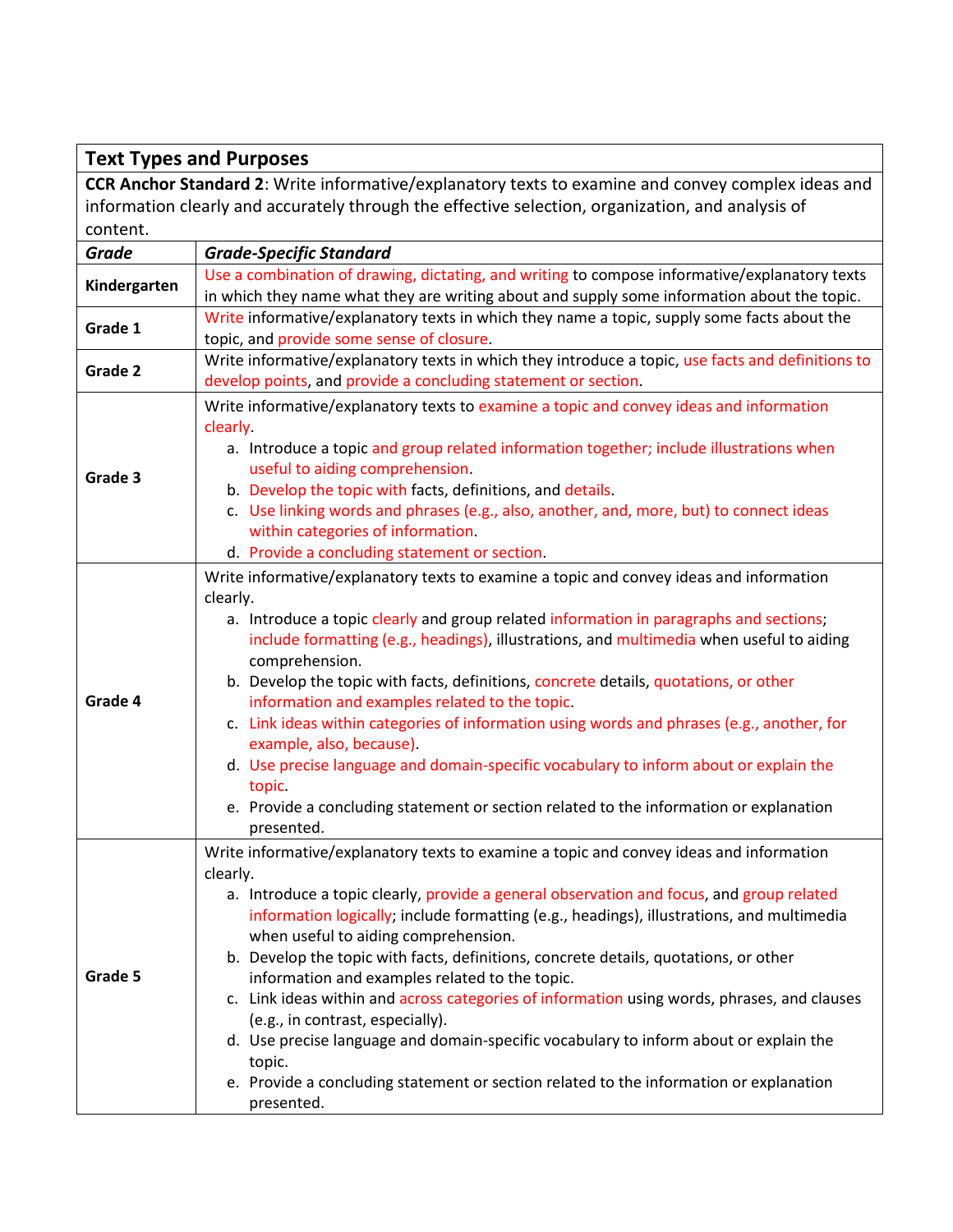| Text Types and Purposes | |
|---|---|
| **CCR Anchor Standard 2**: Write informative/explanatory texts to examine and convey complex ideas and information clearly and accurately through the effective selection, organization, and analysis of content. | |
| ***Grade*** | ***Grade-Specific Standard*** |
| **Kindergarten** | Use a combination of drawing, dictating, and writing to compose informative/explanatory texts in which they name what they are writing about and supply some information about the topic. |
| **Grade 1** | Write informative/explanatory texts in which they name a topic, supply some facts about the topic, and provide some sense of closure. |
| **Grade 2** | Write informative/explanatory texts in which they introduce a topic, use facts and definitions to develop points, and provide a concluding statement or section. |
| **Grade 3** | Write informative/explanatory texts to examine a topic and convey ideas and information clearly.<br>a. Introduce a topic and group related information together; include illustrations when useful to aiding comprehension.<br>b. Develop the topic with facts, definitions, and details.<br>c. Use linking words and phrases (e.g., also, another, and, more, but) to connect ideas within categories of information.<br>d. Provide a concluding statement or section. |
| **Grade 4** | Write informative/explanatory texts to examine a topic and convey ideas and information clearly.<br>a. Introduce a topic clearly and group related information in paragraphs and sections; include formatting (e.g., headings), illustrations, and multimedia when useful to aiding comprehension.<br>b. Develop the topic with facts, definitions, concrete details, quotations, or other information and examples related to the topic.<br>c. Link ideas within categories of information using words and phrases (e.g., another, for example, also, because).<br>d. Use precise language and domain-specific vocabulary to inform about or explain the topic.<br>e. Provide a concluding statement or section related to the information or explanation presented. |
| **Grade 5** | Write informative/explanatory texts to examine a topic and convey ideas and information clearly.<br>a. Introduce a topic clearly, provide a general observation and focus, and group related information logically; include formatting (e.g., headings), illustrations, and multimedia when useful to aiding comprehension.<br>b. Develop the topic with facts, definitions, concrete details, quotations, or other information and examples related to the topic.<br>c. Link ideas within and across categories of information using words, phrases, and clauses (e.g., in contrast, especially).<br>d. Use precise language and domain-specific vocabulary to inform about or explain the topic.<br>e. Provide a concluding statement or section related to the information or explanation presented. |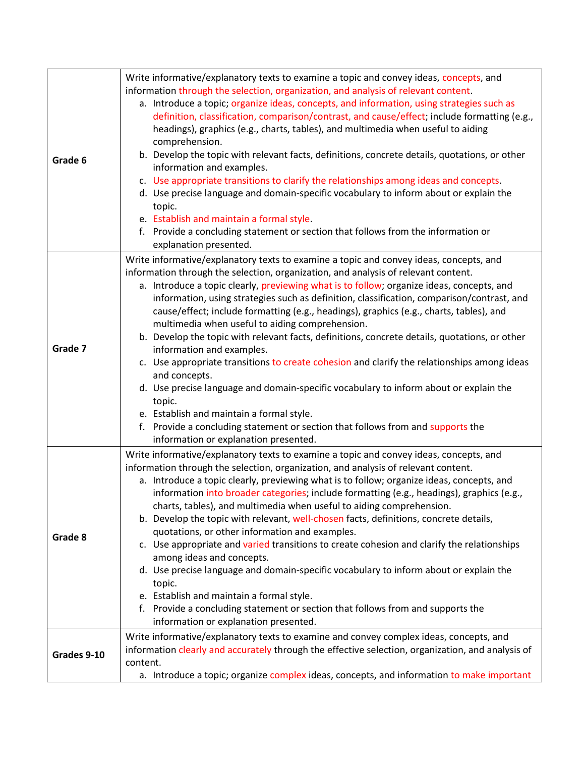| | |
|---|---|
| **Grade 6** | Write informative/explanatory texts to examine a topic and convey ideas, concepts, and information through the selection, organization, and analysis of relevant content.<br>a. Introduce a topic; organize ideas, concepts, and information, using strategies such as definition, classification, comparison/contrast, and cause/effect; include formatting (e.g., headings), graphics (e.g., charts, tables), and multimedia when useful to aiding comprehension.<br>b. Develop the topic with relevant facts, definitions, concrete details, quotations, or other information and examples.<br>c. Use appropriate transitions to clarify the relationships among ideas and concepts.<br>d. Use precise language and domain-specific vocabulary to inform about or explain the topic.<br>e. Establish and maintain a formal style.<br>f. Provide a concluding statement or section that follows from the information or explanation presented. |
| **Grade 7** | Write informative/explanatory texts to examine a topic and convey ideas, concepts, and information through the selection, organization, and analysis of relevant content.<br>a. Introduce a topic clearly, previewing what is to follow; organize ideas, concepts, and information, using strategies such as definition, classification, comparison/contrast, and cause/effect; include formatting (e.g., headings), graphics (e.g., charts, tables), and multimedia when useful to aiding comprehension.<br>b. Develop the topic with relevant facts, definitions, concrete details, quotations, or other information and examples.<br>c. Use appropriate transitions to create cohesion and clarify the relationships among ideas and concepts.<br>d. Use precise language and domain-specific vocabulary to inform about or explain the topic.<br>e. Establish and maintain a formal style.<br>f. Provide a concluding statement or section that follows from and supports the information or explanation presented. |
| **Grade 8** | Write informative/explanatory texts to examine a topic and convey ideas, concepts, and information through the selection, organization, and analysis of relevant content.<br>a. Introduce a topic clearly, previewing what is to follow; organize ideas, concepts, and information into broader categories; include formatting (e.g., headings), graphics (e.g., charts, tables), and multimedia when useful to aiding comprehension.<br>b. Develop the topic with relevant, well-chosen facts, definitions, concrete details, quotations, or other information and examples.<br>c. Use appropriate and varied transitions to create cohesion and clarify the relationships among ideas and concepts.<br>d. Use precise language and domain-specific vocabulary to inform about or explain the topic.<br>e. Establish and maintain a formal style.<br>f. Provide a concluding statement or section that follows from and supports the information or explanation presented. |
| **Grades 9-10** | Write informative/explanatory texts to examine and convey complex ideas, concepts, and information clearly and accurately through the effective selection, organization, and analysis of content.<br>a. Introduce a topic; organize complex ideas, concepts, and information to make important |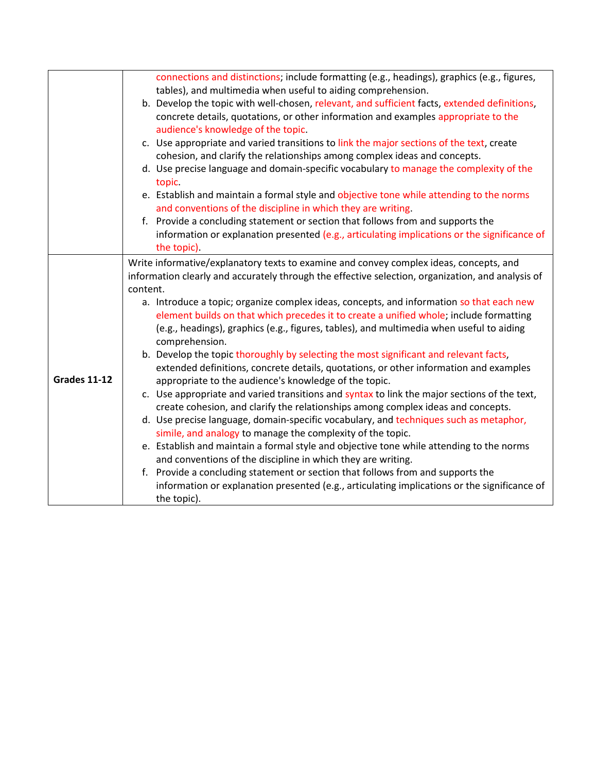| | |
|---|---|
| | connections and distinctions; include formatting (e.g., headings), graphics (e.g., figures, tables), and multimedia when useful to aiding comprehension.<br>b. Develop the topic with well-chosen, relevant, and sufficient facts, extended definitions, concrete details, quotations, or other information and examples appropriate to the audience's knowledge of the topic.<br>c. Use appropriate and varied transitions to link the major sections of the text, create cohesion, and clarify the relationships among complex ideas and concepts.<br>d. Use precise language and domain-specific vocabulary to manage the complexity of the topic.<br>e. Establish and maintain a formal style and objective tone while attending to the norms and conventions of the discipline in which they are writing.<br>f. Provide a concluding statement or section that follows from and supports the information or explanation presented (e.g., articulating implications or the significance of the topic). |
| **Grades 11-12** | Write informative/explanatory texts to examine and convey complex ideas, concepts, and information clearly and accurately through the effective selection, organization, and analysis of content.<br>a. Introduce a topic; organize complex ideas, concepts, and information so that each new element builds on that which precedes it to create a unified whole; include formatting (e.g., headings), graphics (e.g., figures, tables), and multimedia when useful to aiding comprehension.<br>b. Develop the topic thoroughly by selecting the most significant and relevant facts, extended definitions, concrete details, quotations, or other information and examples appropriate to the audience's knowledge of the topic.<br>c. Use appropriate and varied transitions and syntax to link the major sections of the text, create cohesion, and clarify the relationships among complex ideas and concepts.<br>d. Use precise language, domain-specific vocabulary, and techniques such as metaphor, simile, and analogy to manage the complexity of the topic.<br>e. Establish and maintain a formal style and objective tone while attending to the norms and conventions of the discipline in which they are writing.<br>f. Provide a concluding statement or section that follows from and supports the information or explanation presented (e.g., articulating implications or the significance of the topic). |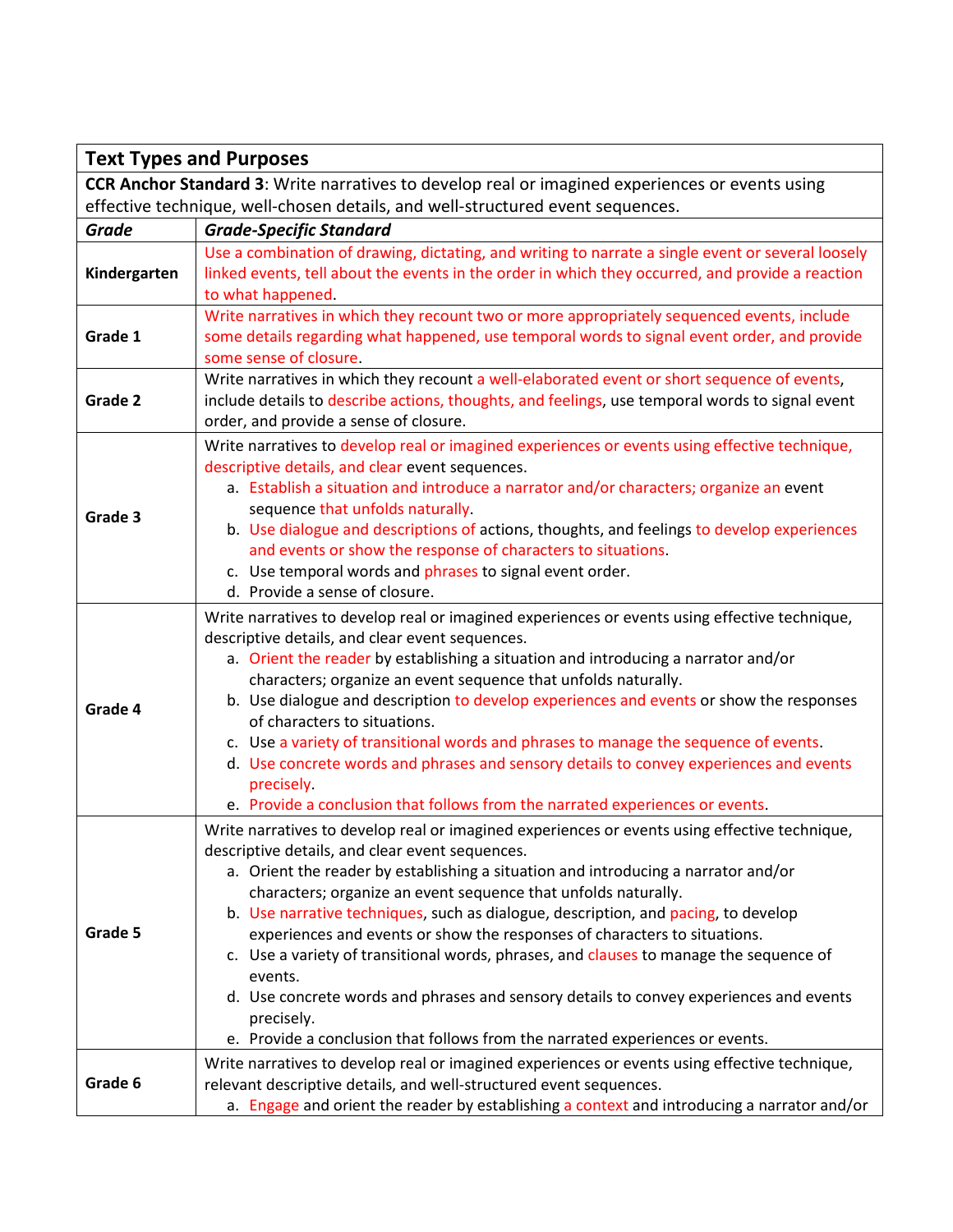| Text Types and Purposes | |
|---|---|
| **CCR Anchor Standard 3**: Write narratives to develop real or imagined experiences or events using effective technique, well-chosen details, and well-structured event sequences. | |
| ***Grade*** | ***Grade-Specific Standard*** |
| **Kindergarten** | Use a combination of drawing, dictating, and writing to narrate a single event or several loosely linked events, tell about the events in the order in which they occurred, and provide a reaction to what happened. |
| **Grade 1** | Write narratives in which they recount two or more appropriately sequenced events, include some details regarding what happened, use temporal words to signal event order, and provide some sense of closure. |
| **Grade 2** | Write narratives in which they recount a well-elaborated event or short sequence of events, include details to describe actions, thoughts, and feelings, use temporal words to signal event order, and provide a sense of closure. |
| **Grade 3** | Write narratives to develop real or imagined experiences or events using effective technique, descriptive details, and clear event sequences.<br>a. Establish a situation and introduce a narrator and/or characters; organize an event sequence that unfolds naturally.<br>b. Use dialogue and descriptions of actions, thoughts, and feelings to develop experiences and events or show the response of characters to situations.<br>c. Use temporal words and phrases to signal event order.<br>d. Provide a sense of closure. |
| **Grade 4** | Write narratives to develop real or imagined experiences or events using effective technique, descriptive details, and clear event sequences.<br>a. Orient the reader by establishing a situation and introducing a narrator and/or characters; organize an event sequence that unfolds naturally.<br>b. Use dialogue and description to develop experiences and events or show the responses of characters to situations.<br>c. Use a variety of transitional words and phrases to manage the sequence of events.<br>d. Use concrete words and phrases and sensory details to convey experiences and events precisely.<br>e. Provide a conclusion that follows from the narrated experiences or events. |
| **Grade 5** | Write narratives to develop real or imagined experiences or events using effective technique, descriptive details, and clear event sequences.<br>a. Orient the reader by establishing a situation and introducing a narrator and/or characters; organize an event sequence that unfolds naturally.<br>b. Use narrative techniques, such as dialogue, description, and pacing, to develop experiences and events or show the responses of characters to situations.<br>c. Use a variety of transitional words, phrases, and clauses to manage the sequence of events.<br>d. Use concrete words and phrases and sensory details to convey experiences and events precisely.<br>e. Provide a conclusion that follows from the narrated experiences or events. |
| **Grade 6** | Write narratives to develop real or imagined experiences or events using effective technique, relevant descriptive details, and well-structured event sequences.<br>a. Engage and orient the reader by establishing a context and introducing a narrator and/or |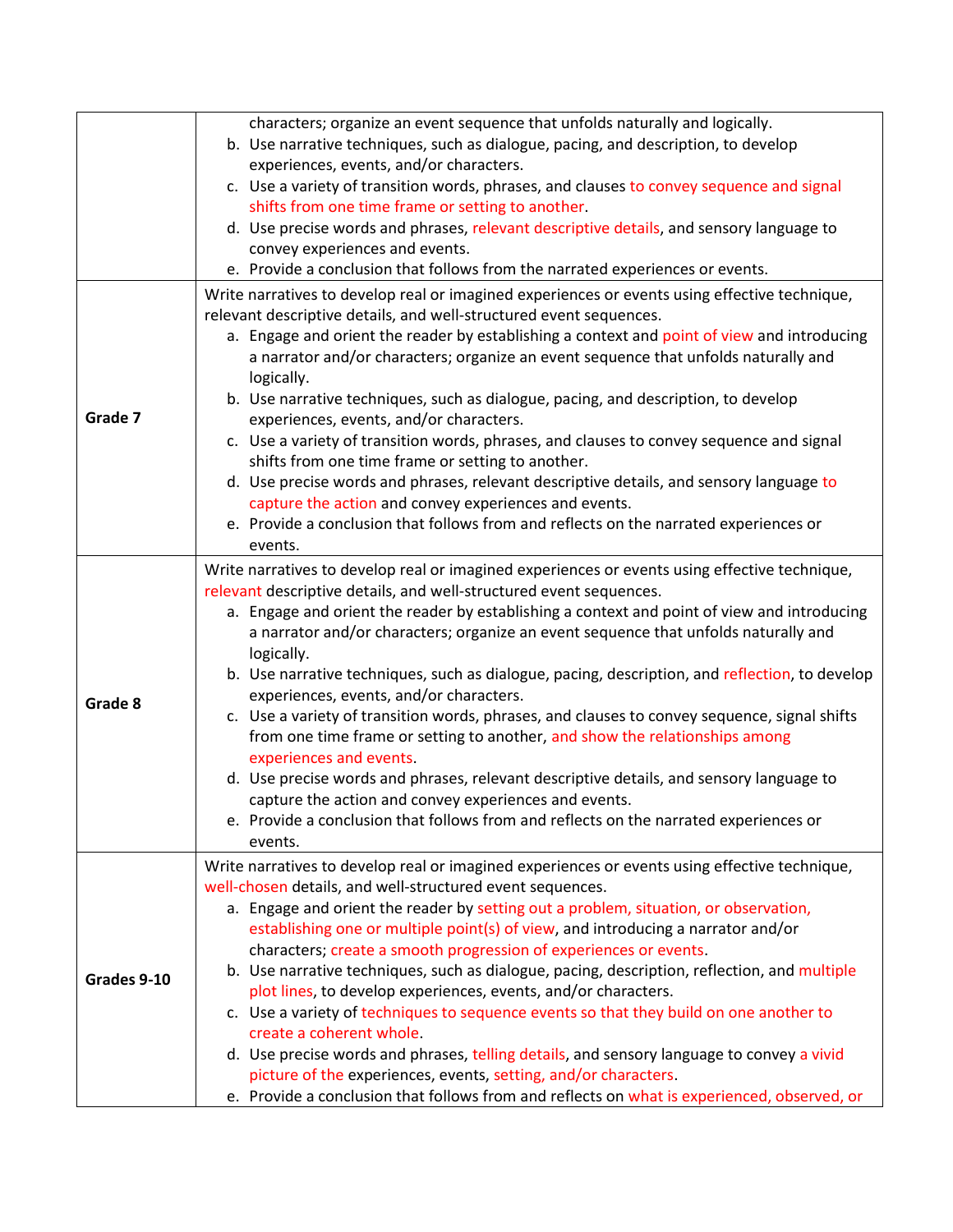| | |
|---|---|
| | characters; organize an event sequence that unfolds naturally and logically.<br>b. Use narrative techniques, such as dialogue, pacing, and description, to develop experiences, events, and/or characters.<br>c. Use a variety of transition words, phrases, and clauses to convey sequence and signal shifts from one time frame or setting to another.<br>d. Use precise words and phrases, relevant descriptive details, and sensory language to convey experiences and events.<br>e. Provide a conclusion that follows from the narrated experiences or events. |
| **Grade 7** | Write narratives to develop real or imagined experiences or events using effective technique, relevant descriptive details, and well-structured event sequences.<br>a. Engage and orient the reader by establishing a context and point of view and introducing a narrator and/or characters; organize an event sequence that unfolds naturally and logically.<br>b. Use narrative techniques, such as dialogue, pacing, and description, to develop experiences, events, and/or characters.<br>c. Use a variety of transition words, phrases, and clauses to convey sequence and signal shifts from one time frame or setting to another.<br>d. Use precise words and phrases, relevant descriptive details, and sensory language to capture the action and convey experiences and events.<br>e. Provide a conclusion that follows from and reflects on the narrated experiences or events. |
| **Grade 8** | Write narratives to develop real or imagined experiences or events using effective technique, relevant descriptive details, and well-structured event sequences.<br>a. Engage and orient the reader by establishing a context and point of view and introducing a narrator and/or characters; organize an event sequence that unfolds naturally and logically.<br>b. Use narrative techniques, such as dialogue, pacing, description, and reflection, to develop experiences, events, and/or characters.<br>c. Use a variety of transition words, phrases, and clauses to convey sequence, signal shifts from one time frame or setting to another, and show the relationships among experiences and events.<br>d. Use precise words and phrases, relevant descriptive details, and sensory language to capture the action and convey experiences and events.<br>e. Provide a conclusion that follows from and reflects on the narrated experiences or events. |
| **Grades 9-10** | Write narratives to develop real or imagined experiences or events using effective technique, well-chosen details, and well-structured event sequences.<br>a. Engage and orient the reader by setting out a problem, situation, or observation, establishing one or multiple point(s) of view, and introducing a narrator and/or characters; create a smooth progression of experiences or events.<br>b. Use narrative techniques, such as dialogue, pacing, description, reflection, and multiple plot lines, to develop experiences, events, and/or characters.<br>c. Use a variety of techniques to sequence events so that they build on one another to create a coherent whole.<br>d. Use precise words and phrases, telling details, and sensory language to convey a vivid picture of the experiences, events, setting, and/or characters.<br>e. Provide a conclusion that follows from and reflects on what is experienced, observed, or |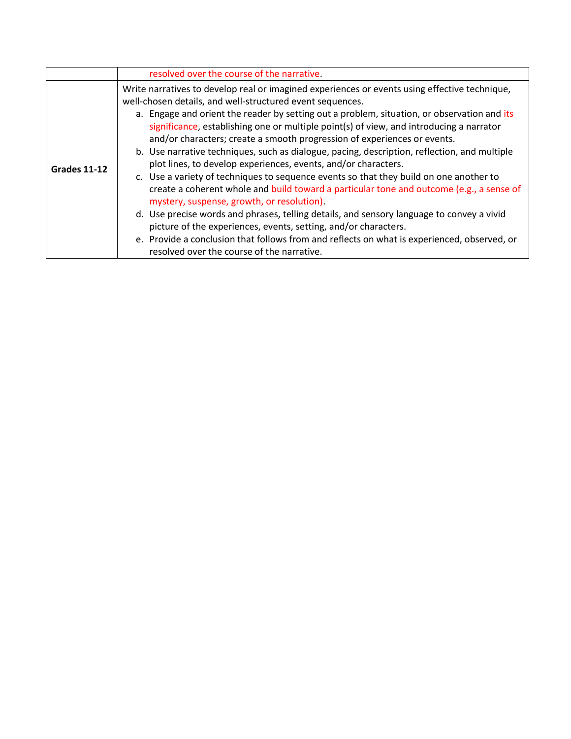|  |  |
| --- | --- |
|  | resolved over the course of the narrative. |
| **Grades 11-12** | Write narratives to develop real or imagined experiences or events using effective technique, well-chosen details, and well-structured event sequences.<br>a. Engage and orient the reader by setting out a problem, situation, or observation and its significance, establishing one or multiple point(s) of view, and introducing a narrator and/or characters; create a smooth progression of experiences or events.<br>b. Use narrative techniques, such as dialogue, pacing, description, reflection, and multiple plot lines, to develop experiences, events, and/or characters.<br>c. Use a variety of techniques to sequence events so that they build on one another to create a coherent whole and build toward a particular tone and outcome (e.g., a sense of mystery, suspense, growth, or resolution).<br>d. Use precise words and phrases, telling details, and sensory language to convey a vivid picture of the experiences, events, setting, and/or characters.<br>e. Provide a conclusion that follows from and reflects on what is experienced, observed, or resolved over the course of the narrative. |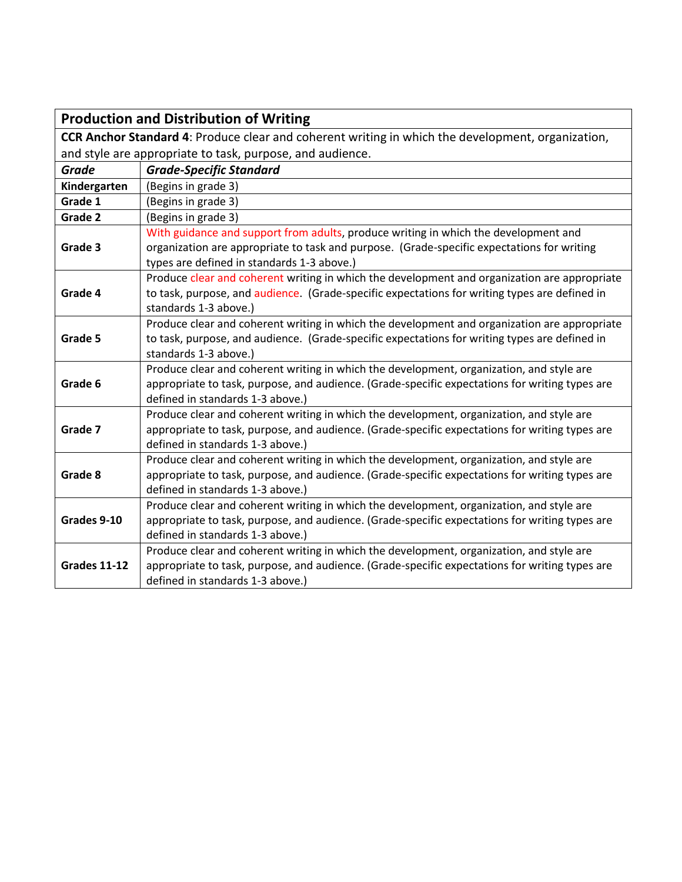| **Production and Distribution of Writing** | |
|---|---|
| **CCR Anchor Standard 4**: Produce clear and coherent writing in which the development, organization, and style are appropriate to task, purpose, and audience. | |
| ***Grade*** | ***Grade-Specific Standard*** |
| **Kindergarten** | (Begins in grade 3) |
| **Grade 1** | (Begins in grade 3) |
| **Grade 2** | (Begins in grade 3) |
| **Grade 3** | With guidance and support from adults, produce writing in which the development and organization are appropriate to task and purpose. (Grade-specific expectations for writing types are defined in standards 1-3 above.) |
| **Grade 4** | Produce clear and coherent writing in which the development and organization are appropriate to task, purpose, and audience. (Grade-specific expectations for writing types are defined in standards 1-3 above.) |
| **Grade 5** | Produce clear and coherent writing in which the development and organization are appropriate to task, purpose, and audience. (Grade-specific expectations for writing types are defined in standards 1-3 above.) |
| **Grade 6** | Produce clear and coherent writing in which the development, organization, and style are appropriate to task, purpose, and audience. (Grade-specific expectations for writing types are defined in standards 1-3 above.) |
| **Grade 7** | Produce clear and coherent writing in which the development, organization, and style are appropriate to task, purpose, and audience. (Grade-specific expectations for writing types are defined in standards 1-3 above.) |
| **Grade 8** | Produce clear and coherent writing in which the development, organization, and style are appropriate to task, purpose, and audience. (Grade-specific expectations for writing types are defined in standards 1-3 above.) |
| **Grades 9-10** | Produce clear and coherent writing in which the development, organization, and style are appropriate to task, purpose, and audience. (Grade-specific expectations for writing types are defined in standards 1-3 above.) |
| **Grades 11-12** | Produce clear and coherent writing in which the development, organization, and style are appropriate to task, purpose, and audience. (Grade-specific expectations for writing types are defined in standards 1-3 above.) |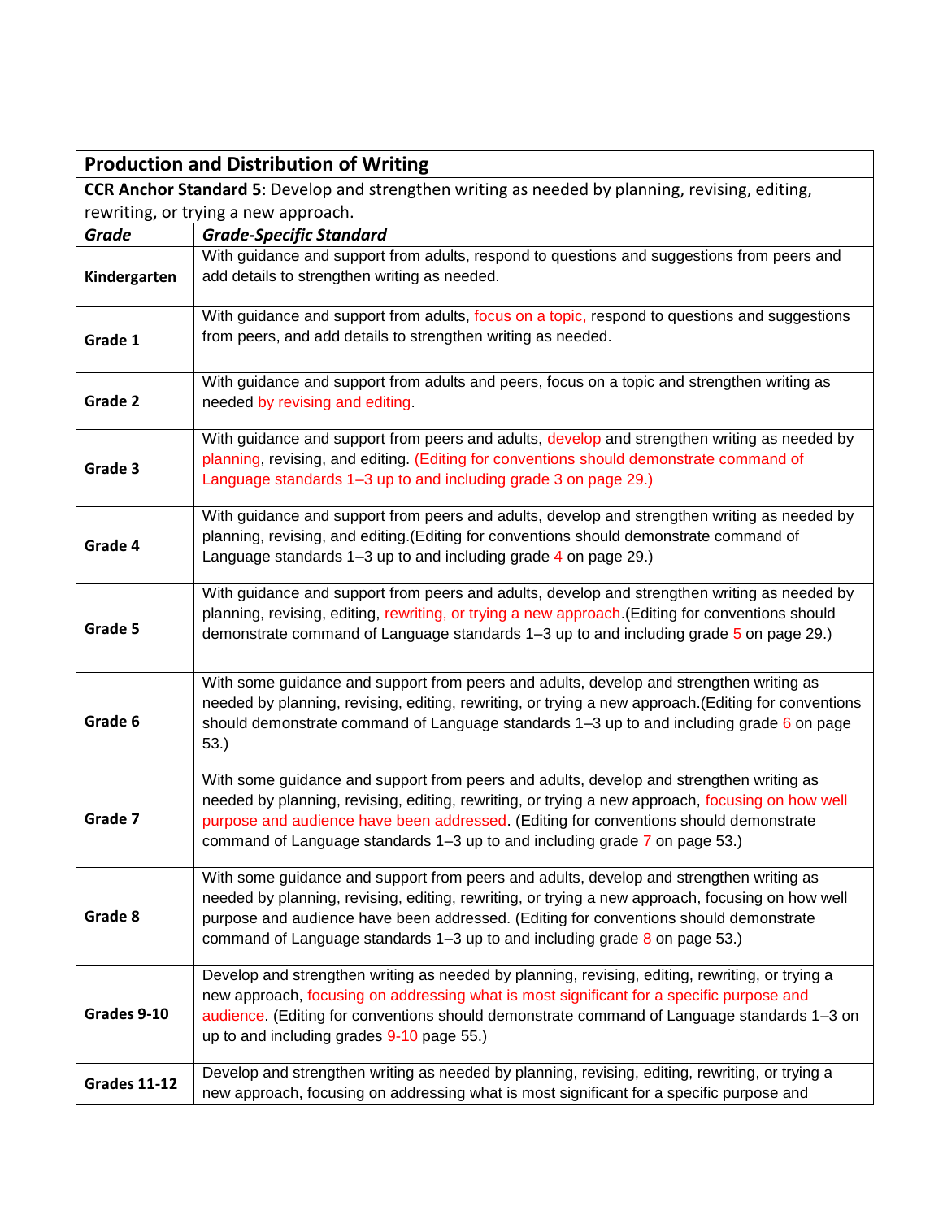| Production and Distribution of Writing | |
|---|---|
| **CCR Anchor Standard 5**: Develop and strengthen writing as needed by planning, revising, editing, rewriting, or trying a new approach. | |
| ***Grade*** | ***Grade-Specific Standard*** |
| **Kindergarten** | With guidance and support from adults, respond to questions and suggestions from peers and add details to strengthen writing as needed. |
| **Grade 1** | With guidance and support from adults, focus on a topic, respond to questions and suggestions from peers, and add details to strengthen writing as needed. |
| **Grade 2** | With guidance and support from adults and peers, focus on a topic and strengthen writing as needed by revising and editing. |
| **Grade 3** | With guidance and support from peers and adults, develop and strengthen writing as needed by planning, revising, and editing. (Editing for conventions should demonstrate command of Language standards 1–3 up to and including grade 3 on page 29.) |
| **Grade 4** | With guidance and support from peers and adults, develop and strengthen writing as needed by planning, revising, and editing.(Editing for conventions should demonstrate command of Language standards 1–3 up to and including grade 4 on page 29.) |
| **Grade 5** | With guidance and support from peers and adults, develop and strengthen writing as needed by planning, revising, editing, rewriting, or trying a new approach.(Editing for conventions should demonstrate command of Language standards 1–3 up to and including grade 5 on page 29.) |
| **Grade 6** | With some guidance and support from peers and adults, develop and strengthen writing as needed by planning, revising, editing, rewriting, or trying a new approach.(Editing for conventions should demonstrate command of Language standards 1–3 up to and including grade 6 on page 53.) |
| **Grade 7** | With some guidance and support from peers and adults, develop and strengthen writing as needed by planning, revising, editing, rewriting, or trying a new approach, focusing on how well purpose and audience have been addressed. (Editing for conventions should demonstrate command of Language standards 1–3 up to and including grade 7 on page 53.) |
| **Grade 8** | With some guidance and support from peers and adults, develop and strengthen writing as needed by planning, revising, editing, rewriting, or trying a new approach, focusing on how well purpose and audience have been addressed. (Editing for conventions should demonstrate command of Language standards 1–3 up to and including grade 8 on page 53.) |
| **Grades 9-10** | Develop and strengthen writing as needed by planning, revising, editing, rewriting, or trying a new approach, focusing on addressing what is most significant for a specific purpose and audience. (Editing for conventions should demonstrate command of Language standards 1–3 on up to and including grades 9-10 page 55.) |
| **Grades 11-12** | Develop and strengthen writing as needed by planning, revising, editing, rewriting, or trying a new approach, focusing on addressing what is most significant for a specific purpose and |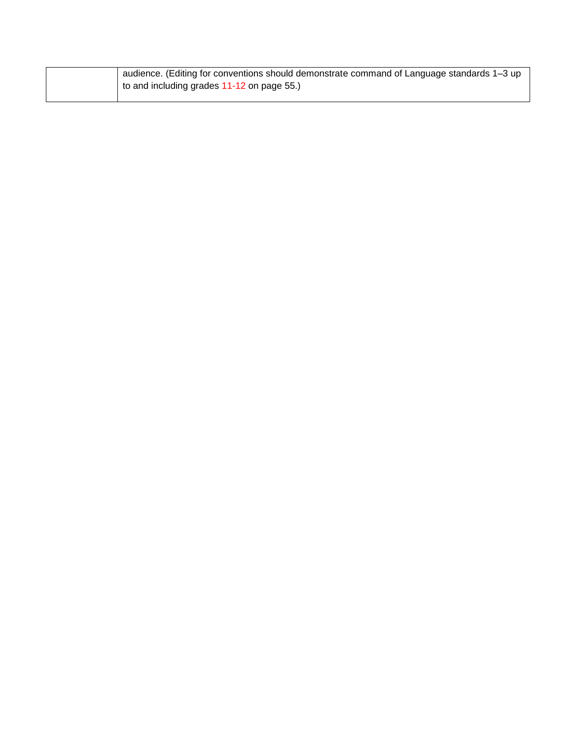|  |  |
|---|---|
|  | audience. (Editing for conventions should demonstrate command of Language standards 1–3 up to and including grades 11-12 on page 55.) |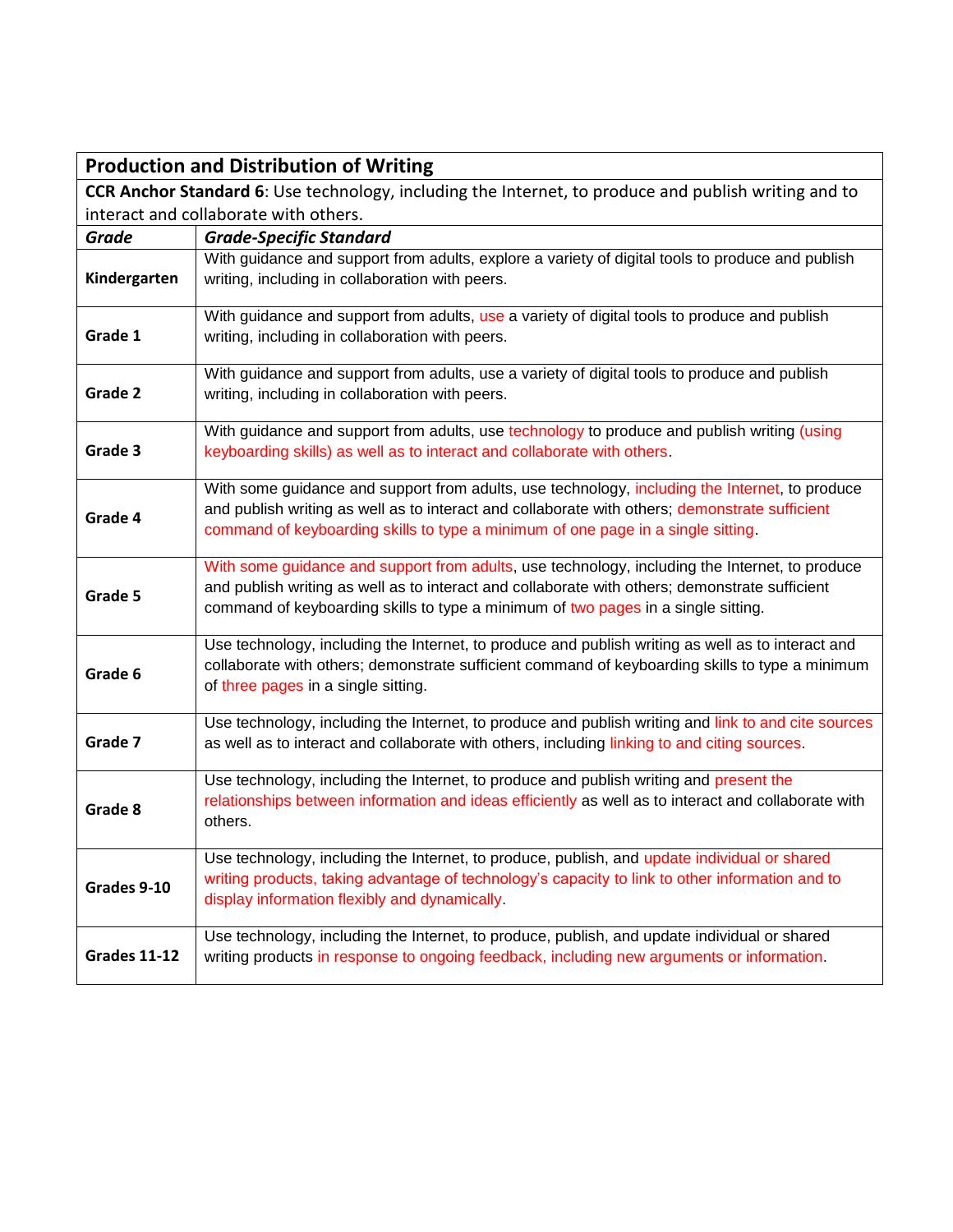| **Production and Distribution of Writing** | |
|---|---|
| **CCR Anchor Standard 6**: Use technology, including the Internet, to produce and publish writing and to interact and collaborate with others. | |
| ***Grade*** | ***Grade-Specific Standard*** |
| **Kindergarten** | With guidance and support from adults, explore a variety of digital tools to produce and publish writing, including in collaboration with peers. |
| **Grade 1** | With guidance and support from adults, use a variety of digital tools to produce and publish writing, including in collaboration with peers. |
| **Grade 2** | With guidance and support from adults, use a variety of digital tools to produce and publish writing, including in collaboration with peers. |
| **Grade 3** | With guidance and support from adults, use technology to produce and publish writing (using keyboarding skills) as well as to interact and collaborate with others. |
| **Grade 4** | With some guidance and support from adults, use technology, including the Internet, to produce and publish writing as well as to interact and collaborate with others; demonstrate sufficient command of keyboarding skills to type a minimum of one page in a single sitting. |
| **Grade 5** | With some guidance and support from adults, use technology, including the Internet, to produce and publish writing as well as to interact and collaborate with others; demonstrate sufficient command of keyboarding skills to type a minimum of two pages in a single sitting. |
| **Grade 6** | Use technology, including the Internet, to produce and publish writing as well as to interact and collaborate with others; demonstrate sufficient command of keyboarding skills to type a minimum of three pages in a single sitting. |
| **Grade 7** | Use technology, including the Internet, to produce and publish writing and link to and cite sources as well as to interact and collaborate with others, including linking to and citing sources. |
| **Grade 8** | Use technology, including the Internet, to produce and publish writing and present the relationships between information and ideas efficiently as well as to interact and collaborate with others. |
| **Grades 9-10** | Use technology, including the Internet, to produce, publish, and update individual or shared writing products, taking advantage of technology's capacity to link to other information and to display information flexibly and dynamically. |
| **Grades 11-12** | Use technology, including the Internet, to produce, publish, and update individual or shared writing products in response to ongoing feedback, including new arguments or information. |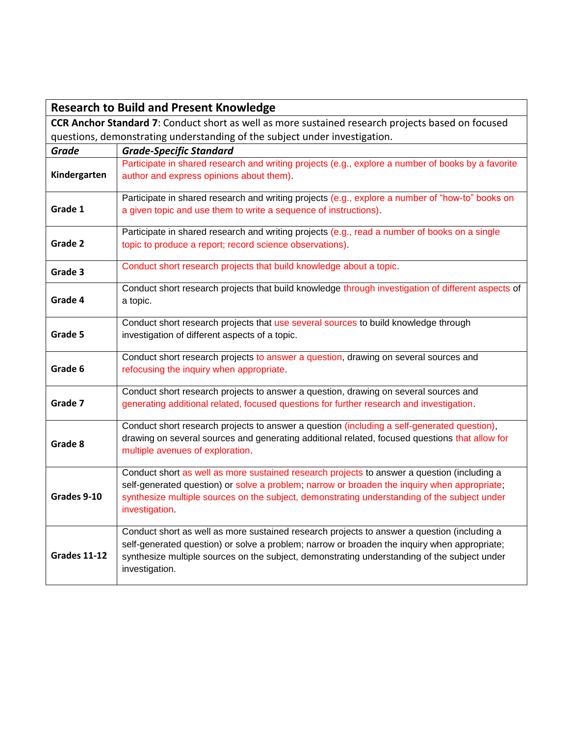| Research to Build and Present Knowledge | |
|---|---|
| **CCR Anchor Standard 7**: Conduct short as well as more sustained research projects based on focused questions, demonstrating understanding of the subject under investigation. | |
| ***Grade*** | ***Grade-Specific Standard*** |
| **Kindergarten** | Participate in shared research and writing projects (e.g., explore a number of books by a favorite author and express opinions about them). |
| **Grade 1** | Participate in shared research and writing projects (e.g., explore a number of "how-to" books on a given topic and use them to write a sequence of instructions). |
| **Grade 2** | Participate in shared research and writing projects (e.g., read a number of books on a single topic to produce a report; record science observations). |
| **Grade 3** | Conduct short research projects that build knowledge about a topic. |
| **Grade 4** | Conduct short research projects that build knowledge through investigation of different aspects of a topic. |
| **Grade 5** | Conduct short research projects that use several sources to build knowledge through investigation of different aspects of a topic. |
| **Grade 6** | Conduct short research projects to answer a question, drawing on several sources and refocusing the inquiry when appropriate. |
| **Grade 7** | Conduct short research projects to answer a question, drawing on several sources and generating additional related, focused questions for further research and investigation. |
| **Grade 8** | Conduct short research projects to answer a question (including a self-generated question), drawing on several sources and generating additional related, focused questions that allow for multiple avenues of exploration. |
| **Grades 9-10** | Conduct short as well as more sustained research projects to answer a question (including a self-generated question) or solve a problem; narrow or broaden the inquiry when appropriate; synthesize multiple sources on the subject, demonstrating understanding of the subject under investigation. |
| **Grades 11-12** | Conduct short as well as more sustained research projects to answer a question (including a self-generated question) or solve a problem; narrow or broaden the inquiry when appropriate; synthesize multiple sources on the subject, demonstrating understanding of the subject under investigation. |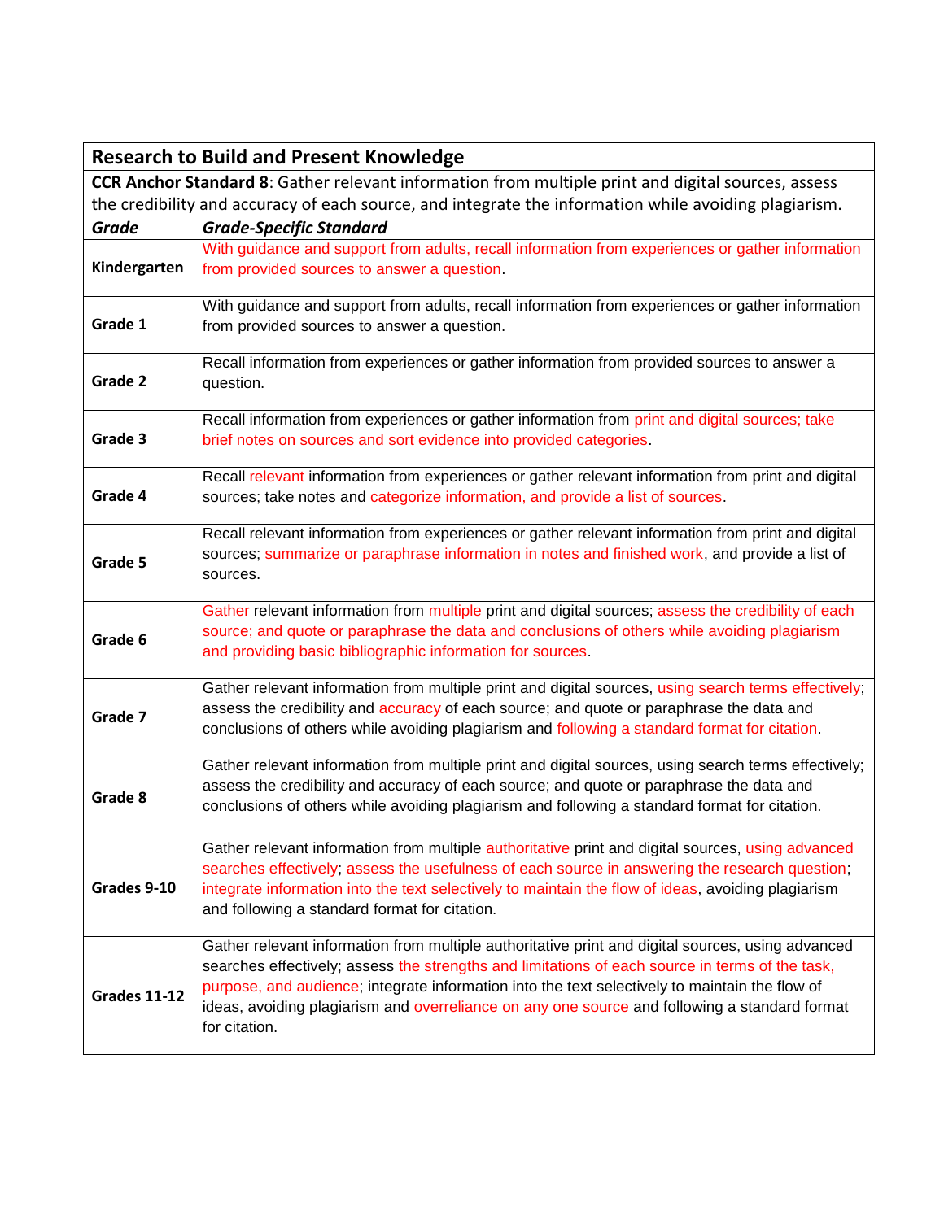| Research to Build and Present Knowledge | |
|---|---|
| **CCR Anchor Standard 8**: Gather relevant information from multiple print and digital sources, assess the credibility and accuracy of each source, and integrate the information while avoiding plagiarism. | |
| ***Grade*** | ***Grade-Specific Standard*** |
| **Kindergarten** | With guidance and support from adults, recall information from experiences or gather information from provided sources to answer a question. |
| **Grade 1** | With guidance and support from adults, recall information from experiences or gather information from provided sources to answer a question. |
| **Grade 2** | Recall information from experiences or gather information from provided sources to answer a question. |
| **Grade 3** | Recall information from experiences or gather information from print and digital sources; take brief notes on sources and sort evidence into provided categories. |
| **Grade 4** | Recall relevant information from experiences or gather relevant information from print and digital sources; take notes and categorize information, and provide a list of sources. |
| **Grade 5** | Recall relevant information from experiences or gather relevant information from print and digital sources; summarize or paraphrase information in notes and finished work, and provide a list of sources. |
| **Grade 6** | Gather relevant information from multiple print and digital sources; assess the credibility of each source; and quote or paraphrase the data and conclusions of others while avoiding plagiarism and providing basic bibliographic information for sources. |
| **Grade 7** | Gather relevant information from multiple print and digital sources, using search terms effectively; assess the credibility and accuracy of each source; and quote or paraphrase the data and conclusions of others while avoiding plagiarism and following a standard format for citation. |
| **Grade 8** | Gather relevant information from multiple print and digital sources, using search terms effectively; assess the credibility and accuracy of each source; and quote or paraphrase the data and conclusions of others while avoiding plagiarism and following a standard format for citation. |
| **Grades 9-10** | Gather relevant information from multiple authoritative print and digital sources, using advanced searches effectively; assess the usefulness of each source in answering the research question; integrate information into the text selectively to maintain the flow of ideas, avoiding plagiarism and following a standard format for citation. |
| **Grades 11-12** | Gather relevant information from multiple authoritative print and digital sources, using advanced searches effectively; assess the strengths and limitations of each source in terms of the task, purpose, and audience; integrate information into the text selectively to maintain the flow of ideas, avoiding plagiarism and overreliance on any one source and following a standard format for citation. |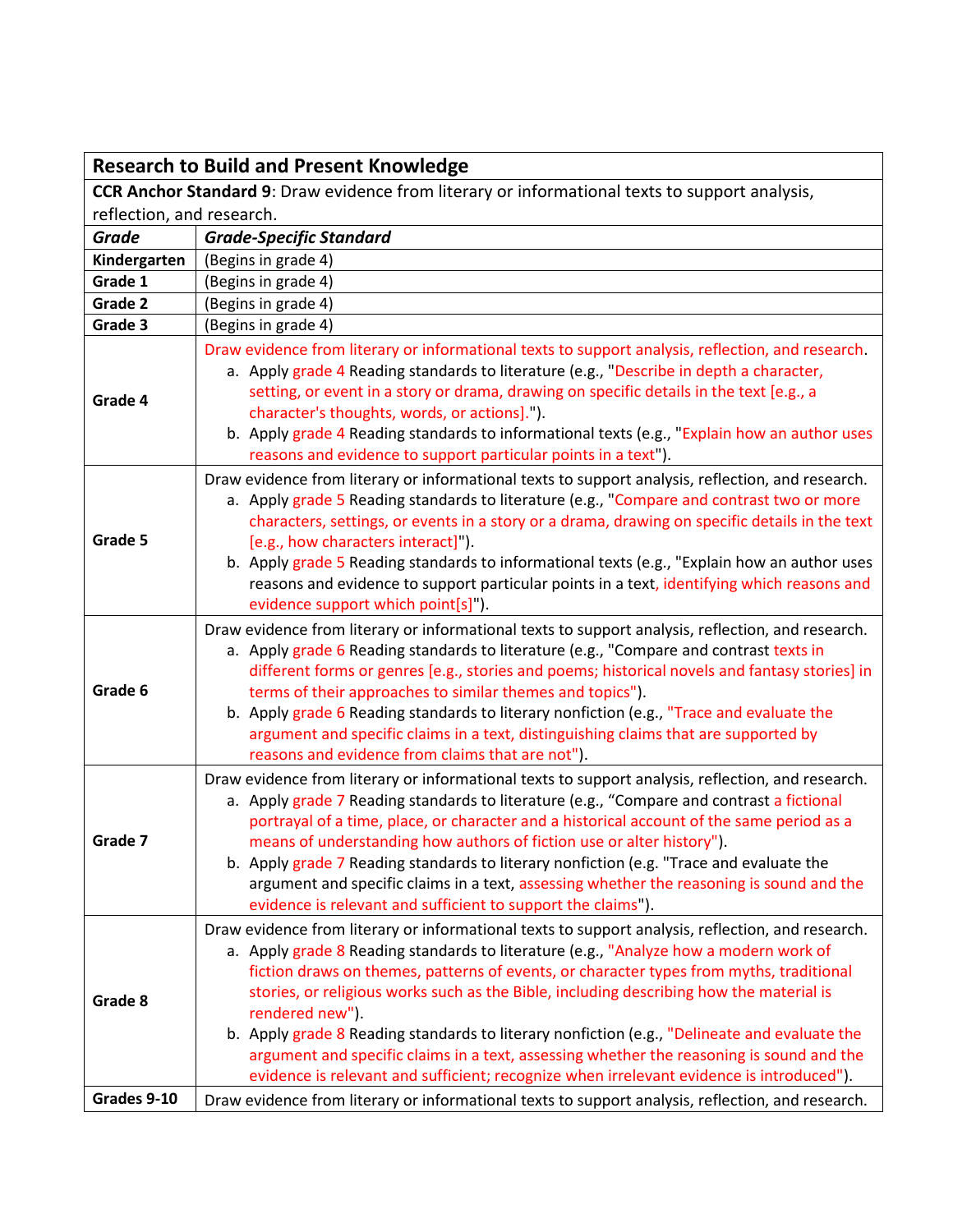| Research to Build and Present Knowledge | |
|---|---|
| **CCR Anchor Standard 9**: Draw evidence from literary or informational texts to support analysis, reflection, and research. | |
| ***Grade*** | ***Grade-Specific Standard*** |
| **Kindergarten** | (Begins in grade 4) |
| **Grade 1** | (Begins in grade 4) |
| **Grade 2** | (Begins in grade 4) |
| **Grade 3** | (Begins in grade 4) |
| **Grade 4** | Draw evidence from literary or informational texts to support analysis, reflection, and research.<br>a. Apply grade 4 Reading standards to literature (e.g., "Describe in depth a character, setting, or event in a story or drama, drawing on specific details in the text [e.g., a character's thoughts, words, or actions].").<br>b. Apply grade 4 Reading standards to informational texts (e.g., "Explain how an author uses reasons and evidence to support particular points in a text"). |
| **Grade 5** | Draw evidence from literary or informational texts to support analysis, reflection, and research.<br>a. Apply grade 5 Reading standards to literature (e.g., "Compare and contrast two or more characters, settings, or events in a story or a drama, drawing on specific details in the text [e.g., how characters interact]").<br>b. Apply grade 5 Reading standards to informational texts (e.g., "Explain how an author uses reasons and evidence to support particular points in a text, identifying which reasons and evidence support which point[s]"). |
| **Grade 6** | Draw evidence from literary or informational texts to support analysis, reflection, and research.<br>a. Apply grade 6 Reading standards to literature (e.g., "Compare and contrast texts in different forms or genres [e.g., stories and poems; historical novels and fantasy stories] in terms of their approaches to similar themes and topics").<br>b. Apply grade 6 Reading standards to literary nonfiction (e.g., "Trace and evaluate the argument and specific claims in a text, distinguishing claims that are supported by reasons and evidence from claims that are not"). |
| **Grade 7** | Draw evidence from literary or informational texts to support analysis, reflection, and research.<br>a. Apply grade 7 Reading standards to literature (e.g., "Compare and contrast a fictional portrayal of a time, place, or character and a historical account of the same period as a means of understanding how authors of fiction use or alter history").<br>b. Apply grade 7 Reading standards to literary nonfiction (e.g. "Trace and evaluate the argument and specific claims in a text, assessing whether the reasoning is sound and the evidence is relevant and sufficient to support the claims"). |
| **Grade 8** | Draw evidence from literary or informational texts to support analysis, reflection, and research.<br>a. Apply grade 8 Reading standards to literature (e.g., "Analyze how a modern work of fiction draws on themes, patterns of events, or character types from myths, traditional stories, or religious works such as the Bible, including describing how the material is rendered new").<br>b. Apply grade 8 Reading standards to literary nonfiction (e.g., "Delineate and evaluate the argument and specific claims in a text, assessing whether the reasoning is sound and the evidence is relevant and sufficient; recognize when irrelevant evidence is introduced"). |
| **Grades 9-10** | Draw evidence from literary or informational texts to support analysis, reflection, and research. |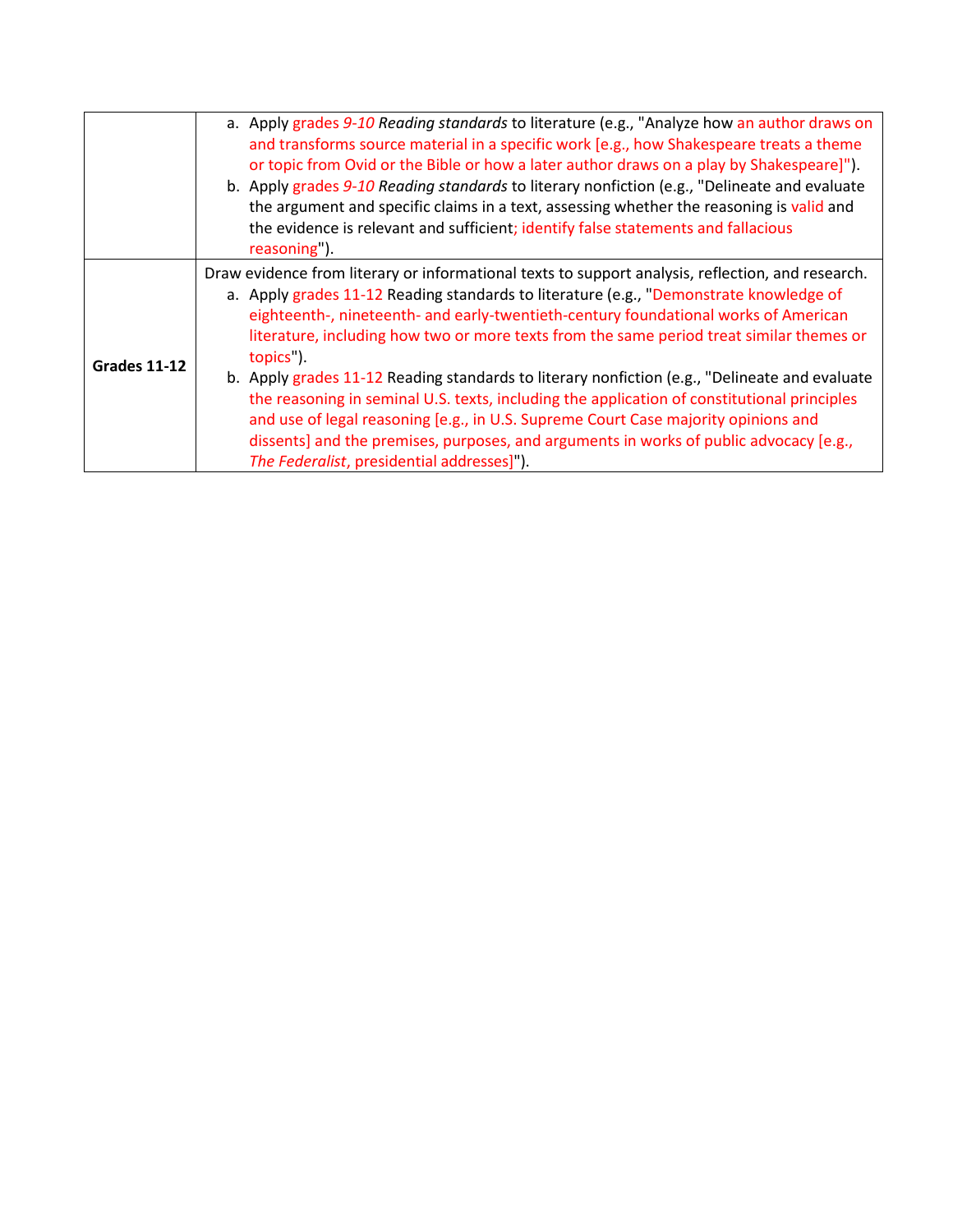| | |
|---|---|
| | a. Apply grades *9-10* *Reading standards* to literature (e.g., "Analyze how an author draws on and transforms source material in a specific work [e.g., how Shakespeare treats a theme or topic from Ovid or the Bible or how a later author draws on a play by Shakespeare]").<br>b. Apply grades *9-10* *Reading standards* to literary nonfiction (e.g., "Delineate and evaluate the argument and specific claims in a text, assessing whether the reasoning is valid and the evidence is relevant and sufficient; identify false statements and fallacious reasoning"). |
| **Grades 11-12** | Draw evidence from literary or informational texts to support analysis, reflection, and research.<br>a. Apply grades 11-12 Reading standards to literature (e.g., "Demonstrate knowledge of eighteenth-, nineteenth- and early-twentieth-century foundational works of American literature, including how two or more texts from the same period treat similar themes or topics").<br>b. Apply grades 11-12 Reading standards to literary nonfiction (e.g., "Delineate and evaluate the reasoning in seminal U.S. texts, including the application of constitutional principles and use of legal reasoning [e.g., in U.S. Supreme Court Case majority opinions and dissents] and the premises, purposes, and arguments in works of public advocacy [e.g., *The Federalist*, presidential addresses]"). |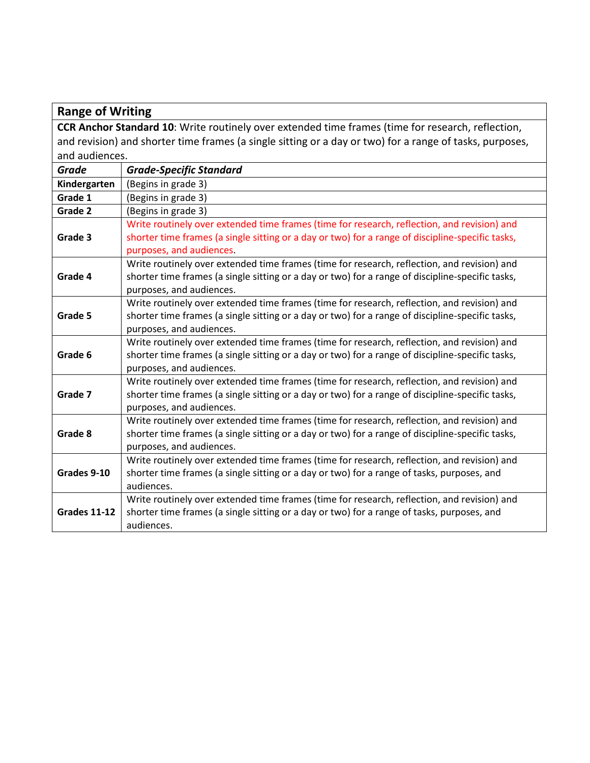| **Range of Writing** | |
|---|---|
| **CCR Anchor Standard 10**: Write routinely over extended time frames (time for research, reflection, and revision) and shorter time frames (a single sitting or a day or two) for a range of tasks, purposes, and audiences. | |
| ***Grade*** | ***Grade-Specific Standard*** |
| **Kindergarten** | (Begins in grade 3) |
| **Grade 1** | (Begins in grade 3) |
| **Grade 2** | (Begins in grade 3) |
| **Grade 3** | Write routinely over extended time frames (time for research, reflection, and revision) and shorter time frames (a single sitting or a day or two) for a range of discipline-specific tasks, purposes, and audiences. |
| **Grade 4** | Write routinely over extended time frames (time for research, reflection, and revision) and shorter time frames (a single sitting or a day or two) for a range of discipline-specific tasks, purposes, and audiences. |
| **Grade 5** | Write routinely over extended time frames (time for research, reflection, and revision) and shorter time frames (a single sitting or a day or two) for a range of discipline-specific tasks, purposes, and audiences. |
| **Grade 6** | Write routinely over extended time frames (time for research, reflection, and revision) and shorter time frames (a single sitting or a day or two) for a range of discipline-specific tasks, purposes, and audiences. |
| **Grade 7** | Write routinely over extended time frames (time for research, reflection, and revision) and shorter time frames (a single sitting or a day or two) for a range of discipline-specific tasks, purposes, and audiences. |
| **Grade 8** | Write routinely over extended time frames (time for research, reflection, and revision) and shorter time frames (a single sitting or a day or two) for a range of discipline-specific tasks, purposes, and audiences. |
| **Grades 9-10** | Write routinely over extended time frames (time for research, reflection, and revision) and shorter time frames (a single sitting or a day or two) for a range of tasks, purposes, and audiences. |
| **Grades 11-12** | Write routinely over extended time frames (time for research, reflection, and revision) and shorter time frames (a single sitting or a day or two) for a range of tasks, purposes, and audiences. |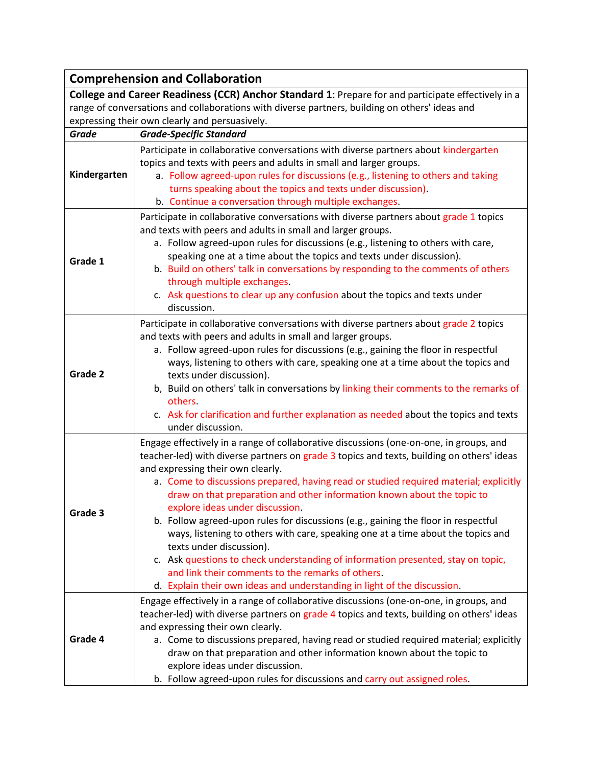| Comprehension and Collaboration | |
|---|---|
| **College and Career Readiness (CCR) Anchor Standard 1**: Prepare for and participate effectively in a range of conversations and collaborations with diverse partners, building on others' ideas and expressing their own clearly and persuasively. | |
| ***Grade*** | ***Grade-Specific Standard*** |
| **Kindergarten** | Participate in collaborative conversations with diverse partners about kindergarten topics and texts with peers and adults in small and larger groups.<br>a. Follow agreed-upon rules for discussions (e.g., listening to others and taking turns speaking about the topics and texts under discussion).<br>b. Continue a conversation through multiple exchanges. |
| **Grade 1** | Participate in collaborative conversations with diverse partners about grade 1 topics and texts with peers and adults in small and larger groups.<br>a. Follow agreed-upon rules for discussions (e.g., listening to others with care, speaking one at a time about the topics and texts under discussion).<br>b. Build on others' talk in conversations by responding to the comments of others through multiple exchanges.<br>c. Ask questions to clear up any confusion about the topics and texts under discussion. |
| **Grade 2** | Participate in collaborative conversations with diverse partners about grade 2 topics and texts with peers and adults in small and larger groups.<br>a. Follow agreed-upon rules for discussions (e.g., gaining the floor in respectful ways, listening to others with care, speaking one at a time about the topics and texts under discussion).<br>b, Build on others' talk in conversations by linking their comments to the remarks of others.<br>c. Ask for clarification and further explanation as needed about the topics and texts under discussion. |
| **Grade 3** | Engage effectively in a range of collaborative discussions (one-on-one, in groups, and teacher-led) with diverse partners on grade 3 topics and texts, building on others' ideas and expressing their own clearly.<br>a. Come to discussions prepared, having read or studied required material; explicitly draw on that preparation and other information known about the topic to explore ideas under discussion.<br>b. Follow agreed-upon rules for discussions (e.g., gaining the floor in respectful ways, listening to others with care, speaking one at a time about the topics and texts under discussion).<br>c. Ask questions to check understanding of information presented, stay on topic, and link their comments to the remarks of others.<br>d. Explain their own ideas and understanding in light of the discussion. |
| **Grade 4** | Engage effectively in a range of collaborative discussions (one-on-one, in groups, and teacher-led) with diverse partners on grade 4 topics and texts, building on others' ideas and expressing their own clearly.<br>a. Come to discussions prepared, having read or studied required material; explicitly draw on that preparation and other information known about the topic to explore ideas under discussion.<br>b. Follow agreed-upon rules for discussions and carry out assigned roles. |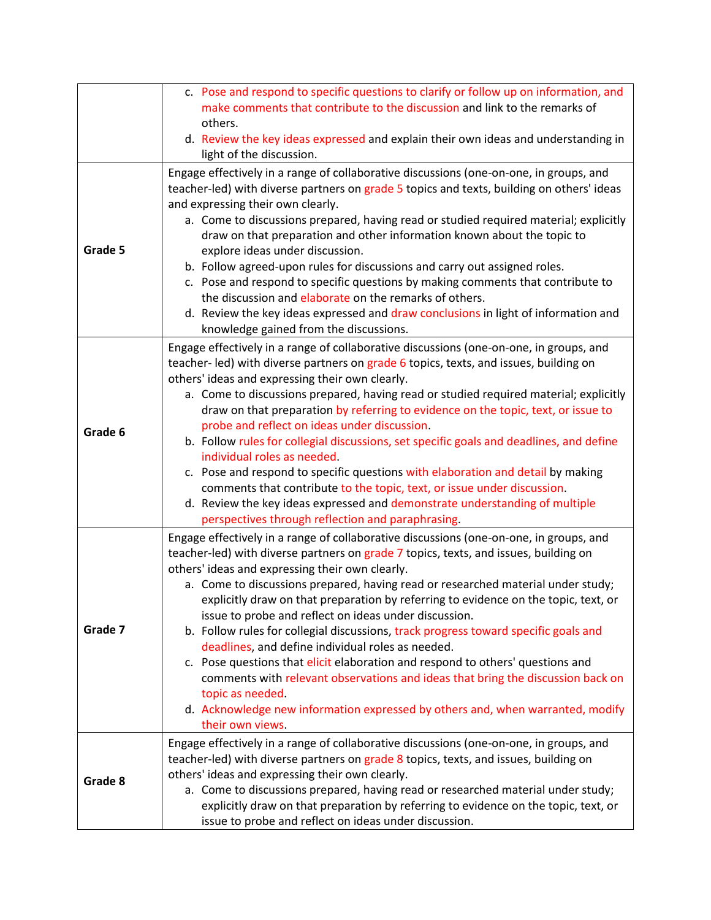| | |
|---|---|
| | c. Pose and respond to specific questions to clarify or follow up on information, and make comments that contribute to the discussion and link to the remarks of others.<br>d. Review the key ideas expressed and explain their own ideas and understanding in light of the discussion. |
| **Grade 5** | Engage effectively in a range of collaborative discussions (one-on-one, in groups, and teacher-led) with diverse partners on grade 5 topics and texts, building on others' ideas and expressing their own clearly.<br>a. Come to discussions prepared, having read or studied required material; explicitly draw on that preparation and other information known about the topic to explore ideas under discussion.<br>b. Follow agreed-upon rules for discussions and carry out assigned roles.<br>c. Pose and respond to specific questions by making comments that contribute to the discussion and elaborate on the remarks of others.<br>d. Review the key ideas expressed and draw conclusions in light of information and knowledge gained from the discussions. |
| **Grade 6** | Engage effectively in a range of collaborative discussions (one-on-one, in groups, and teacher- led) with diverse partners on grade 6 topics, texts, and issues, building on others' ideas and expressing their own clearly.<br>a. Come to discussions prepared, having read or studied required material; explicitly draw on that preparation by referring to evidence on the topic, text, or issue to probe and reflect on ideas under discussion.<br>b. Follow rules for collegial discussions, set specific goals and deadlines, and define individual roles as needed.<br>c. Pose and respond to specific questions with elaboration and detail by making comments that contribute to the topic, text, or issue under discussion.<br>d. Review the key ideas expressed and demonstrate understanding of multiple perspectives through reflection and paraphrasing. |
| **Grade 7** | Engage effectively in a range of collaborative discussions (one-on-one, in groups, and teacher-led) with diverse partners on grade 7 topics, texts, and issues, building on others' ideas and expressing their own clearly.<br>a. Come to discussions prepared, having read or researched material under study; explicitly draw on that preparation by referring to evidence on the topic, text, or issue to probe and reflect on ideas under discussion.<br>b. Follow rules for collegial discussions, track progress toward specific goals and deadlines, and define individual roles as needed.<br>c. Pose questions that elicit elaboration and respond to others' questions and comments with relevant observations and ideas that bring the discussion back on topic as needed.<br>d. Acknowledge new information expressed by others and, when warranted, modify their own views. |
| **Grade 8** | Engage effectively in a range of collaborative discussions (one-on-one, in groups, and teacher-led) with diverse partners on grade 8 topics, texts, and issues, building on others' ideas and expressing their own clearly.<br>a. Come to discussions prepared, having read or researched material under study; explicitly draw on that preparation by referring to evidence on the topic, text, or issue to probe and reflect on ideas under discussion. |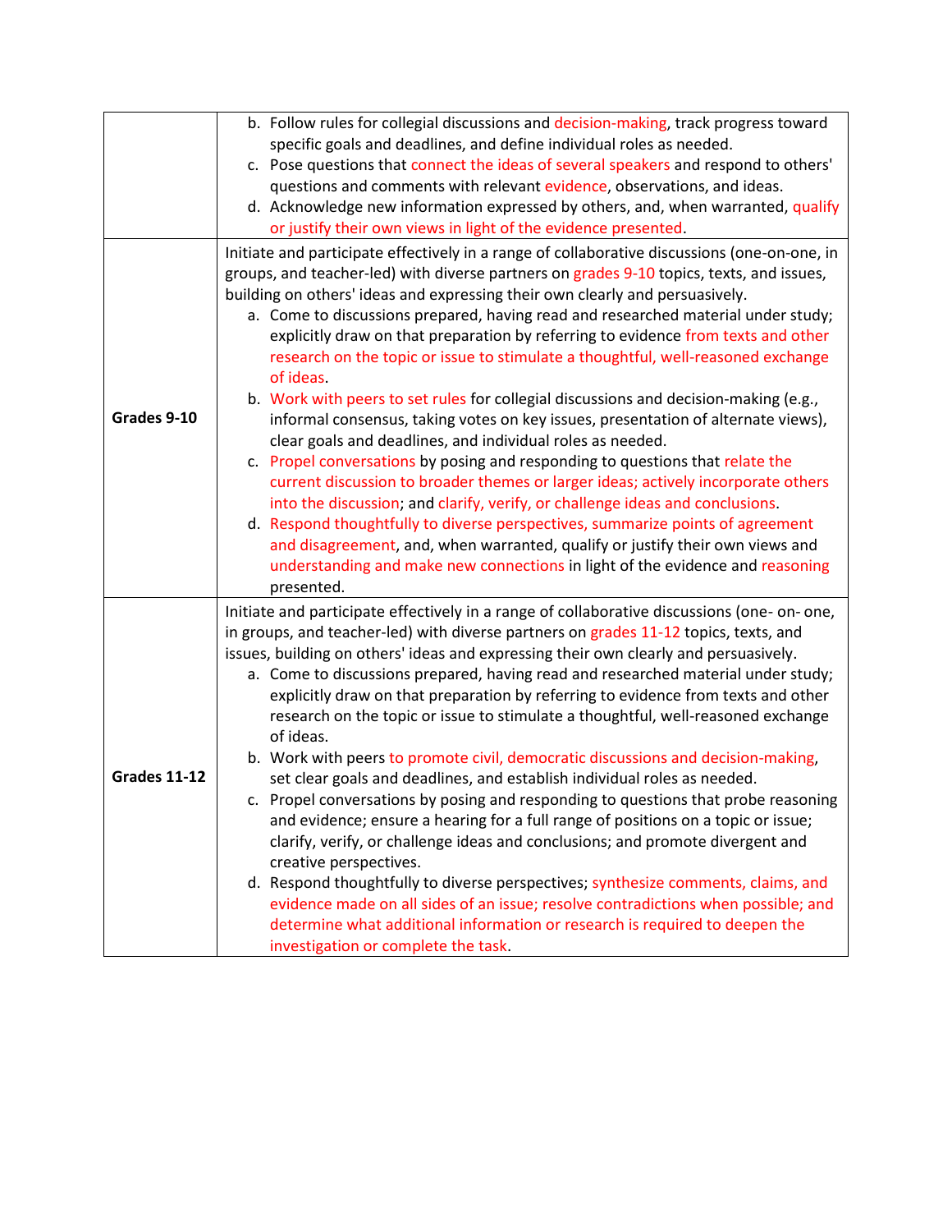| | |
|---|---|
| | b. Follow rules for collegial discussions and decision-making, track progress toward specific goals and deadlines, and define individual roles as needed.<br>c. Pose questions that connect the ideas of several speakers and respond to others' questions and comments with relevant evidence, observations, and ideas.<br>d. Acknowledge new information expressed by others, and, when warranted, qualify or justify their own views in light of the evidence presented. |
| **Grades 9-10** | Initiate and participate effectively in a range of collaborative discussions (one-on-one, in groups, and teacher-led) with diverse partners on grades 9-10 topics, texts, and issues, building on others' ideas and expressing their own clearly and persuasively.<br>a. Come to discussions prepared, having read and researched material under study; explicitly draw on that preparation by referring to evidence from texts and other research on the topic or issue to stimulate a thoughtful, well-reasoned exchange of ideas.<br>b. Work with peers to set rules for collegial discussions and decision-making (e.g., informal consensus, taking votes on key issues, presentation of alternate views), clear goals and deadlines, and individual roles as needed.<br>c. Propel conversations by posing and responding to questions that relate the current discussion to broader themes or larger ideas; actively incorporate others into the discussion; and clarify, verify, or challenge ideas and conclusions.<br>d. Respond thoughtfully to diverse perspectives, summarize points of agreement and disagreement, and, when warranted, qualify or justify their own views and understanding and make new connections in light of the evidence and reasoning presented. |
| **Grades 11-12** | Initiate and participate effectively in a range of collaborative discussions (one- on- one, in groups, and teacher-led) with diverse partners on grades 11-12 topics, texts, and issues, building on others' ideas and expressing their own clearly and persuasively.<br>a. Come to discussions prepared, having read and researched material under study; explicitly draw on that preparation by referring to evidence from texts and other research on the topic or issue to stimulate a thoughtful, well-reasoned exchange of ideas.<br>b. Work with peers to promote civil, democratic discussions and decision-making, set clear goals and deadlines, and establish individual roles as needed.<br>c. Propel conversations by posing and responding to questions that probe reasoning and evidence; ensure a hearing for a full range of positions on a topic or issue; clarify, verify, or challenge ideas and conclusions; and promote divergent and creative perspectives.<br>d. Respond thoughtfully to diverse perspectives; synthesize comments, claims, and evidence made on all sides of an issue; resolve contradictions when possible; and determine what additional information or research is required to deepen the investigation or complete the task. |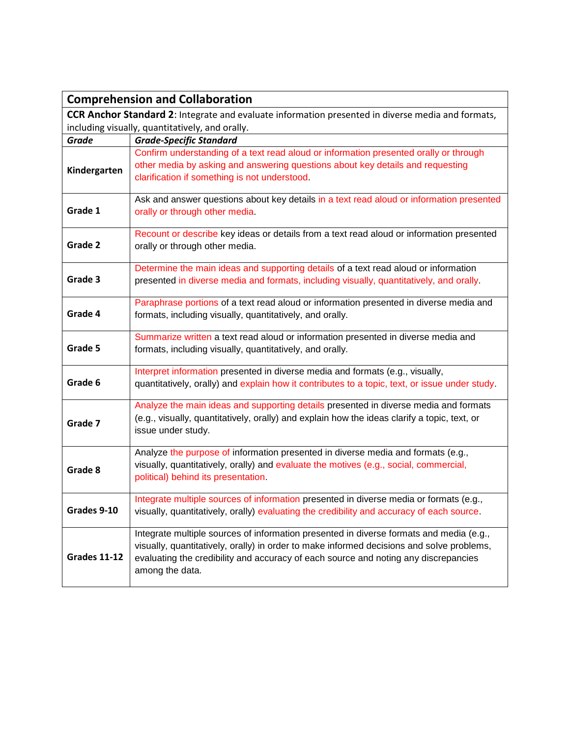| Comprehension and Collaboration | |
|---|---|
| **CCR Anchor Standard 2**: Integrate and evaluate information presented in diverse media and formats, including visually, quantitatively, and orally. | |
| ***Grade*** | ***Grade-Specific Standard*** |
| **Kindergarten** | Confirm understanding of a text read aloud or information presented orally or through other media by asking and answering questions about key details and requesting clarification if something is not understood. |
| **Grade 1** | Ask and answer questions about key details in a text read aloud or information presented orally or through other media. |
| **Grade 2** | Recount or describe key ideas or details from a text read aloud or information presented orally or through other media. |
| **Grade 3** | Determine the main ideas and supporting details of a text read aloud or information presented in diverse media and formats, including visually, quantitatively, and orally. |
| **Grade 4** | Paraphrase portions of a text read aloud or information presented in diverse media and formats, including visually, quantitatively, and orally. |
| **Grade 5** | Summarize written a text read aloud or information presented in diverse media and formats, including visually, quantitatively, and orally. |
| **Grade 6** | Interpret information presented in diverse media and formats (e.g., visually, quantitatively, orally) and explain how it contributes to a topic, text, or issue under study. |
| **Grade 7** | Analyze the main ideas and supporting details presented in diverse media and formats (e.g., visually, quantitatively, orally) and explain how the ideas clarify a topic, text, or issue under study. |
| **Grade 8** | Analyze the purpose of information presented in diverse media and formats (e.g., visually, quantitatively, orally) and evaluate the motives (e.g., social, commercial, political) behind its presentation. |
| **Grades 9-10** | Integrate multiple sources of information presented in diverse media or formats (e.g., visually, quantitatively, orally) evaluating the credibility and accuracy of each source. |
| **Grades 11-12** | Integrate multiple sources of information presented in diverse formats and media (e.g., visually, quantitatively, orally) in order to make informed decisions and solve problems, evaluating the credibility and accuracy of each source and noting any discrepancies among the data. |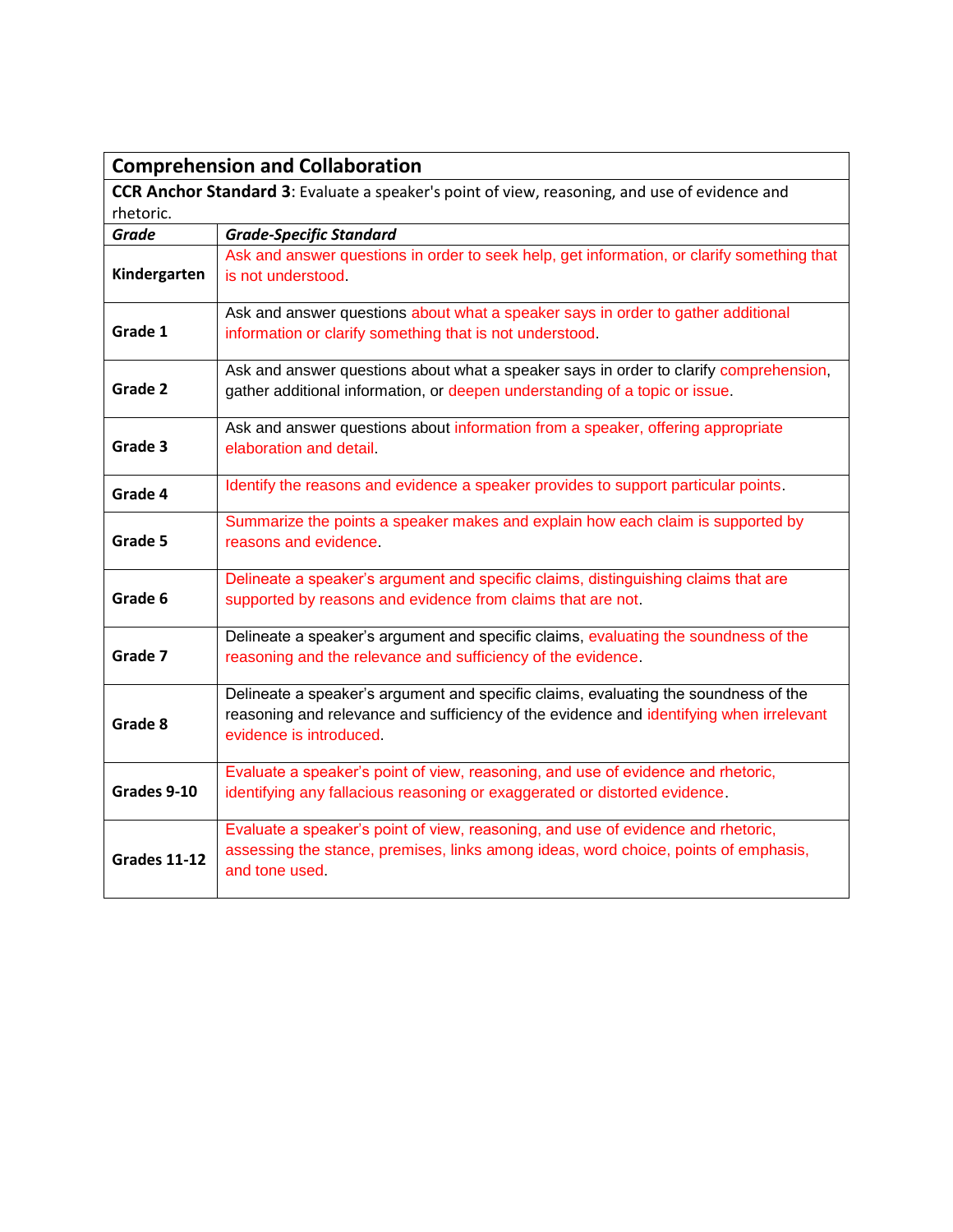| Comprehension and Collaboration | |
|---|---|
| **CCR Anchor Standard 3**: Evaluate a speaker's point of view, reasoning, and use of evidence and rhetoric. | |
| ***Grade*** | ***Grade-Specific Standard*** |
| **Kindergarten** | Ask and answer questions in order to seek help, get information, or clarify something that is not understood. |
| **Grade 1** | Ask and answer questions about what a speaker says in order to gather additional information or clarify something that is not understood. |
| **Grade 2** | Ask and answer questions about what a speaker says in order to clarify comprehension, gather additional information, or deepen understanding of a topic or issue. |
| **Grade 3** | Ask and answer questions about information from a speaker, offering appropriate elaboration and detail. |
| **Grade 4** | Identify the reasons and evidence a speaker provides to support particular points. |
| **Grade 5** | Summarize the points a speaker makes and explain how each claim is supported by reasons and evidence. |
| **Grade 6** | Delineate a speaker's argument and specific claims, distinguishing claims that are supported by reasons and evidence from claims that are not. |
| **Grade 7** | Delineate a speaker's argument and specific claims, evaluating the soundness of the reasoning and the relevance and sufficiency of the evidence. |
| **Grade 8** | Delineate a speaker's argument and specific claims, evaluating the soundness of the reasoning and relevance and sufficiency of the evidence and identifying when irrelevant evidence is introduced. |
| **Grades 9-10** | Evaluate a speaker's point of view, reasoning, and use of evidence and rhetoric, identifying any fallacious reasoning or exaggerated or distorted evidence. |
| **Grades 11-12** | Evaluate a speaker's point of view, reasoning, and use of evidence and rhetoric, assessing the stance, premises, links among ideas, word choice, points of emphasis, and tone used. |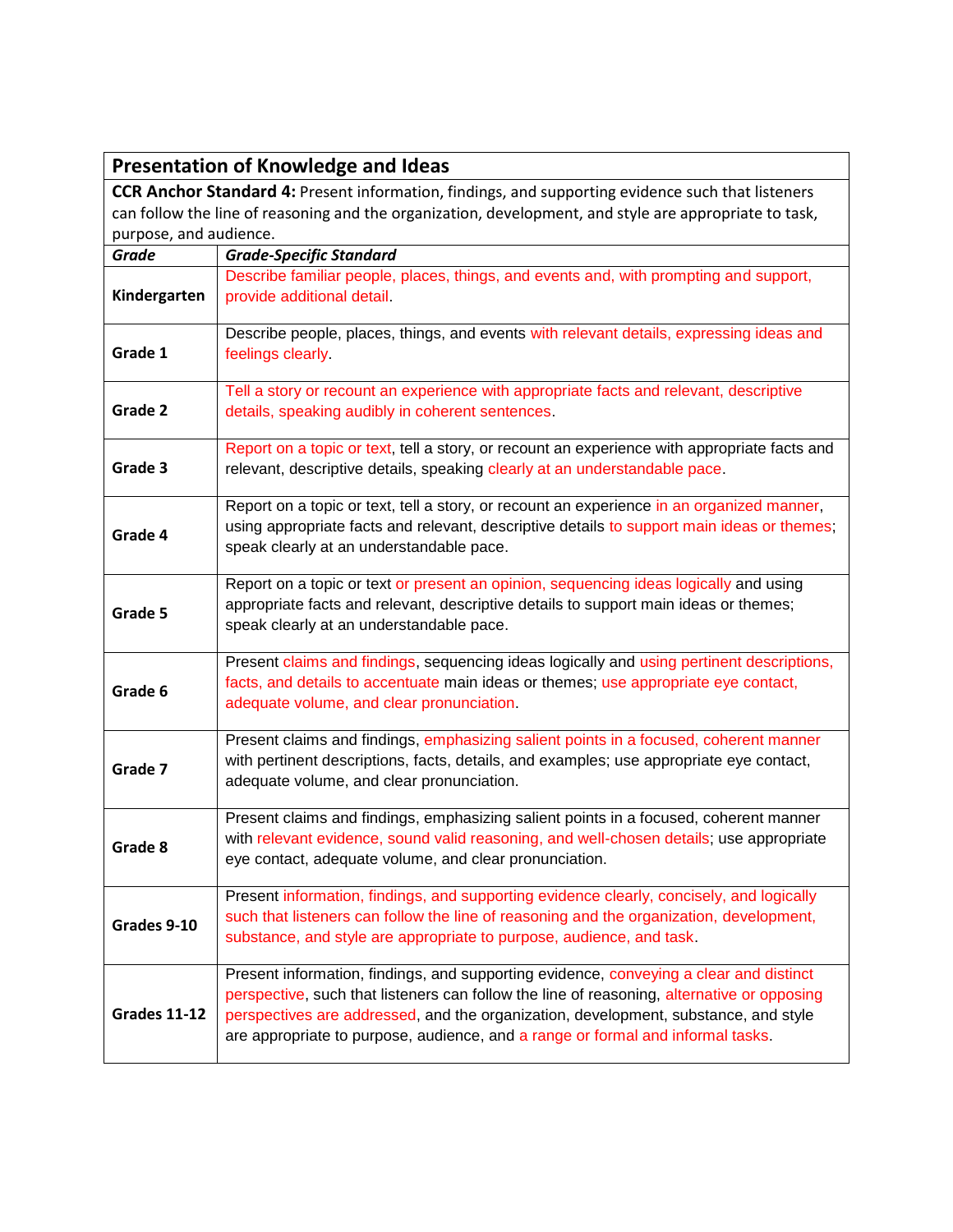| Presentation of Knowledge and Ideas | |
|---|---|
| **CCR Anchor Standard 4:** Present information, findings, and supporting evidence such that listeners can follow the line of reasoning and the organization, development, and style are appropriate to task, purpose, and audience. | |
| ***Grade*** | ***Grade-Specific Standard*** |
| **Kindergarten** | Describe familiar people, places, things, and events and, with prompting and support, provide additional detail. |
| **Grade 1** | Describe people, places, things, and events with relevant details, expressing ideas and feelings clearly. |
| **Grade 2** | Tell a story or recount an experience with appropriate facts and relevant, descriptive details, speaking audibly in coherent sentences. |
| **Grade 3** | Report on a topic or text, tell a story, or recount an experience with appropriate facts and relevant, descriptive details, speaking clearly at an understandable pace. |
| **Grade 4** | Report on a topic or text, tell a story, or recount an experience in an organized manner, using appropriate facts and relevant, descriptive details to support main ideas or themes; speak clearly at an understandable pace. |
| **Grade 5** | Report on a topic or text or present an opinion, sequencing ideas logically and using appropriate facts and relevant, descriptive details to support main ideas or themes; speak clearly at an understandable pace. |
| **Grade 6** | Present claims and findings, sequencing ideas logically and using pertinent descriptions, facts, and details to accentuate main ideas or themes; use appropriate eye contact, adequate volume, and clear pronunciation. |
| **Grade 7** | Present claims and findings, emphasizing salient points in a focused, coherent manner with pertinent descriptions, facts, details, and examples; use appropriate eye contact, adequate volume, and clear pronunciation. |
| **Grade 8** | Present claims and findings, emphasizing salient points in a focused, coherent manner with relevant evidence, sound valid reasoning, and well-chosen details; use appropriate eye contact, adequate volume, and clear pronunciation. |
| **Grades 9-10** | Present information, findings, and supporting evidence clearly, concisely, and logically such that listeners can follow the line of reasoning and the organization, development, substance, and style are appropriate to purpose, audience, and task. |
| **Grades 11-12** | Present information, findings, and supporting evidence, conveying a clear and distinct perspective, such that listeners can follow the line of reasoning, alternative or opposing perspectives are addressed, and the organization, development, substance, and style are appropriate to purpose, audience, and a range or formal and informal tasks. |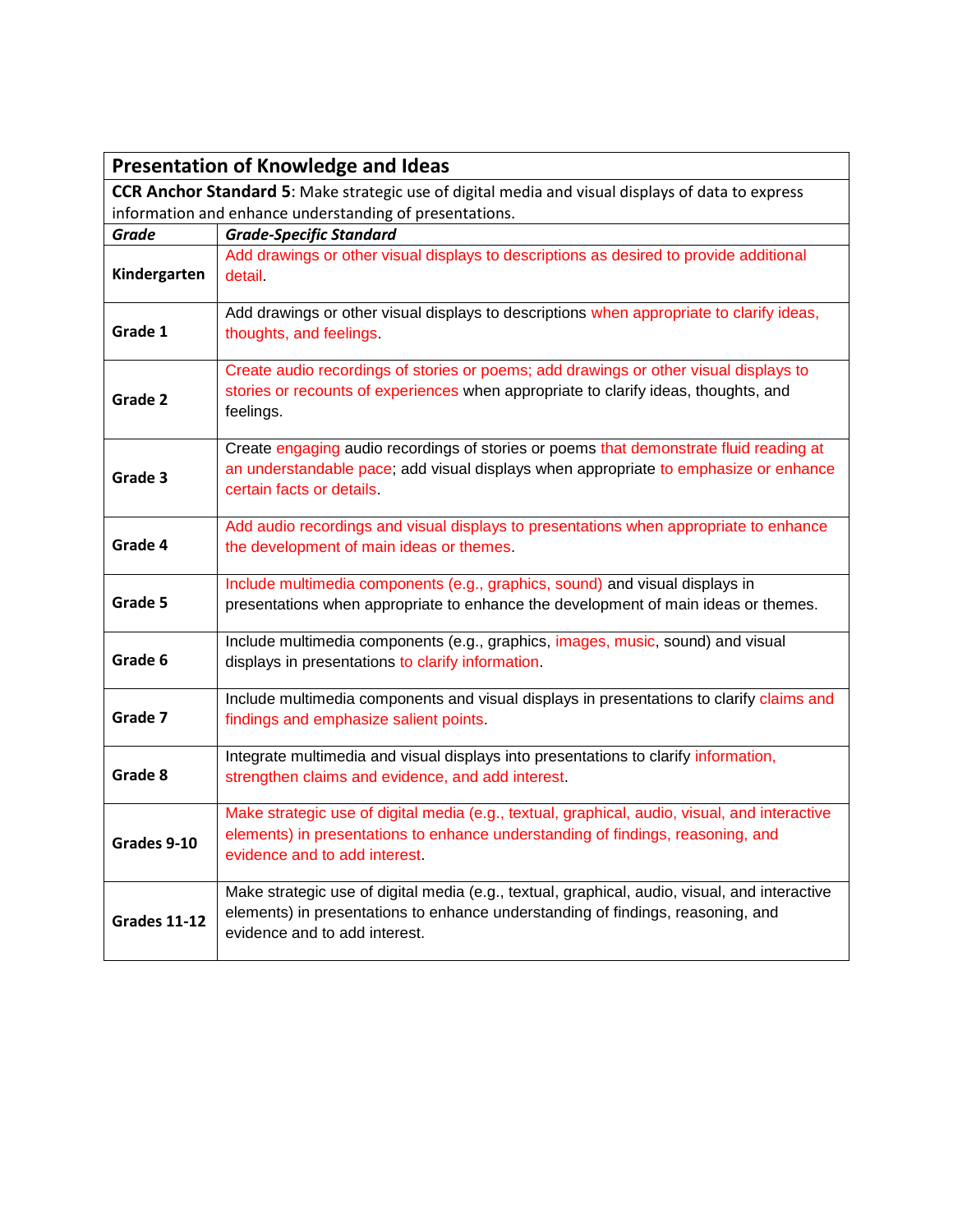## Presentation of Knowledge and Ideas

**CCR Anchor Standard 5**: Make strategic use of digital media and visual displays of data to express information and enhance understanding of presentations.

| ***Grade*** | ***Grade-Specific Standard*** |
|---|---|
| **Kindergarten** | Add drawings or other visual displays to descriptions as desired to provide additional detail. |
| **Grade 1** | Add drawings or other visual displays to descriptions when appropriate to clarify ideas, thoughts, and feelings. |
| **Grade 2** | Create audio recordings of stories or poems; add drawings or other visual displays to stories or recounts of experiences when appropriate to clarify ideas, thoughts, and feelings. |
| **Grade 3** | Create engaging audio recordings of stories or poems that demonstrate fluid reading at an understandable pace; add visual displays when appropriate to emphasize or enhance certain facts or details. |
| **Grade 4** | Add audio recordings and visual displays to presentations when appropriate to enhance the development of main ideas or themes. |
| **Grade 5** | Include multimedia components (e.g., graphics, sound) and visual displays in presentations when appropriate to enhance the development of main ideas or themes. |
| **Grade 6** | Include multimedia components (e.g., graphics, images, music, sound) and visual displays in presentations to clarify information. |
| **Grade 7** | Include multimedia components and visual displays in presentations to clarify claims and findings and emphasize salient points. |
| **Grade 8** | Integrate multimedia and visual displays into presentations to clarify information, strengthen claims and evidence, and add interest. |
| **Grades 9-10** | Make strategic use of digital media (e.g., textual, graphical, audio, visual, and interactive elements) in presentations to enhance understanding of findings, reasoning, and evidence and to add interest. |
| **Grades 11-12** | Make strategic use of digital media (e.g., textual, graphical, audio, visual, and interactive elements) in presentations to enhance understanding of findings, reasoning, and evidence and to add interest. |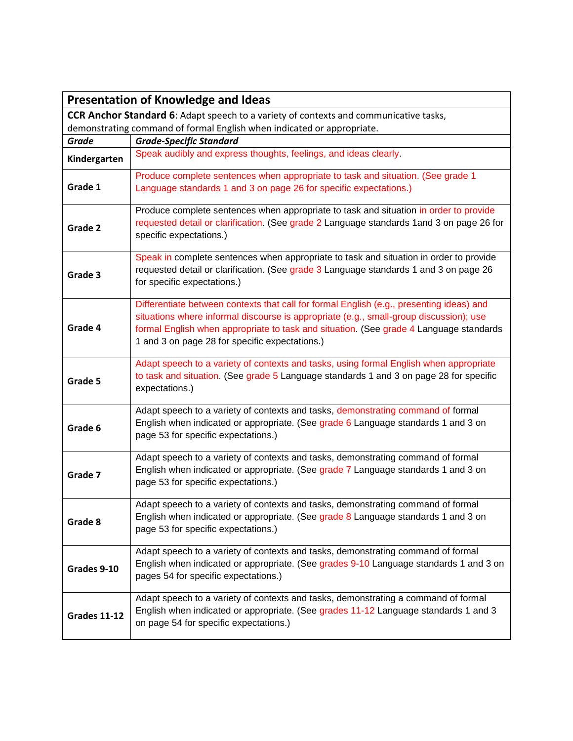| **Presentation of Knowledge and Ideas** | |
|---|---|
| **CCR Anchor Standard 6**: Adapt speech to a variety of contexts and communicative tasks, demonstrating command of formal English when indicated or appropriate. | |
| ***Grade*** | ***Grade-Specific Standard*** |
| **Kindergarten** | Speak audibly and express thoughts, feelings, and ideas clearly. |
| **Grade 1** | Produce complete sentences when appropriate to task and situation. (See grade 1 Language standards 1 and 3 on page 26 for specific expectations.) |
| **Grade 2** | Produce complete sentences when appropriate to task and situation in order to provide requested detail or clarification. (See grade 2 Language standards 1and 3 on page 26 for specific expectations.) |
| **Grade 3** | Speak in complete sentences when appropriate to task and situation in order to provide requested detail or clarification. (See grade 3 Language standards 1 and 3 on page 26 for specific expectations.) |
| **Grade 4** | Differentiate between contexts that call for formal English (e.g., presenting ideas) and situations where informal discourse is appropriate (e.g., small-group discussion); use formal English when appropriate to task and situation. (See grade 4 Language standards 1 and 3 on page 28 for specific expectations.) |
| **Grade 5** | Adapt speech to a variety of contexts and tasks, using formal English when appropriate to task and situation. (See grade 5 Language standards 1 and 3 on page 28 for specific expectations.) |
| **Grade 6** | Adapt speech to a variety of contexts and tasks, demonstrating command of formal English when indicated or appropriate. (See grade 6 Language standards 1 and 3 on page 53 for specific expectations.) |
| **Grade 7** | Adapt speech to a variety of contexts and tasks, demonstrating command of formal English when indicated or appropriate. (See grade 7 Language standards 1 and 3 on page 53 for specific expectations.) |
| **Grade 8** | Adapt speech to a variety of contexts and tasks, demonstrating command of formal English when indicated or appropriate. (See grade 8 Language standards 1 and 3 on page 53 for specific expectations.) |
| **Grades 9-10** | Adapt speech to a variety of contexts and tasks, demonstrating command of formal English when indicated or appropriate. (See grades 9-10 Language standards 1 and 3 on pages 54 for specific expectations.) |
| **Grades 11-12** | Adapt speech to a variety of contexts and tasks, demonstrating a command of formal English when indicated or appropriate. (See grades 11-12 Language standards 1 and 3 on page 54 for specific expectations.) |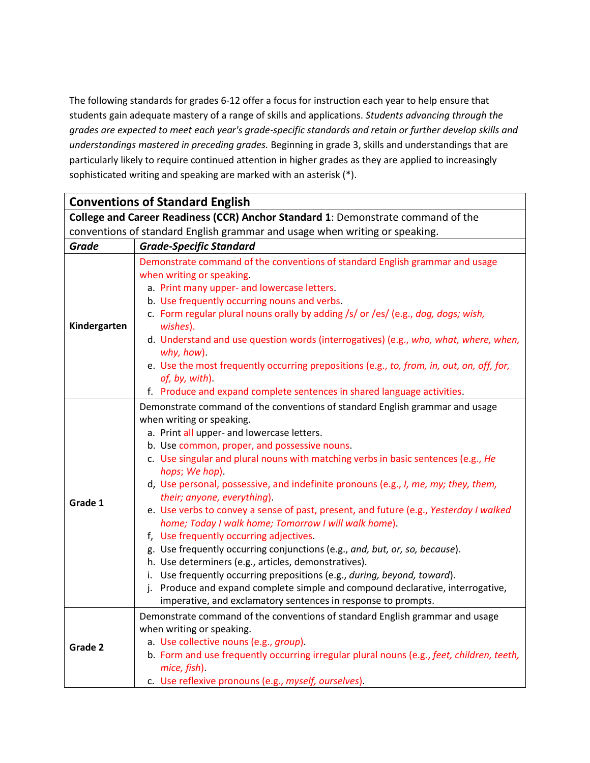The following standards for grades 6-12 offer a focus for instruction each year to help ensure that students gain adequate mastery of a range of skills and applications. *Students advancing through the grades are expected to meet each year's grade-specific standards and retain or further develop skills and understandings mastered in preceding grades.* Beginning in grade 3, skills and understandings that are particularly likely to require continued attention in higher grades as they are applied to increasingly sophisticated writing and speaking are marked with an asterisk (*).

| **Conventions of Standard English** | |
|---|---|
| **College and Career Readiness (CCR) Anchor Standard 1**: Demonstrate command of the conventions of standard English grammar and usage when writing or speaking. | |
| ***Grade*** | ***Grade-Specific Standard*** |
| **Kindergarten** | Demonstrate command of the conventions of standard English grammar and usage when writing or speaking.<br>a. Print many upper- and lowercase letters.<br>b. Use frequently occurring nouns and verbs.<br>c. Form regular plural nouns orally by adding /s/ or /es/ (e.g., *dog, dogs; wish, wishes*).<br>d. Understand and use question words (interrogatives) (e.g., *who, what, where, when, why, how*).<br>e. Use the most frequently occurring prepositions (e.g., *to, from, in, out, on, off, for, of, by, with*).<br>f. Produce and expand complete sentences in shared language activities. |
| **Grade 1** | Demonstrate command of the conventions of standard English grammar and usage when writing or speaking.<br>a. Print all upper- and lowercase letters.<br>b. Use common, proper, and possessive nouns.<br>c. Use singular and plural nouns with matching verbs in basic sentences (e.g., *He hops*; *We hop*).<br>d, Use personal, possessive, and indefinite pronouns (e.g., *I, me, my; they, them, their; anyone, everything*).<br>e. Use verbs to convey a sense of past, present, and future (e.g., *Yesterday I walked home; Today I walk home; Tomorrow I will walk home*).<br>f, Use frequently occurring adjectives.<br>g. Use frequently occurring conjunctions (e.g., *and, but, or, so, because*).<br>h. Use determiners (e.g., articles, demonstratives).<br>i. Use frequently occurring prepositions (e.g., *during, beyond, toward*).<br>j. Produce and expand complete simple and compound declarative, interrogative, imperative, and exclamatory sentences in response to prompts. |
| **Grade 2** | Demonstrate command of the conventions of standard English grammar and usage when writing or speaking.<br>a. Use collective nouns (e.g., *group*).<br>b. Form and use frequently occurring irregular plural nouns (e.g., *feet, children, teeth, mice, fish*).<br>c. Use reflexive pronouns (e.g., *myself, ourselves*). |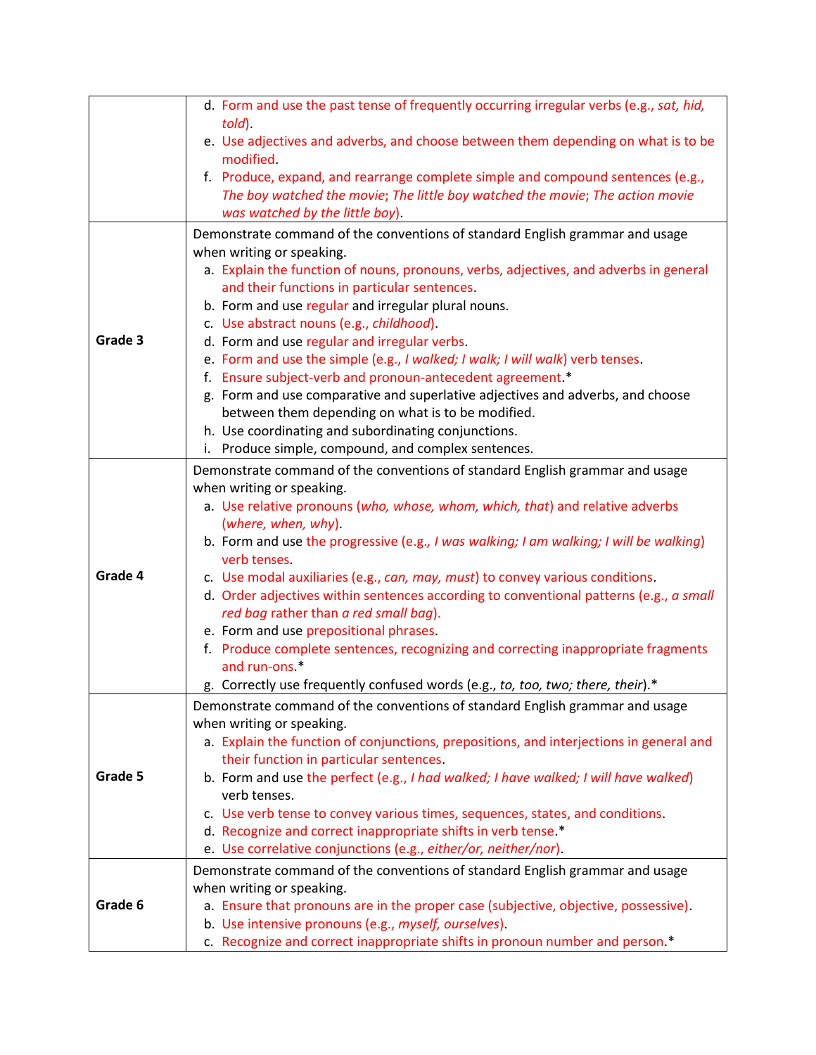| | |
|---|---|
| | d. Form and use the past tense of frequently occurring irregular verbs (e.g., *sat, hid, told*).<br>e. Use adjectives and adverbs, and choose between them depending on what is to be modified.<br>f. Produce, expand, and rearrange complete simple and compound sentences (e.g., *The boy watched the movie*; *The little boy watched the movie*; *The action movie was watched by the little boy*). |
| **Grade 3** | Demonstrate command of the conventions of standard English grammar and usage when writing or speaking.<br>a. Explain the function of nouns, pronouns, verbs, adjectives, and adverbs in general and their functions in particular sentences.<br>b. Form and use regular and irregular plural nouns.<br>c. Use abstract nouns (e.g., *childhood*).<br>d. Form and use regular and irregular verbs.<br>e. Form and use the simple (e.g., *I walked; I walk; I will walk*) verb tenses.<br>f. Ensure subject-verb and pronoun-antecedent agreement.*<br>g. Form and use comparative and superlative adjectives and adverbs, and choose between them depending on what is to be modified.<br>h. Use coordinating and subordinating conjunctions.<br>i. Produce simple, compound, and complex sentences. |
| **Grade 4** | Demonstrate command of the conventions of standard English grammar and usage when writing or speaking.<br>a. Use relative pronouns (*who, whose, whom, which, that*) and relative adverbs (*where, when, why*).<br>b. Form and use the progressive (e.g., *I was walking; I am walking; I will be walking*) verb tenses.<br>c. Use modal auxiliaries (e.g., *can, may, must*) to convey various conditions.<br>d. Order adjectives within sentences according to conventional patterns (e.g., *a small red bag* rather than *a red small bag*).<br>e. Form and use prepositional phrases.<br>f. Produce complete sentences, recognizing and correcting inappropriate fragments and run-ons.*<br>g. Correctly use frequently confused words (e.g., *to, too, two; there, their*).* |
| **Grade 5** | Demonstrate command of the conventions of standard English grammar and usage when writing or speaking.<br>a. Explain the function of conjunctions, prepositions, and interjections in general and their function in particular sentences.<br>b. Form and use the perfect (e.g., *I had walked; I have walked; I will have walked*) verb tenses.<br>c. Use verb tense to convey various times, sequences, states, and conditions.<br>d. Recognize and correct inappropriate shifts in verb tense.*<br>e. Use correlative conjunctions (e.g., *either/or, neither/nor*). |
| **Grade 6** | Demonstrate command of the conventions of standard English grammar and usage when writing or speaking.<br>a. Ensure that pronouns are in the proper case (subjective, objective, possessive).<br>b. Use intensive pronouns (e.g., *myself, ourselves*).<br>c. Recognize and correct inappropriate shifts in pronoun number and person.* |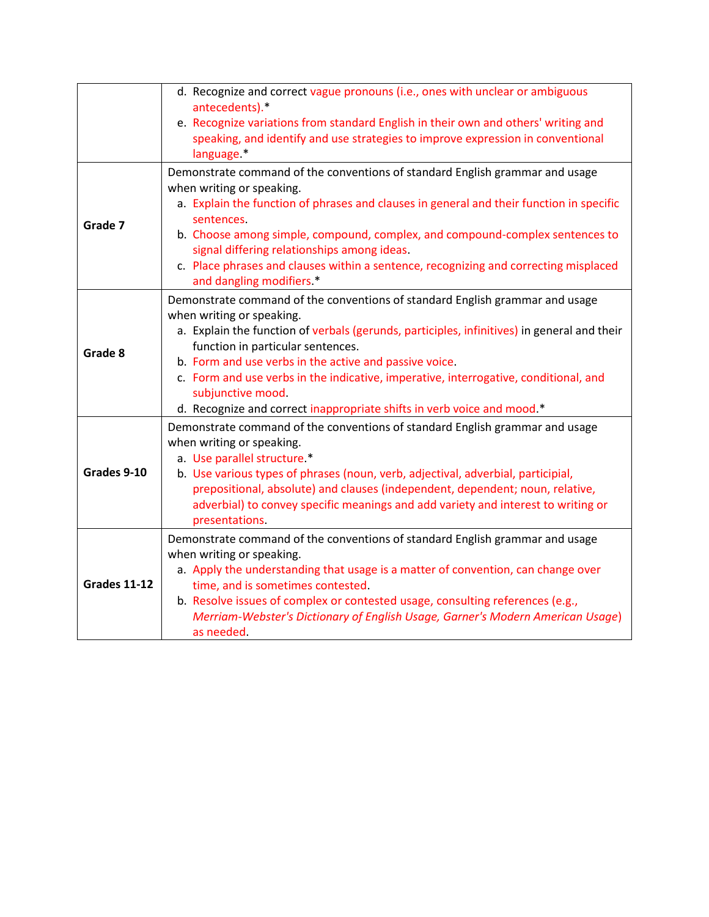| | |
|---|---|
| | d. Recognize and correct vague pronouns (i.e., ones with unclear or ambiguous antecedents).*<br>e. Recognize variations from standard English in their own and others' writing and speaking, and identify and use strategies to improve expression in conventional language.* |
| **Grade 7** | Demonstrate command of the conventions of standard English grammar and usage when writing or speaking.<br>a. Explain the function of phrases and clauses in general and their function in specific sentences.<br>b. Choose among simple, compound, complex, and compound-complex sentences to signal differing relationships among ideas.<br>c. Place phrases and clauses within a sentence, recognizing and correcting misplaced and dangling modifiers.* |
| **Grade 8** | Demonstrate command of the conventions of standard English grammar and usage when writing or speaking.<br>a. Explain the function of verbals (gerunds, participles, infinitives) in general and their function in particular sentences.<br>b. Form and use verbs in the active and passive voice.<br>c. Form and use verbs in the indicative, imperative, interrogative, conditional, and subjunctive mood.<br>d. Recognize and correct inappropriate shifts in verb voice and mood.* |
| **Grades 9-10** | Demonstrate command of the conventions of standard English grammar and usage when writing or speaking.<br>a. Use parallel structure.*<br>b. Use various types of phrases (noun, verb, adjectival, adverbial, participial, prepositional, absolute) and clauses (independent, dependent; noun, relative, adverbial) to convey specific meanings and add variety and interest to writing or presentations. |
| **Grades 11-12** | Demonstrate command of the conventions of standard English grammar and usage when writing or speaking.<br>a. Apply the understanding that usage is a matter of convention, can change over time, and is sometimes contested.<br>b. Resolve issues of complex or contested usage, consulting references (e.g., *Merriam-Webster's Dictionary of English Usage, Garner's Modern American Usage*) as needed. |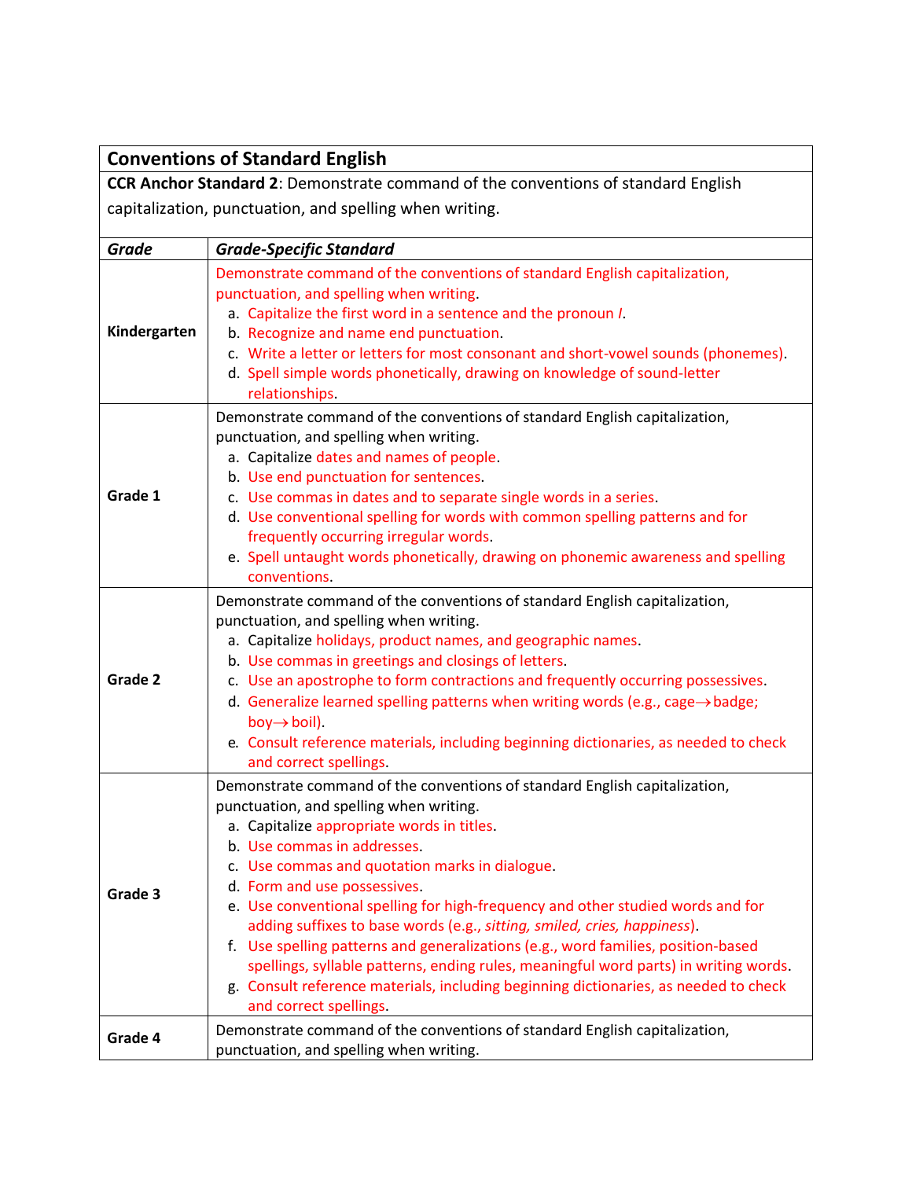| **Conventions of Standard English** | |
|---|---|
| **CCR Anchor Standard 2**: Demonstrate command of the conventions of standard English capitalization, punctuation, and spelling when writing. | |
| ***Grade*** | ***Grade-Specific Standard*** |
| **Kindergarten** | Demonstrate command of the conventions of standard English capitalization, punctuation, and spelling when writing.<br>a. Capitalize the first word in a sentence and the pronoun *I*.<br>b. Recognize and name end punctuation.<br>c. Write a letter or letters for most consonant and short-vowel sounds (phonemes).<br>d. Spell simple words phonetically, drawing on knowledge of sound-letter relationships. |
| **Grade 1** | Demonstrate command of the conventions of standard English capitalization, punctuation, and spelling when writing.<br>a. Capitalize dates and names of people.<br>b. Use end punctuation for sentences.<br>c. Use commas in dates and to separate single words in a series.<br>d. Use conventional spelling for words with common spelling patterns and for frequently occurring irregular words.<br>e. Spell untaught words phonetically, drawing on phonemic awareness and spelling conventions. |
| **Grade 2** | Demonstrate command of the conventions of standard English capitalization, punctuation, and spelling when writing.<br>a. Capitalize holidays, product names, and geographic names.<br>b. Use commas in greetings and closings of letters.<br>c. Use an apostrophe to form contractions and frequently occurring possessives.<br>d. Generalize learned spelling patterns when writing words (e.g., cage→badge; boy→boil).<br>e. Consult reference materials, including beginning dictionaries, as needed to check and correct spellings. |
| **Grade 3** | Demonstrate command of the conventions of standard English capitalization, punctuation, and spelling when writing.<br>a. Capitalize appropriate words in titles.<br>b. Use commas in addresses.<br>c. Use commas and quotation marks in dialogue.<br>d. Form and use possessives.<br>e. Use conventional spelling for high-frequency and other studied words and for adding suffixes to base words (e.g., *sitting, smiled, cries, happiness*).<br>f. Use spelling patterns and generalizations (e.g., word families, position-based spellings, syllable patterns, ending rules, meaningful word parts) in writing words.<br>g. Consult reference materials, including beginning dictionaries, as needed to check and correct spellings. |
| **Grade 4** | Demonstrate command of the conventions of standard English capitalization, punctuation, and spelling when writing. |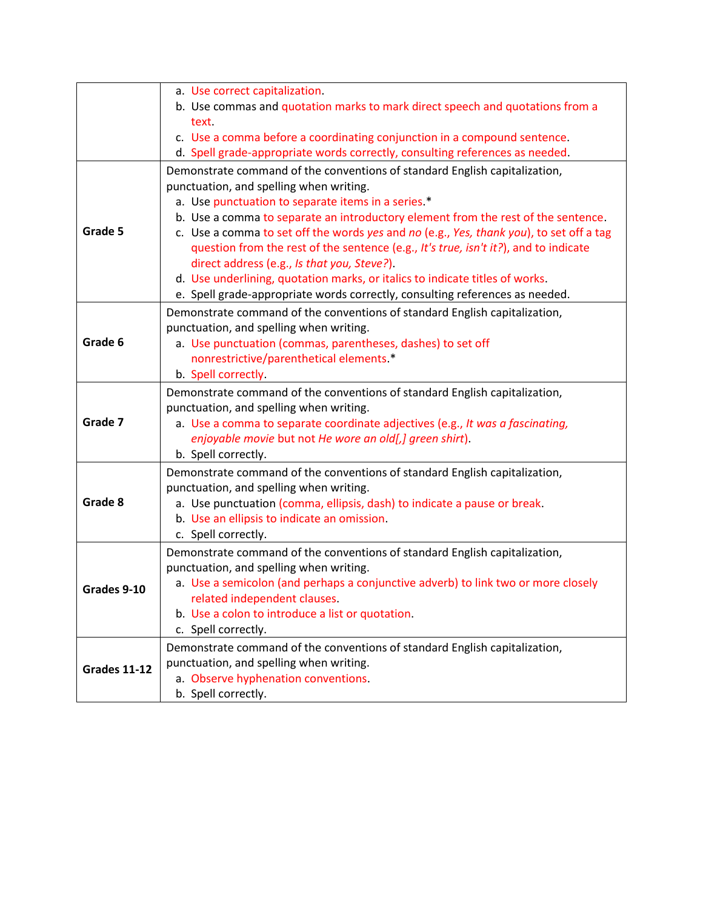| | |
|---|---|
| | a. Use correct capitalization.<br>b. Use commas and quotation marks to mark direct speech and quotations from a text.<br>c. Use a comma before a coordinating conjunction in a compound sentence.<br>d. Spell grade-appropriate words correctly, consulting references as needed. |
| **Grade 5** | Demonstrate command of the conventions of standard English capitalization, punctuation, and spelling when writing.<br>a. Use punctuation to separate items in a series.*<br>b. Use a comma to separate an introductory element from the rest of the sentence.<br>c. Use a comma to set off the words *yes* and *no* (e.g., *Yes, thank you*), to set off a tag question from the rest of the sentence (e.g., *It's true, isn't it?*), and to indicate direct address (e.g., *Is that you, Steve?*).<br>d. Use underlining, quotation marks, or italics to indicate titles of works.<br>e. Spell grade-appropriate words correctly, consulting references as needed. |
| **Grade 6** | Demonstrate command of the conventions of standard English capitalization, punctuation, and spelling when writing.<br>a. Use punctuation (commas, parentheses, dashes) to set off nonrestrictive/parenthetical elements.*<br>b. Spell correctly. |
| **Grade 7** | Demonstrate command of the conventions of standard English capitalization, punctuation, and spelling when writing.<br>a. Use a comma to separate coordinate adjectives (e.g., *It was a fascinating, enjoyable movie* but not *He wore an old[,] green shirt*).<br>b. Spell correctly. |
| **Grade 8** | Demonstrate command of the conventions of standard English capitalization, punctuation, and spelling when writing.<br>a. Use punctuation (comma, ellipsis, dash) to indicate a pause or break.<br>b. Use an ellipsis to indicate an omission.<br>c. Spell correctly. |
| **Grades 9-10** | Demonstrate command of the conventions of standard English capitalization, punctuation, and spelling when writing.<br>a. Use a semicolon (and perhaps a conjunctive adverb) to link two or more closely related independent clauses.<br>b. Use a colon to introduce a list or quotation.<br>c. Spell correctly. |
| **Grades 11-12** | Demonstrate command of the conventions of standard English capitalization, punctuation, and spelling when writing.<br>a. Observe hyphenation conventions.<br>b. Spell correctly. |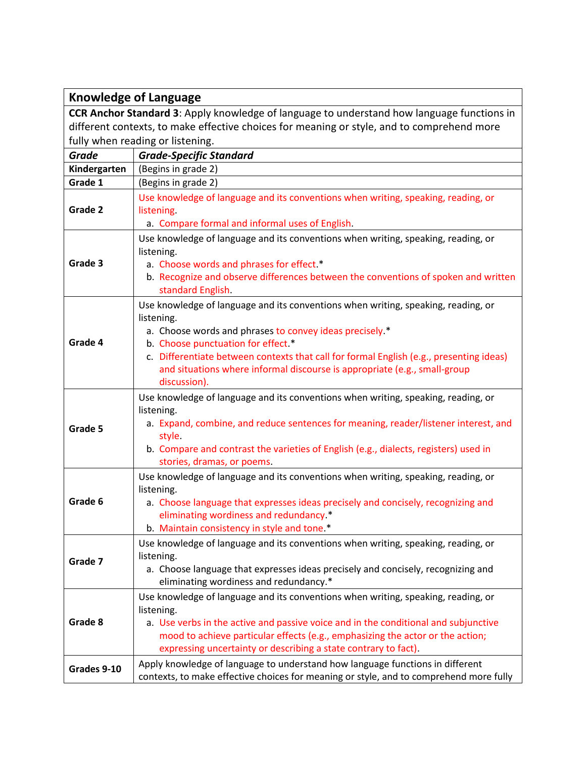| **Knowledge of Language** | |
|---|---|
| **CCR Anchor Standard 3**: Apply knowledge of language to understand how language functions in different contexts, to make effective choices for meaning or style, and to comprehend more fully when reading or listening. | |
| ***Grade*** | ***Grade-Specific Standard*** |
| **Kindergarten** | (Begins in grade 2) |
| **Grade 1** | (Begins in grade 2) |
| **Grade 2** | Use knowledge of language and its conventions when writing, speaking, reading, or listening.<br>a. Compare formal and informal uses of English. |
| **Grade 3** | Use knowledge of language and its conventions when writing, speaking, reading, or listening.<br>a. Choose words and phrases for effect.*<br>b. Recognize and observe differences between the conventions of spoken and written standard English. |
| **Grade 4** | Use knowledge of language and its conventions when writing, speaking, reading, or listening.<br>a. Choose words and phrases to convey ideas precisely.*<br>b. Choose punctuation for effect.*<br>c. Differentiate between contexts that call for formal English (e.g., presenting ideas) and situations where informal discourse is appropriate (e.g., small-group discussion). |
| **Grade 5** | Use knowledge of language and its conventions when writing, speaking, reading, or listening.<br>a. Expand, combine, and reduce sentences for meaning, reader/listener interest, and style.<br>b. Compare and contrast the varieties of English (e.g., dialects, registers) used in stories, dramas, or poems. |
| **Grade 6** | Use knowledge of language and its conventions when writing, speaking, reading, or listening.<br>a. Choose language that expresses ideas precisely and concisely, recognizing and eliminating wordiness and redundancy.*<br>b. Maintain consistency in style and tone.* |
| **Grade 7** | Use knowledge of language and its conventions when writing, speaking, reading, or listening.<br>a. Choose language that expresses ideas precisely and concisely, recognizing and eliminating wordiness and redundancy.* |
| **Grade 8** | Use knowledge of language and its conventions when writing, speaking, reading, or listening.<br>a. Use verbs in the active and passive voice and in the conditional and subjunctive mood to achieve particular effects (e.g., emphasizing the actor or the action; expressing uncertainty or describing a state contrary to fact). |
| **Grades 9-10** | Apply knowledge of language to understand how language functions in different contexts, to make effective choices for meaning or style, and to comprehend more fully |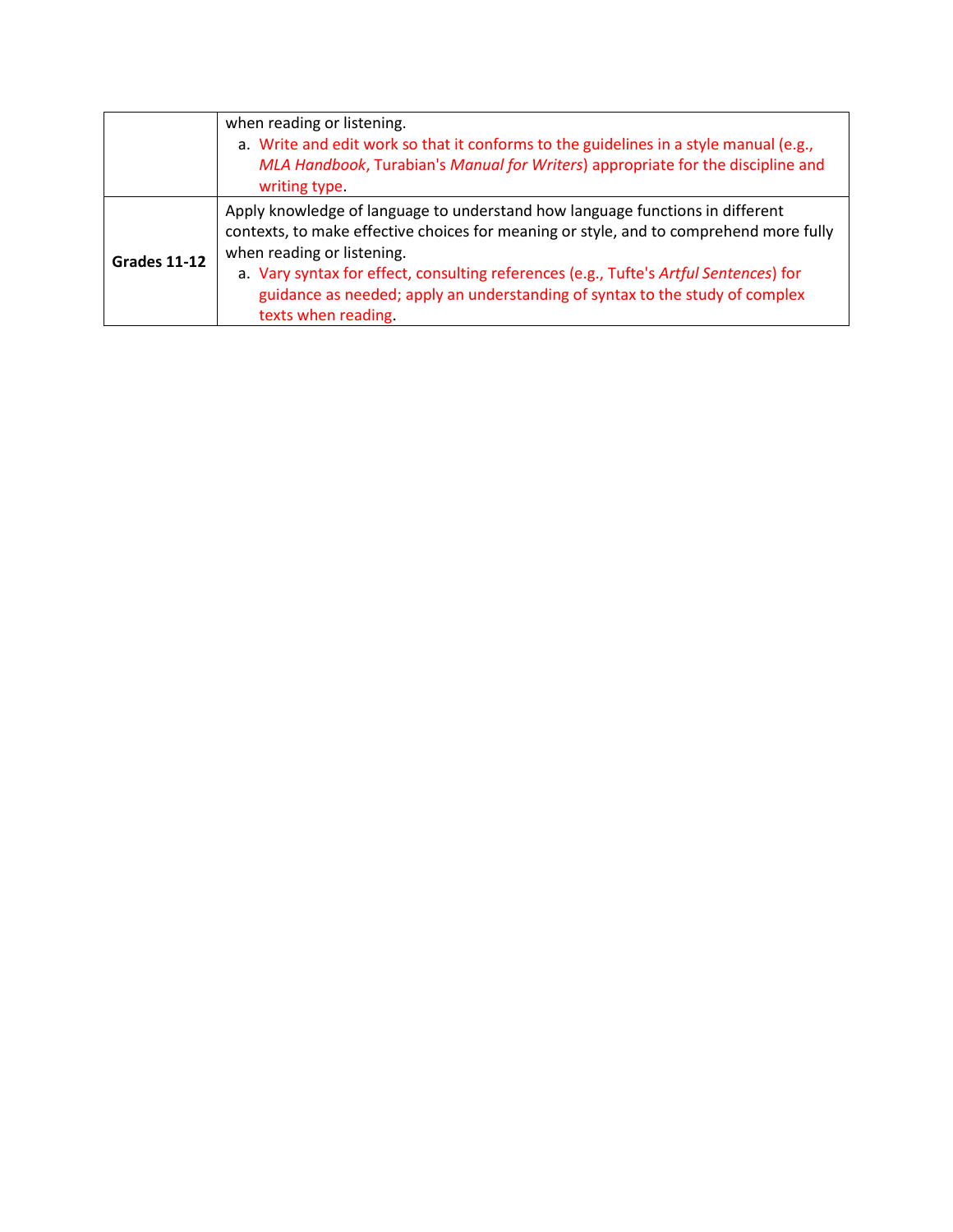| | |
|---|---|
| | when reading or listening.<br>a. Write and edit work so that it conforms to the guidelines in a style manual (e.g., *MLA Handbook*, Turabian's *Manual for Writers*) appropriate for the discipline and writing type. |
| **Grades 11-12** | Apply knowledge of language to understand how language functions in different contexts, to make effective choices for meaning or style, and to comprehend more fully when reading or listening.<br>a. Vary syntax for effect, consulting references (e.g., Tufte's *Artful Sentences*) for guidance as needed; apply an understanding of syntax to the study of complex texts when reading. |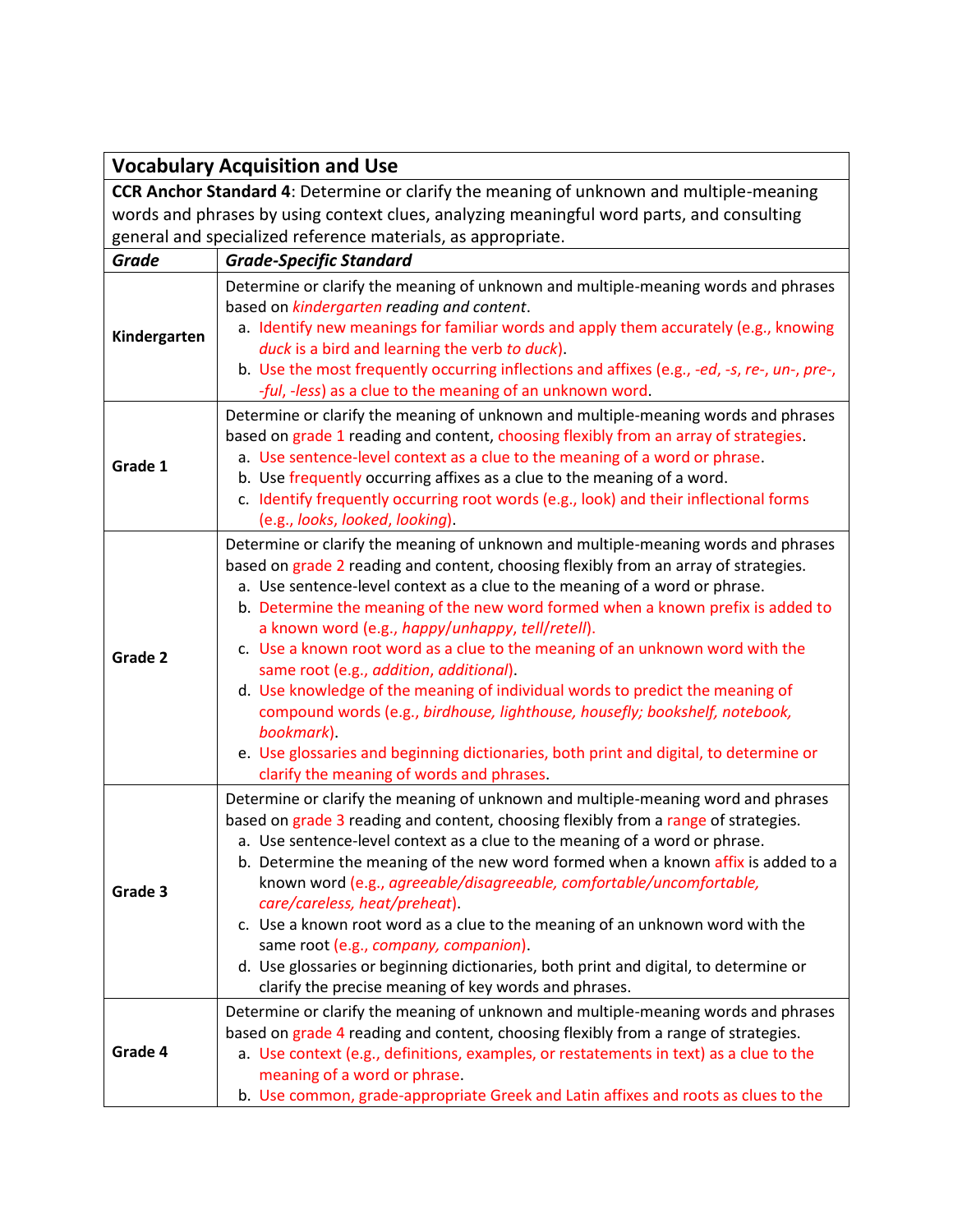| **Vocabulary Acquisition and Use** | |
|---|---|
| **CCR Anchor Standard 4**: Determine or clarify the meaning of unknown and multiple-meaning words and phrases by using context clues, analyzing meaningful word parts, and consulting general and specialized reference materials, as appropriate. | |
| ***Grade*** | ***Grade-Specific Standard*** |
| **Kindergarten** | Determine or clarify the meaning of unknown and multiple-meaning words and phrases based on *kindergarten reading and content*.<br>a. Identify new meanings for familiar words and apply them accurately (e.g., knowing *duck* is a bird and learning the verb *to duck*).<br>b. Use the most frequently occurring inflections and affixes (e.g., *-ed*, *-s*, *re-*, *un-*, *pre-*, *-ful*, *-less*) as a clue to the meaning of an unknown word. |
| **Grade 1** | Determine or clarify the meaning of unknown and multiple-meaning words and phrases based on grade 1 reading and content, choosing flexibly from an array of strategies.<br>a. Use sentence-level context as a clue to the meaning of a word or phrase.<br>b. Use frequently occurring affixes as a clue to the meaning of a word.<br>c. Identify frequently occurring root words (e.g., look) and their inflectional forms (e.g., *looks*, *looked*, *looking*). |
| **Grade 2** | Determine or clarify the meaning of unknown and multiple-meaning words and phrases based on grade 2 reading and content, choosing flexibly from an array of strategies.<br>a. Use sentence-level context as a clue to the meaning of a word or phrase.<br>b. Determine the meaning of the new word formed when a known prefix is added to a known word (e.g., *happy*/*unhappy*, *tell*/*retell*).<br>c. Use a known root word as a clue to the meaning of an unknown word with the same root (e.g., *addition*, *additional*).<br>d. Use knowledge of the meaning of individual words to predict the meaning of compound words (e.g., *birdhouse, lighthouse, housefly; bookshelf, notebook, bookmark*).<br>e. Use glossaries and beginning dictionaries, both print and digital, to determine or clarify the meaning of words and phrases. |
| **Grade 3** | Determine or clarify the meaning of unknown and multiple-meaning word and phrases based on grade 3 reading and content, choosing flexibly from a range of strategies.<br>a. Use sentence-level context as a clue to the meaning of a word or phrase.<br>b. Determine the meaning of the new word formed when a known affix is added to a known word (e.g., *agreeable/disagreeable, comfortable/uncomfortable, care/careless, heat/preheat*).<br>c. Use a known root word as a clue to the meaning of an unknown word with the same root (e.g., *company, companion*).<br>d. Use glossaries or beginning dictionaries, both print and digital, to determine or clarify the precise meaning of key words and phrases. |
| **Grade 4** | Determine or clarify the meaning of unknown and multiple-meaning words and phrases based on grade 4 reading and content, choosing flexibly from a range of strategies.<br>a. Use context (e.g., definitions, examples, or restatements in text) as a clue to the meaning of a word or phrase.<br>b. Use common, grade-appropriate Greek and Latin affixes and roots as clues to the |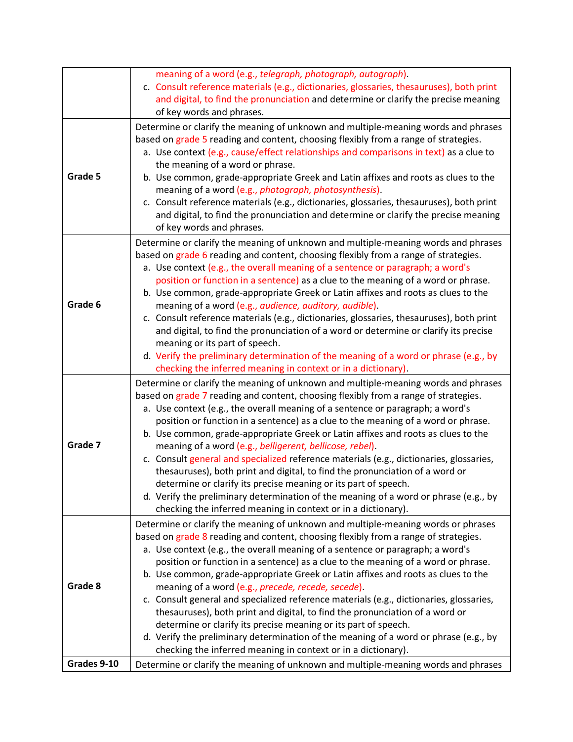| | |
|---|---|
| | meaning of a word (e.g., *telegraph, photograph, autograph*).<br>c. Consult reference materials (e.g., dictionaries, glossaries, thesauruses), both print and digital, to find the pronunciation and determine or clarify the precise meaning of key words and phrases. |
| **Grade 5** | Determine or clarify the meaning of unknown and multiple-meaning words and phrases based on grade 5 reading and content, choosing flexibly from a range of strategies.<br>a. Use context (e.g., cause/effect relationships and comparisons in text) as a clue to the meaning of a word or phrase.<br>b. Use common, grade-appropriate Greek and Latin affixes and roots as clues to the meaning of a word (e.g., *photograph, photosynthesis*).<br>c. Consult reference materials (e.g., dictionaries, glossaries, thesauruses), both print and digital, to find the pronunciation and determine or clarify the precise meaning of key words and phrases. |
| **Grade 6** | Determine or clarify the meaning of unknown and multiple-meaning words and phrases based on grade 6 reading and content, choosing flexibly from a range of strategies.<br>a. Use context (e.g., the overall meaning of a sentence or paragraph; a word's position or function in a sentence) as a clue to the meaning of a word or phrase.<br>b. Use common, grade-appropriate Greek or Latin affixes and roots as clues to the meaning of a word (e.g., *audience, auditory, audible*).<br>c. Consult reference materials (e.g., dictionaries, glossaries, thesauruses), both print and digital, to find the pronunciation of a word or determine or clarify its precise meaning or its part of speech.<br>d. Verify the preliminary determination of the meaning of a word or phrase (e.g., by checking the inferred meaning in context or in a dictionary). |
| **Grade 7** | Determine or clarify the meaning of unknown and multiple-meaning words and phrases based on grade 7 reading and content, choosing flexibly from a range of strategies.<br>a. Use context (e.g., the overall meaning of a sentence or paragraph; a word's position or function in a sentence) as a clue to the meaning of a word or phrase.<br>b. Use common, grade-appropriate Greek or Latin affixes and roots as clues to the meaning of a word (e.g., *belligerent, bellicose, rebel*).<br>c. Consult general and specialized reference materials (e.g., dictionaries, glossaries, thesauruses), both print and digital, to find the pronunciation of a word or determine or clarify its precise meaning or its part of speech.<br>d. Verify the preliminary determination of the meaning of a word or phrase (e.g., by checking the inferred meaning in context or in a dictionary). |
| **Grade 8** | Determine or clarify the meaning of unknown and multiple-meaning words or phrases based on grade 8 reading and content, choosing flexibly from a range of strategies.<br>a. Use context (e.g., the overall meaning of a sentence or paragraph; a word's position or function in a sentence) as a clue to the meaning of a word or phrase.<br>b. Use common, grade-appropriate Greek or Latin affixes and roots as clues to the meaning of a word (e.g., *precede, recede, secede*).<br>c. Consult general and specialized reference materials (e.g., dictionaries, glossaries, thesauruses), both print and digital, to find the pronunciation of a word or determine or clarify its precise meaning or its part of speech.<br>d. Verify the preliminary determination of the meaning of a word or phrase (e.g., by checking the inferred meaning in context or in a dictionary). |
| **Grades 9-10** | Determine or clarify the meaning of unknown and multiple-meaning words and phrases |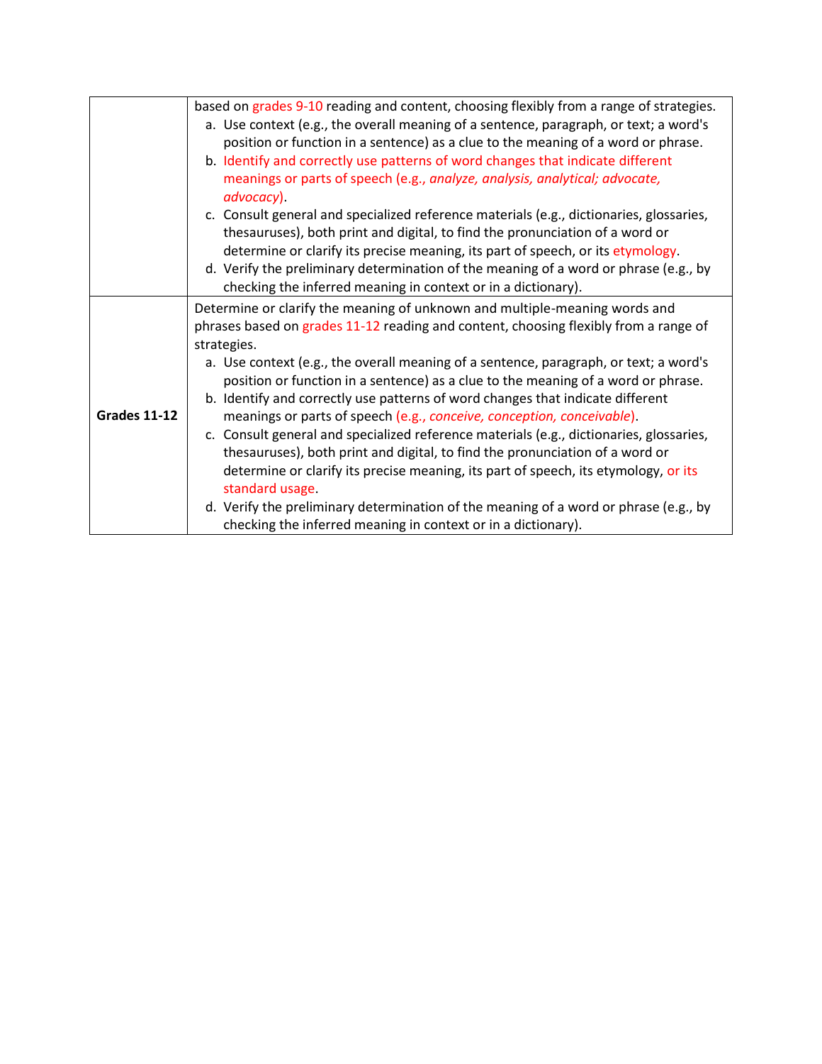| | |
|---|---|
| | based on grades 9-10 reading and content, choosing flexibly from a range of strategies.<br>a. Use context (e.g., the overall meaning of a sentence, paragraph, or text; a word's position or function in a sentence) as a clue to the meaning of a word or phrase.<br>b. Identify and correctly use patterns of word changes that indicate different meanings or parts of speech (e.g., *analyze, analysis, analytical; advocate, advocacy*).<br>c. Consult general and specialized reference materials (e.g., dictionaries, glossaries, thesauruses), both print and digital, to find the pronunciation of a word or determine or clarify its precise meaning, its part of speech, or its etymology.<br>d. Verify the preliminary determination of the meaning of a word or phrase (e.g., by checking the inferred meaning in context or in a dictionary). |
| **Grades 11-12** | Determine or clarify the meaning of unknown and multiple-meaning words and phrases based on grades 11-12 reading and content, choosing flexibly from a range of strategies.<br>a. Use context (e.g., the overall meaning of a sentence, paragraph, or text; a word's position or function in a sentence) as a clue to the meaning of a word or phrase.<br>b. Identify and correctly use patterns of word changes that indicate different meanings or parts of speech (e.g., *conceive, conception, conceivable*).<br>c. Consult general and specialized reference materials (e.g., dictionaries, glossaries, thesauruses), both print and digital, to find the pronunciation of a word or determine or clarify its precise meaning, its part of speech, its etymology, or its standard usage.<br>d. Verify the preliminary determination of the meaning of a word or phrase (e.g., by checking the inferred meaning in context or in a dictionary). |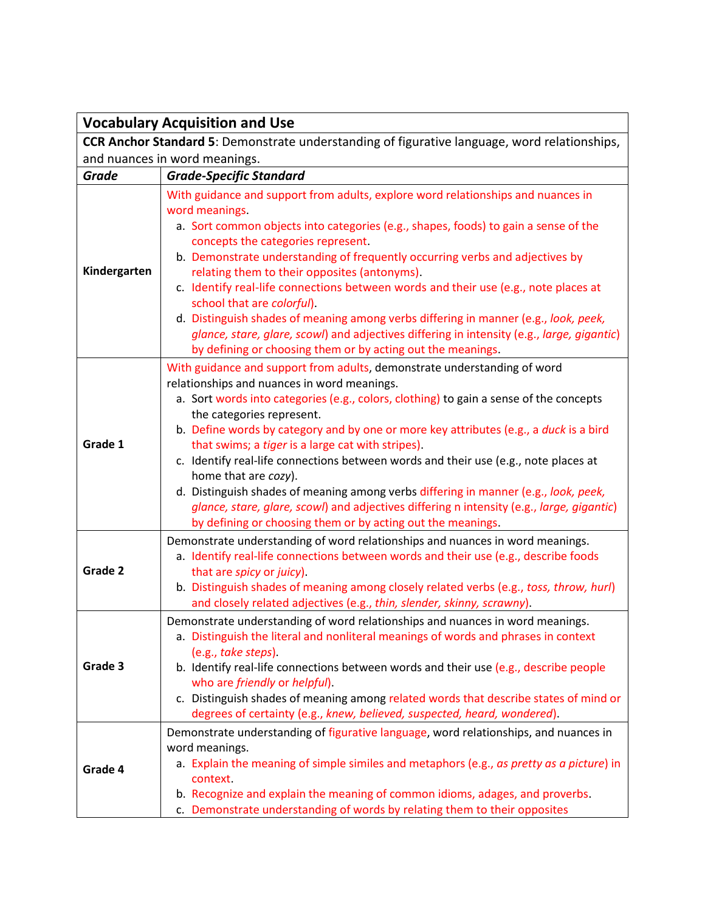| **Vocabulary Acquisition and Use** | |
|---|---|
| **CCR Anchor Standard 5**: Demonstrate understanding of figurative language, word relationships, and nuances in word meanings. | |
| ***Grade*** | ***Grade-Specific Standard*** |
| **Kindergarten** | With guidance and support from adults, explore word relationships and nuances in word meanings.<br>a. Sort common objects into categories (e.g., shapes, foods) to gain a sense of the concepts the categories represent.<br>b. Demonstrate understanding of frequently occurring verbs and adjectives by relating them to their opposites (antonyms).<br>c. Identify real-life connections between words and their use (e.g., note places at school that are *colorful*).<br>d. Distinguish shades of meaning among verbs differing in manner (e.g., *look, peek, glance, stare, glare, scowl*) and adjectives differing in intensity (e.g., *large, gigantic*) by defining or choosing them or by acting out the meanings. |
| **Grade 1** | With guidance and support from adults, demonstrate understanding of word relationships and nuances in word meanings.<br>a. Sort words into categories (e.g., colors, clothing) to gain a sense of the concepts the categories represent.<br>b. Define words by category and by one or more key attributes (e.g., a *duck* is a bird that swims; a *tiger* is a large cat with stripes).<br>c. Identify real-life connections between words and their use (e.g., note places at home that are *cozy*).<br>d. Distinguish shades of meaning among verbs differing in manner (e.g., *look, peek, glance, stare, glare, scowl*) and adjectives differing n intensity (e.g., *large, gigantic*) by defining or choosing them or by acting out the meanings. |
| **Grade 2** | Demonstrate understanding of word relationships and nuances in word meanings.<br>a. Identify real-life connections between words and their use (e.g., describe foods that are *spicy* or *juicy*).<br>b. Distinguish shades of meaning among closely related verbs (e.g., *toss, throw, hurl*) and closely related adjectives (e.g., *thin, slender, skinny, scrawny*). |
| **Grade 3** | Demonstrate understanding of word relationships and nuances in word meanings.<br>a. Distinguish the literal and nonliteral meanings of words and phrases in context (e.g., *take steps*).<br>b. Identify real-life connections between words and their use (e.g., describe people who are *friendly* or *helpful*).<br>c. Distinguish shades of meaning among related words that describe states of mind or degrees of certainty (e.g., *knew, believed, suspected, heard, wondered*). |
| **Grade 4** | Demonstrate understanding of figurative language, word relationships, and nuances in word meanings.<br>a. Explain the meaning of simple similes and metaphors (e.g., *as pretty as a picture*) in context.<br>b. Recognize and explain the meaning of common idioms, adages, and proverbs.<br>c. Demonstrate understanding of words by relating them to their opposites |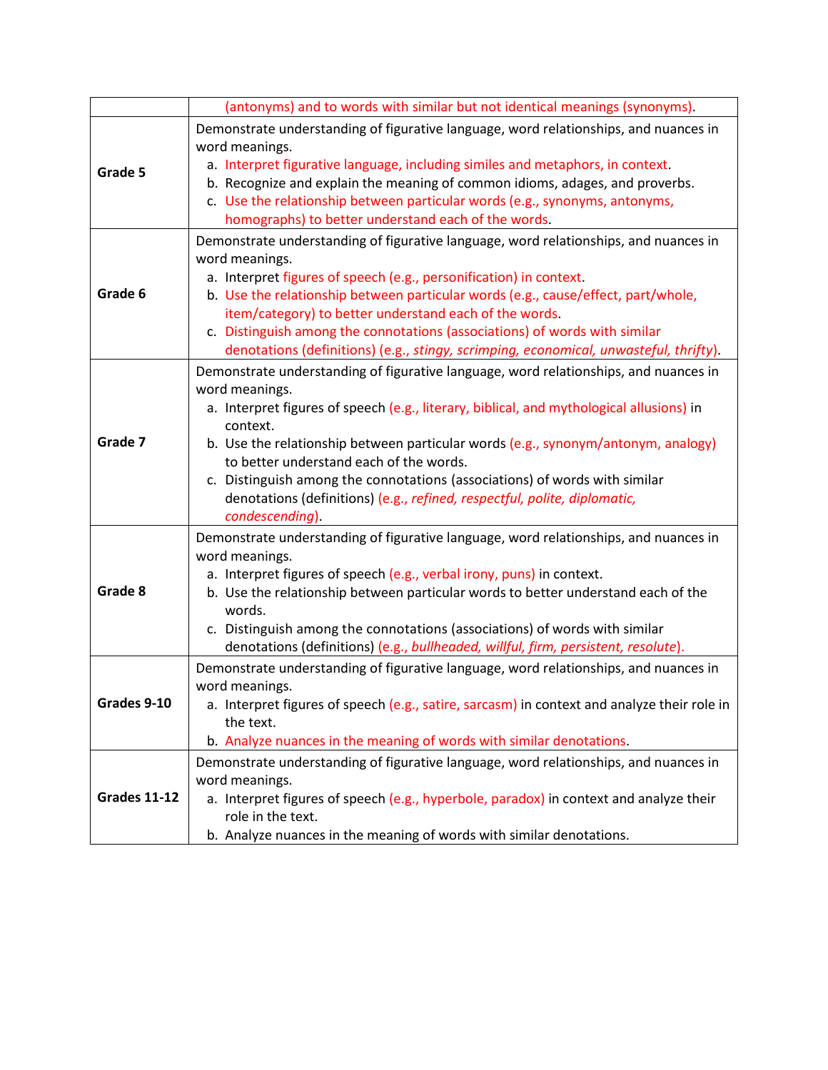| | |
|---|---|
| | (antonyms) and to words with similar but not identical meanings (synonyms). |
| **Grade 5** | Demonstrate understanding of figurative language, word relationships, and nuances in word meanings.<br>a. Interpret figurative language, including similes and metaphors, in context.<br>b. Recognize and explain the meaning of common idioms, adages, and proverbs.<br>c. Use the relationship between particular words (e.g., synonyms, antonyms, homographs) to better understand each of the words. |
| **Grade 6** | Demonstrate understanding of figurative language, word relationships, and nuances in word meanings.<br>a. Interpret figures of speech (e.g., personification) in context.<br>b. Use the relationship between particular words (e.g., cause/effect, part/whole, item/category) to better understand each of the words.<br>c. Distinguish among the connotations (associations) of words with similar denotations (definitions) (e.g., *stingy, scrimping, economical, unwasteful, thrifty*). |
| **Grade 7** | Demonstrate understanding of figurative language, word relationships, and nuances in word meanings.<br>a. Interpret figures of speech (e.g., literary, biblical, and mythological allusions) in context.<br>b. Use the relationship between particular words (e.g., synonym/antonym, analogy) to better understand each of the words.<br>c. Distinguish among the connotations (associations) of words with similar denotations (definitions) (e.g., *refined, respectful, polite, diplomatic, condescending*). |
| **Grade 8** | Demonstrate understanding of figurative language, word relationships, and nuances in word meanings.<br>a. Interpret figures of speech (e.g., verbal irony, puns) in context.<br>b. Use the relationship between particular words to better understand each of the words.<br>c. Distinguish among the connotations (associations) of words with similar denotations (definitions) (e.g., *bullheaded, willful, firm, persistent, resolute*). |
| **Grades 9-10** | Demonstrate understanding of figurative language, word relationships, and nuances in word meanings.<br>a. Interpret figures of speech (e.g., satire, sarcasm) in context and analyze their role in the text.<br>b. Analyze nuances in the meaning of words with similar denotations. |
| **Grades 11-12** | Demonstrate understanding of figurative language, word relationships, and nuances in word meanings.<br>a. Interpret figures of speech (e.g., hyperbole, paradox) in context and analyze their role in the text.<br>b. Analyze nuances in the meaning of words with similar denotations. |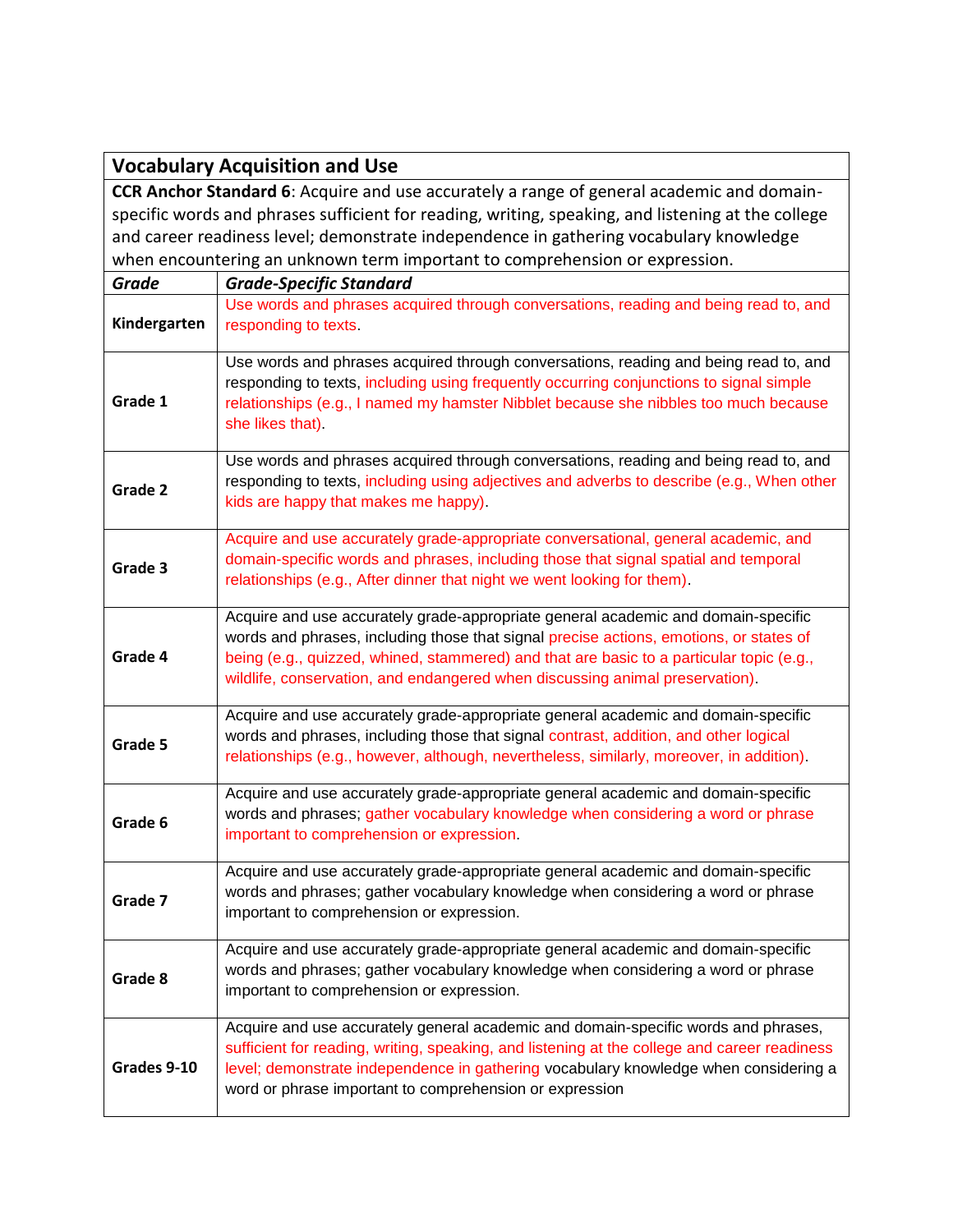| Vocabulary Acquisition and Use | |
|---|---|
| **CCR Anchor Standard 6**: Acquire and use accurately a range of general academic and domain-specific words and phrases sufficient for reading, writing, speaking, and listening at the college and career readiness level; demonstrate independence in gathering vocabulary knowledge when encountering an unknown term important to comprehension or expression. | |
| ***Grade*** | ***Grade-Specific Standard*** |
| **Kindergarten** | Use words and phrases acquired through conversations, reading and being read to, and responding to texts. |
| **Grade 1** | Use words and phrases acquired through conversations, reading and being read to, and responding to texts, including using frequently occurring conjunctions to signal simple relationships (e.g., I named my hamster Nibblet because she nibbles too much because she likes that). |
| **Grade 2** | Use words and phrases acquired through conversations, reading and being read to, and responding to texts, including using adjectives and adverbs to describe (e.g., When other kids are happy that makes me happy). |
| **Grade 3** | Acquire and use accurately grade-appropriate conversational, general academic, and domain-specific words and phrases, including those that signal spatial and temporal relationships (e.g., After dinner that night we went looking for them). |
| **Grade 4** | Acquire and use accurately grade-appropriate general academic and domain-specific words and phrases, including those that signal precise actions, emotions, or states of being (e.g., quizzed, whined, stammered) and that are basic to a particular topic (e.g., wildlife, conservation, and endangered when discussing animal preservation). |
| **Grade 5** | Acquire and use accurately grade-appropriate general academic and domain-specific words and phrases, including those that signal contrast, addition, and other logical relationships (e.g., however, although, nevertheless, similarly, moreover, in addition). |
| **Grade 6** | Acquire and use accurately grade-appropriate general academic and domain-specific words and phrases; gather vocabulary knowledge when considering a word or phrase important to comprehension or expression. |
| **Grade 7** | Acquire and use accurately grade-appropriate general academic and domain-specific words and phrases; gather vocabulary knowledge when considering a word or phrase important to comprehension or expression. |
| **Grade 8** | Acquire and use accurately grade-appropriate general academic and domain-specific words and phrases; gather vocabulary knowledge when considering a word or phrase important to comprehension or expression. |
| **Grades 9-10** | Acquire and use accurately general academic and domain-specific words and phrases, sufficient for reading, writing, speaking, and listening at the college and career readiness level; demonstrate independence in gathering vocabulary knowledge when considering a word or phrase important to comprehension or expression |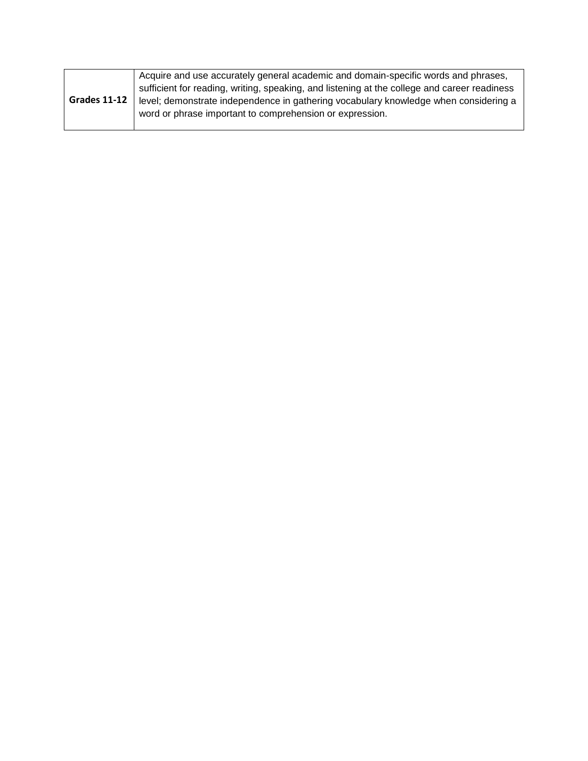| | |
|---|---|
| **Grades 11-12** | Acquire and use accurately general academic and domain-specific words and phrases, sufficient for reading, writing, speaking, and listening at the college and career readiness level; demonstrate independence in gathering vocabulary knowledge when considering a word or phrase important to comprehension or expression. |